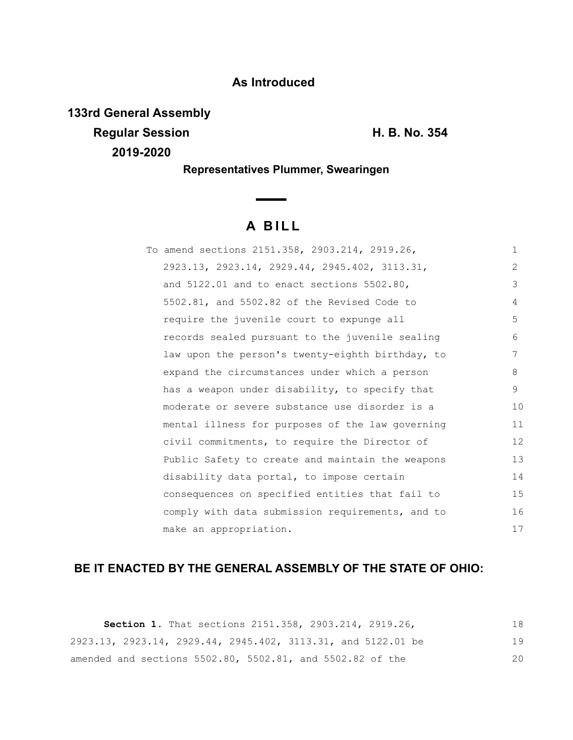**As Introduced**

**133rd General Assembly**

**Regular Session** **H. B. No. 354**

**2019-2020**

**Representatives Plummer, Swearingen**

## A BILL

To amend sections 2151.358, 2903.214, 2919.26, 2923.13, 2923.14, 2929.44, 2945.402, 3113.31, and 5122.01 and to enact sections 5502.80, 5502.81, and 5502.82 of the Revised Code to require the juvenile court to expunge all records sealed pursuant to the juvenile sealing law upon the person's twenty-eighth birthday, to expand the circumstances under which a person has a weapon under disability, to specify that moderate or severe substance use disorder is a mental illness for purposes of the law governing civil commitments, to require the Director of Public Safety to create and maintain the weapons disability data portal, to impose certain consequences on specified entities that fail to comply with data submission requirements, and to make an appropriation.

**BE IT ENACTED BY THE GENERAL ASSEMBLY OF THE STATE OF OHIO:**

**Section 1.** That sections 2151.358, 2903.214, 2919.26, 2923.13, 2923.14, 2929.44, 2945.402, 3113.31, and 5122.01 be amended and sections 5502.80, 5502.81, and 5502.82 of the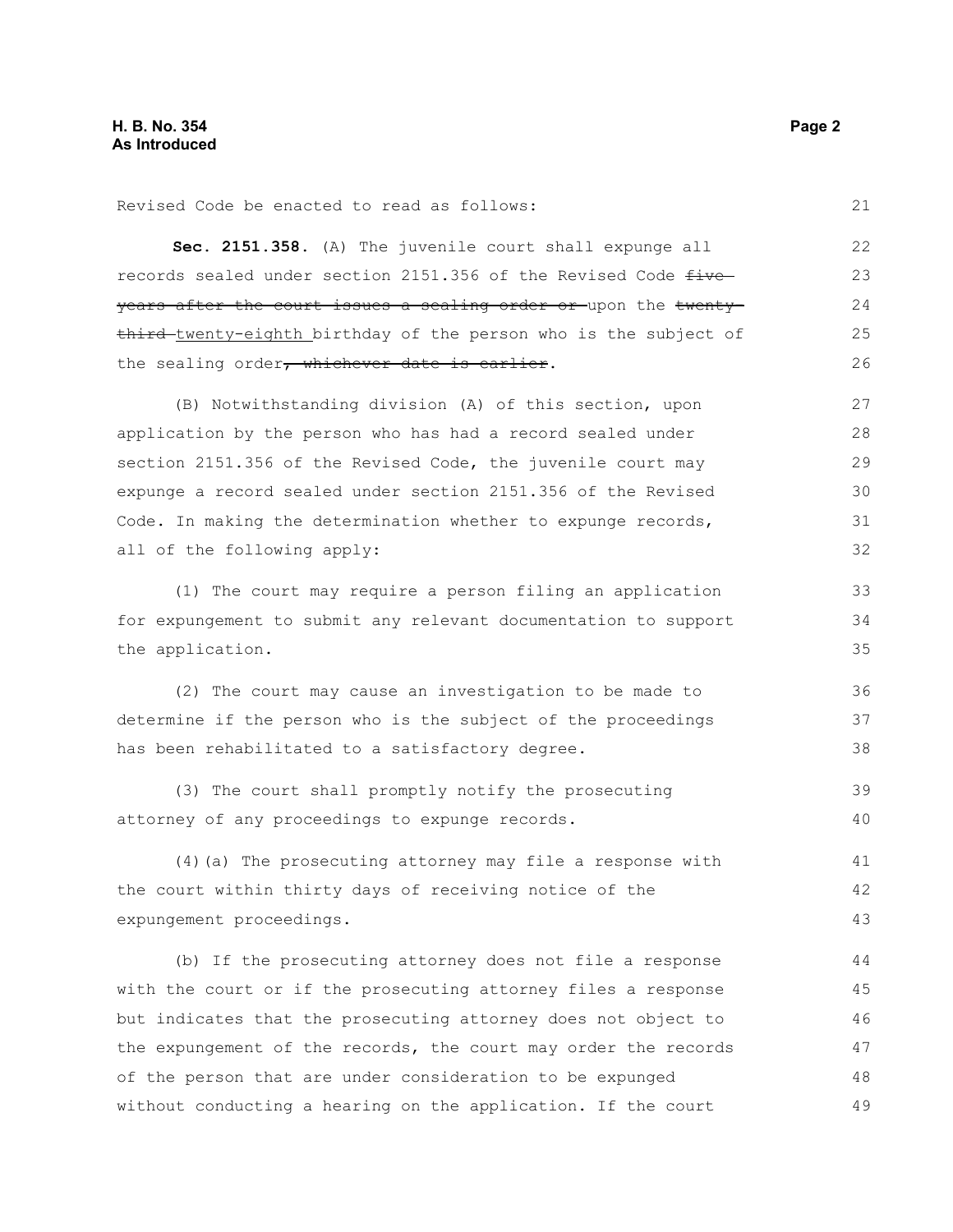Revised Code be enacted to read as follows:

**Sec. 2151.358.** (A) The juvenile court shall expunge all records sealed under section 2151.356 of the Revised Code ~~five years after the court issues a sealing order or~~ upon the ~~twenty-third~~ twenty-eighth birthday of the person who is the subject of the sealing order~~, whichever date is earlier~~.

(B) Notwithstanding division (A) of this section, upon application by the person who has had a record sealed under section 2151.356 of the Revised Code, the juvenile court may expunge a record sealed under section 2151.356 of the Revised Code. In making the determination whether to expunge records, all of the following apply:

(1) The court may require a person filing an application for expungement to submit any relevant documentation to support the application.

(2) The court may cause an investigation to be made to determine if the person who is the subject of the proceedings has been rehabilitated to a satisfactory degree.

(3) The court shall promptly notify the prosecuting attorney of any proceedings to expunge records.

(4)(a) The prosecuting attorney may file a response with the court within thirty days of receiving notice of the expungement proceedings.

(b) If the prosecuting attorney does not file a response with the court or if the prosecuting attorney files a response but indicates that the prosecuting attorney does not object to the expungement of the records, the court may order the records of the person that are under consideration to be expunged without conducting a hearing on the application. If the court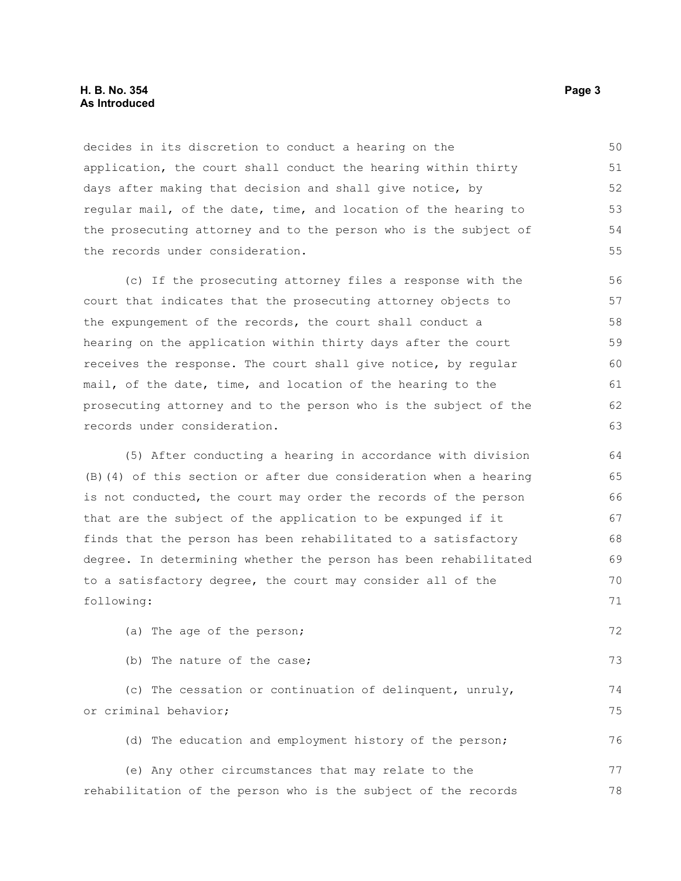decides in its discretion to conduct a hearing on the application, the court shall conduct the hearing within thirty days after making that decision and shall give notice, by regular mail, of the date, time, and location of the hearing to the prosecuting attorney and to the person who is the subject of the records under consideration.

(c) If the prosecuting attorney files a response with the court that indicates that the prosecuting attorney objects to the expungement of the records, the court shall conduct a hearing on the application within thirty days after the court receives the response. The court shall give notice, by regular mail, of the date, time, and location of the hearing to the prosecuting attorney and to the person who is the subject of the records under consideration.

(5) After conducting a hearing in accordance with division (B)(4) of this section or after due consideration when a hearing is not conducted, the court may order the records of the person that are the subject of the application to be expunged if it finds that the person has been rehabilitated to a satisfactory degree. In determining whether the person has been rehabilitated to a satisfactory degree, the court may consider all of the following:

(a) The age of the person;

(b) The nature of the case;

(c) The cessation or continuation of delinquent, unruly, or criminal behavior;

(d) The education and employment history of the person;

(e) Any other circumstances that may relate to the rehabilitation of the person who is the subject of the records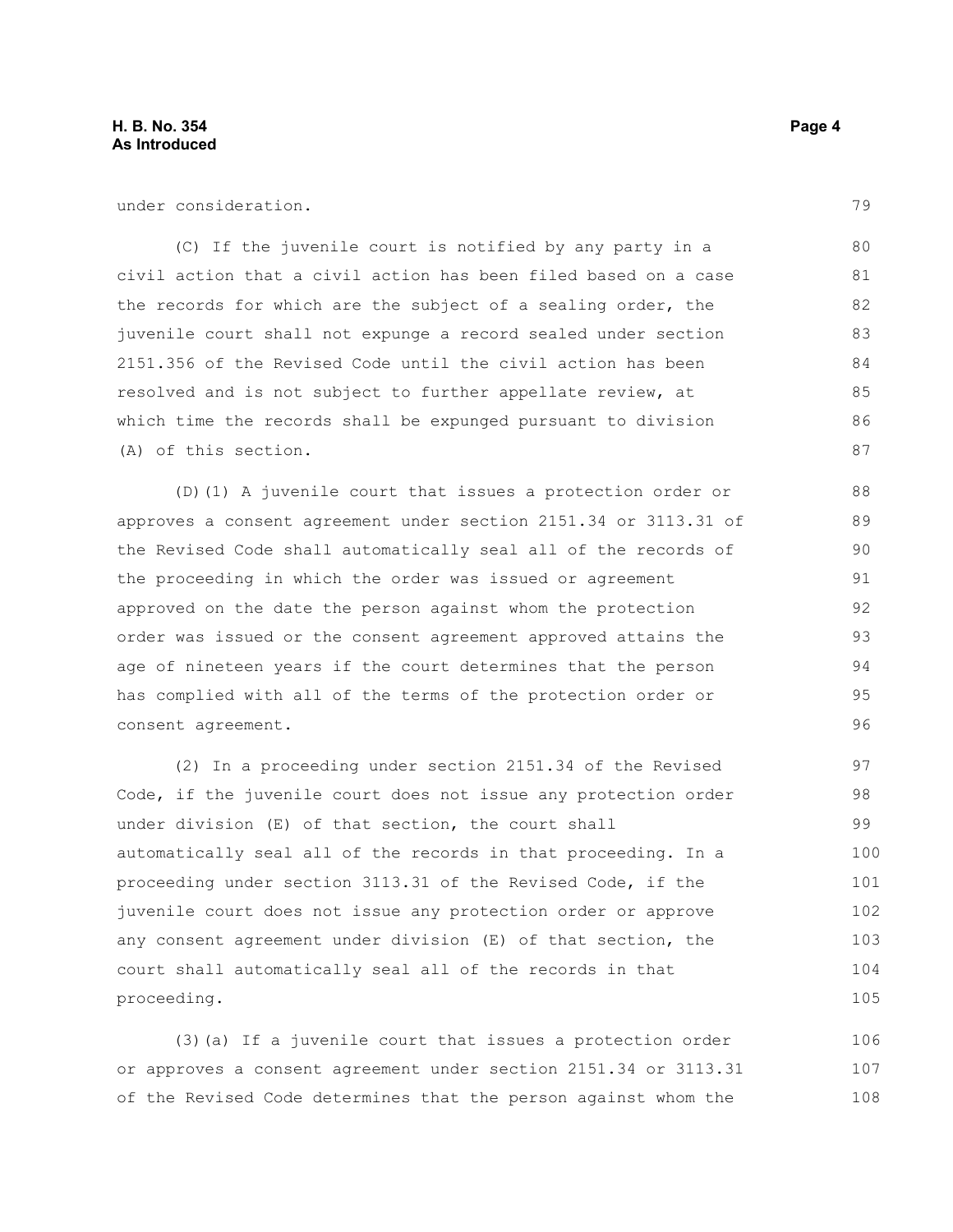under consideration.

(C) If the juvenile court is notified by any party in a civil action that a civil action has been filed based on a case the records for which are the subject of a sealing order, the juvenile court shall not expunge a record sealed under section 2151.356 of the Revised Code until the civil action has been resolved and is not subject to further appellate review, at which time the records shall be expunged pursuant to division (A) of this section.

(D)(1) A juvenile court that issues a protection order or approves a consent agreement under section 2151.34 or 3113.31 of the Revised Code shall automatically seal all of the records of the proceeding in which the order was issued or agreement approved on the date the person against whom the protection order was issued or the consent agreement approved attains the age of nineteen years if the court determines that the person has complied with all of the terms of the protection order or consent agreement.

(2) In a proceeding under section 2151.34 of the Revised Code, if the juvenile court does not issue any protection order under division (E) of that section, the court shall automatically seal all of the records in that proceeding. In a proceeding under section 3113.31 of the Revised Code, if the juvenile court does not issue any protection order or approve any consent agreement under division (E) of that section, the court shall automatically seal all of the records in that proceeding.

(3)(a) If a juvenile court that issues a protection order or approves a consent agreement under section 2151.34 or 3113.31 of the Revised Code determines that the person against whom the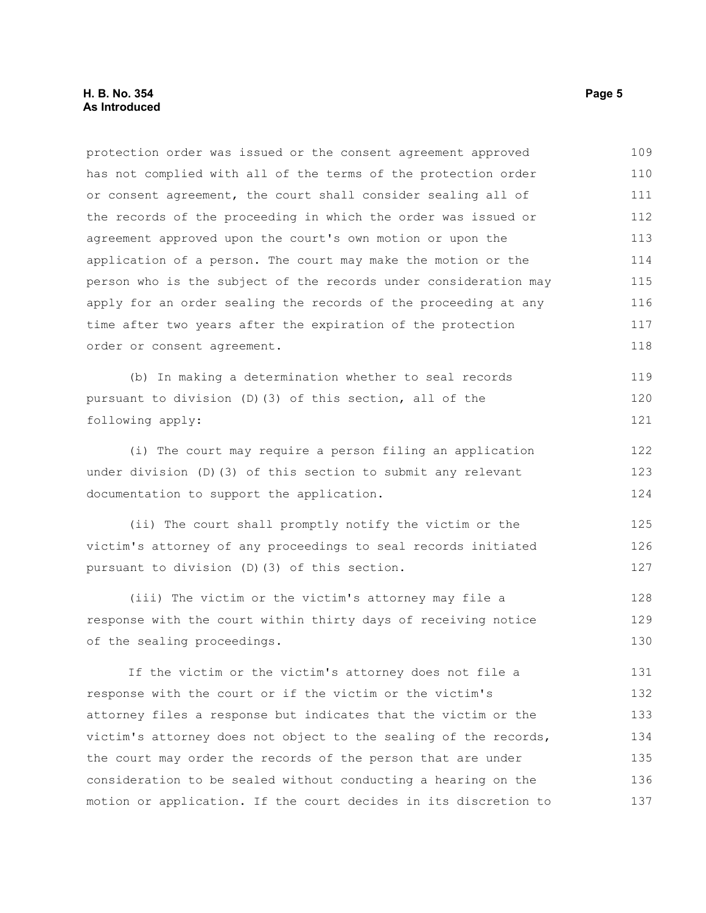protection order was issued or the consent agreement approved has not complied with all of the terms of the protection order or consent agreement, the court shall consider sealing all of the records of the proceeding in which the order was issued or agreement approved upon the court's own motion or upon the application of a person. The court may make the motion or the person who is the subject of the records under consideration may apply for an order sealing the records of the proceeding at any time after two years after the expiration of the protection order or consent agreement.

(b) In making a determination whether to seal records pursuant to division (D)(3) of this section, all of the following apply:

(i) The court may require a person filing an application under division (D)(3) of this section to submit any relevant documentation to support the application.

(ii) The court shall promptly notify the victim or the victim's attorney of any proceedings to seal records initiated pursuant to division (D)(3) of this section.

(iii) The victim or the victim's attorney may file a response with the court within thirty days of receiving notice of the sealing proceedings.

If the victim or the victim's attorney does not file a response with the court or if the victim or the victim's attorney files a response but indicates that the victim or the victim's attorney does not object to the sealing of the records, the court may order the records of the person that are under consideration to be sealed without conducting a hearing on the motion or application. If the court decides in its discretion to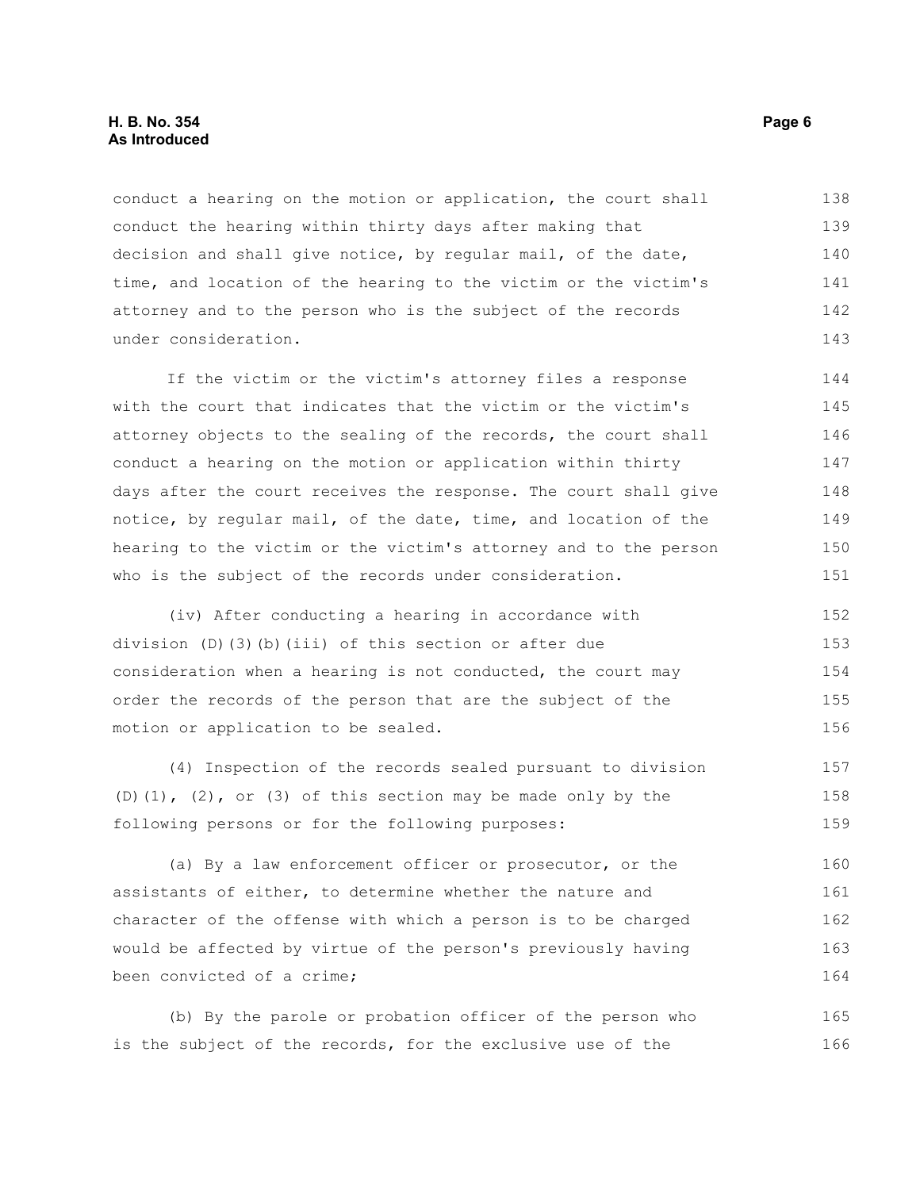conduct a hearing on the motion or application, the court shall conduct the hearing within thirty days after making that decision and shall give notice, by regular mail, of the date, time, and location of the hearing to the victim or the victim's attorney and to the person who is the subject of the records under consideration.

If the victim or the victim's attorney files a response with the court that indicates that the victim or the victim's attorney objects to the sealing of the records, the court shall conduct a hearing on the motion or application within thirty days after the court receives the response. The court shall give notice, by regular mail, of the date, time, and location of the hearing to the victim or the victim's attorney and to the person who is the subject of the records under consideration.

(iv) After conducting a hearing in accordance with division (D)(3)(b)(iii) of this section or after due consideration when a hearing is not conducted, the court may order the records of the person that are the subject of the motion or application to be sealed.

(4) Inspection of the records sealed pursuant to division (D)(1), (2), or (3) of this section may be made only by the following persons or for the following purposes:

(a) By a law enforcement officer or prosecutor, or the assistants of either, to determine whether the nature and character of the offense with which a person is to be charged would be affected by virtue of the person's previously having been convicted of a crime;

(b) By the parole or probation officer of the person who is the subject of the records, for the exclusive use of the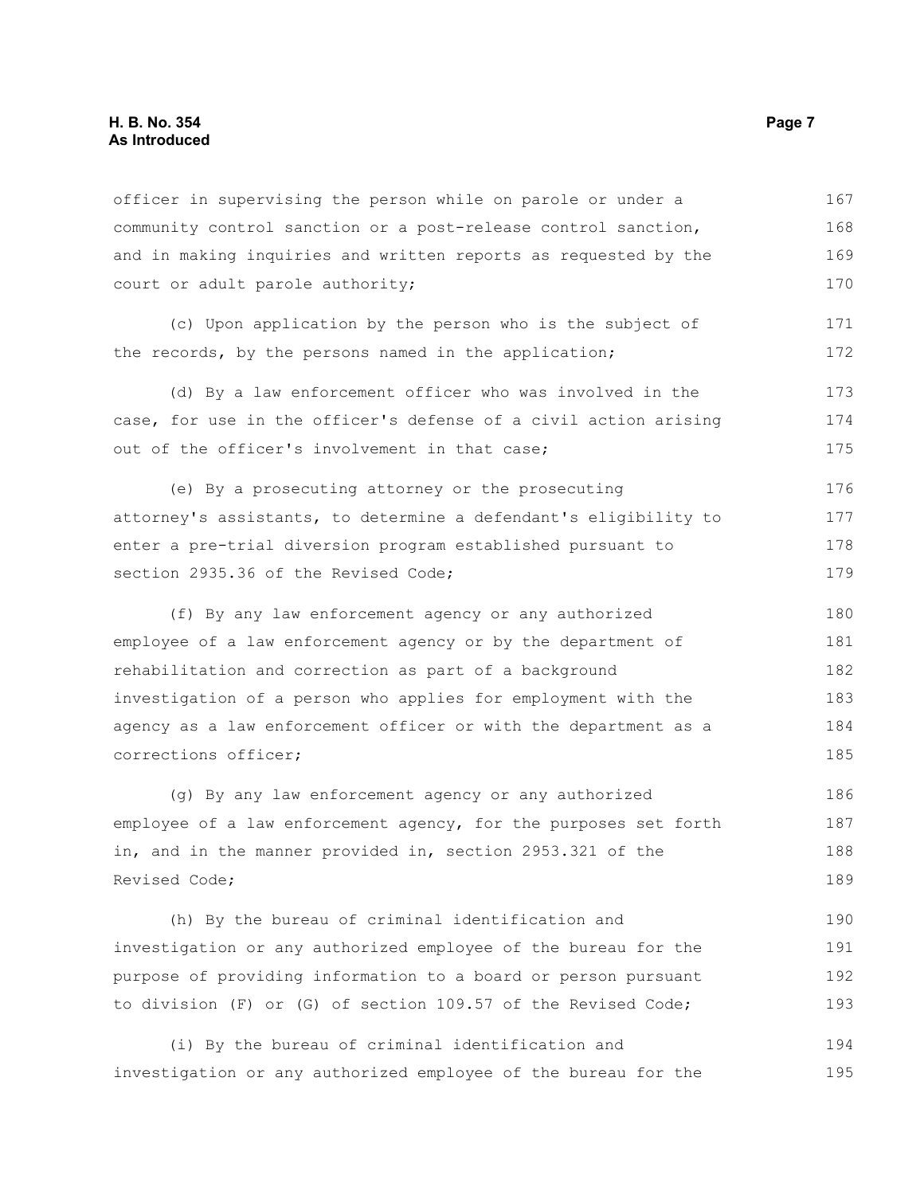officer in supervising the person while on parole or under a community control sanction or a post-release control sanction, and in making inquiries and written reports as requested by the court or adult parole authority;

(c) Upon application by the person who is the subject of the records, by the persons named in the application;

(d) By a law enforcement officer who was involved in the case, for use in the officer's defense of a civil action arising out of the officer's involvement in that case;

(e) By a prosecuting attorney or the prosecuting attorney's assistants, to determine a defendant's eligibility to enter a pre-trial diversion program established pursuant to section 2935.36 of the Revised Code;

(f) By any law enforcement agency or any authorized employee of a law enforcement agency or by the department of rehabilitation and correction as part of a background investigation of a person who applies for employment with the agency as a law enforcement officer or with the department as a corrections officer;

(g) By any law enforcement agency or any authorized employee of a law enforcement agency, for the purposes set forth in, and in the manner provided in, section 2953.321 of the Revised Code;

(h) By the bureau of criminal identification and investigation or any authorized employee of the bureau for the purpose of providing information to a board or person pursuant to division (F) or (G) of section 109.57 of the Revised Code;

(i) By the bureau of criminal identification and investigation or any authorized employee of the bureau for the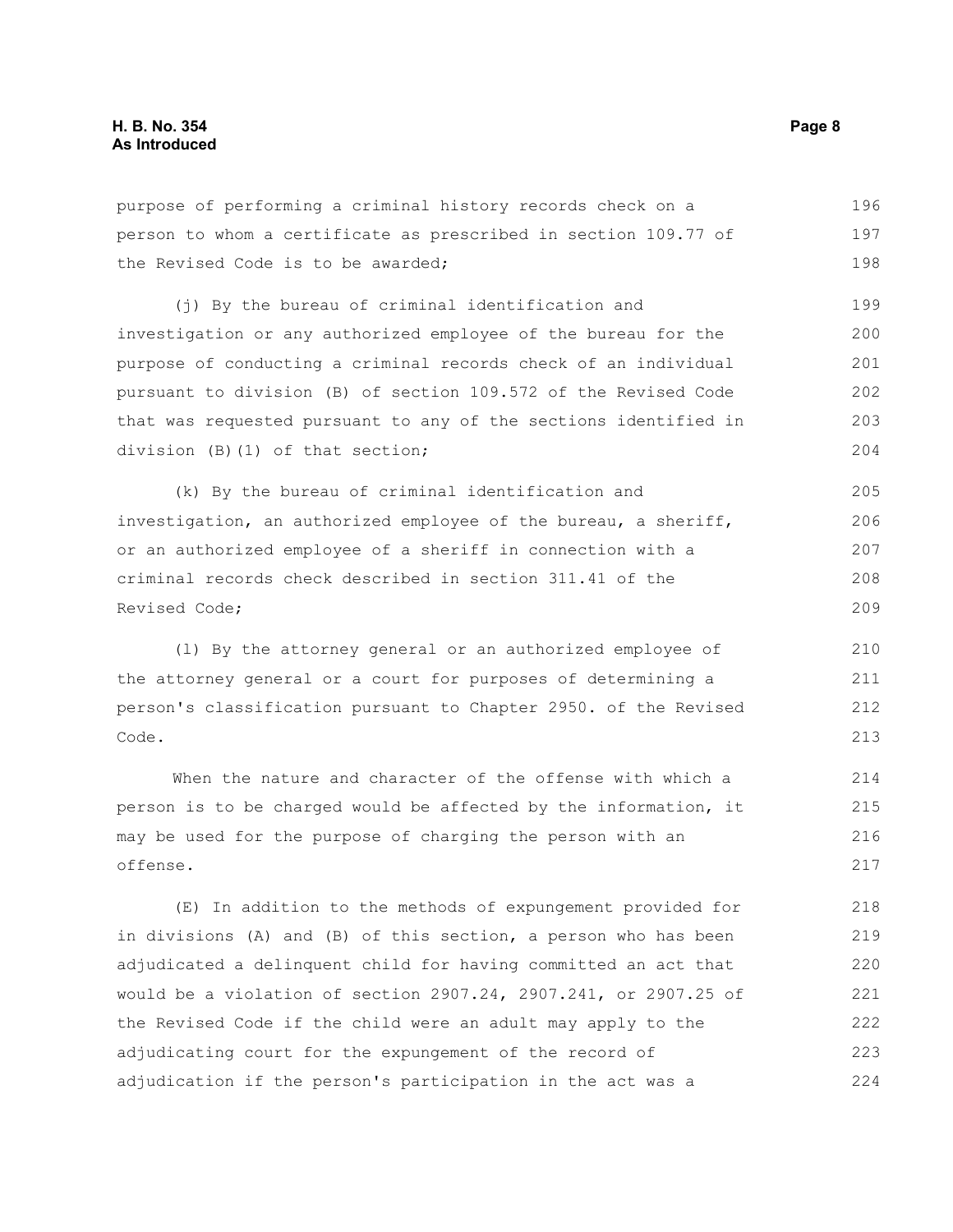purpose of performing a criminal history records check on a person to whom a certificate as prescribed in section 109.77 of the Revised Code is to be awarded;

(j) By the bureau of criminal identification and investigation or any authorized employee of the bureau for the purpose of conducting a criminal records check of an individual pursuant to division (B) of section 109.572 of the Revised Code that was requested pursuant to any of the sections identified in division (B)(1) of that section;

(k) By the bureau of criminal identification and investigation, an authorized employee of the bureau, a sheriff, or an authorized employee of a sheriff in connection with a criminal records check described in section 311.41 of the Revised Code;

(l) By the attorney general or an authorized employee of the attorney general or a court for purposes of determining a person's classification pursuant to Chapter 2950. of the Revised Code.

When the nature and character of the offense with which a person is to be charged would be affected by the information, it may be used for the purpose of charging the person with an offense.

(E) In addition to the methods of expungement provided for in divisions (A) and (B) of this section, a person who has been adjudicated a delinquent child for having committed an act that would be a violation of section 2907.24, 2907.241, or 2907.25 of the Revised Code if the child were an adult may apply to the adjudicating court for the expungement of the record of adjudication if the person's participation in the act was a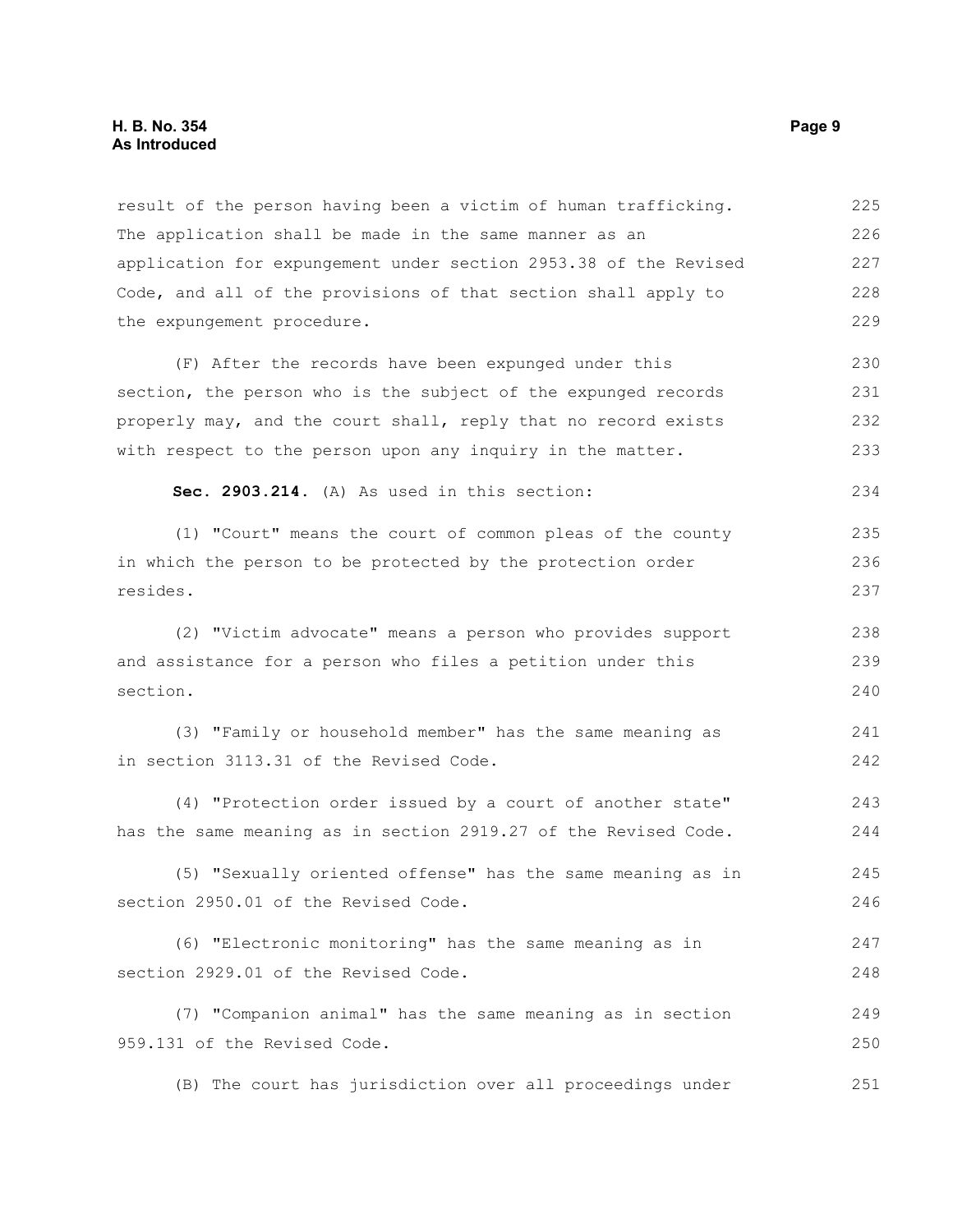result of the person having been a victim of human trafficking. The application shall be made in the same manner as an application for expungement under section 2953.38 of the Revised Code, and all of the provisions of that section shall apply to the expungement procedure.

(F) After the records have been expunged under this section, the person who is the subject of the expunged records properly may, and the court shall, reply that no record exists with respect to the person upon any inquiry in the matter.

**Sec. 2903.214.** (A) As used in this section:

(1) "Court" means the court of common pleas of the county in which the person to be protected by the protection order resides.

(2) "Victim advocate" means a person who provides support and assistance for a person who files a petition under this section.

(3) "Family or household member" has the same meaning as in section 3113.31 of the Revised Code.

(4) "Protection order issued by a court of another state" has the same meaning as in section 2919.27 of the Revised Code.

(5) "Sexually oriented offense" has the same meaning as in section 2950.01 of the Revised Code.

(6) "Electronic monitoring" has the same meaning as in section 2929.01 of the Revised Code.

(7) "Companion animal" has the same meaning as in section 959.131 of the Revised Code.

(B) The court has jurisdiction over all proceedings under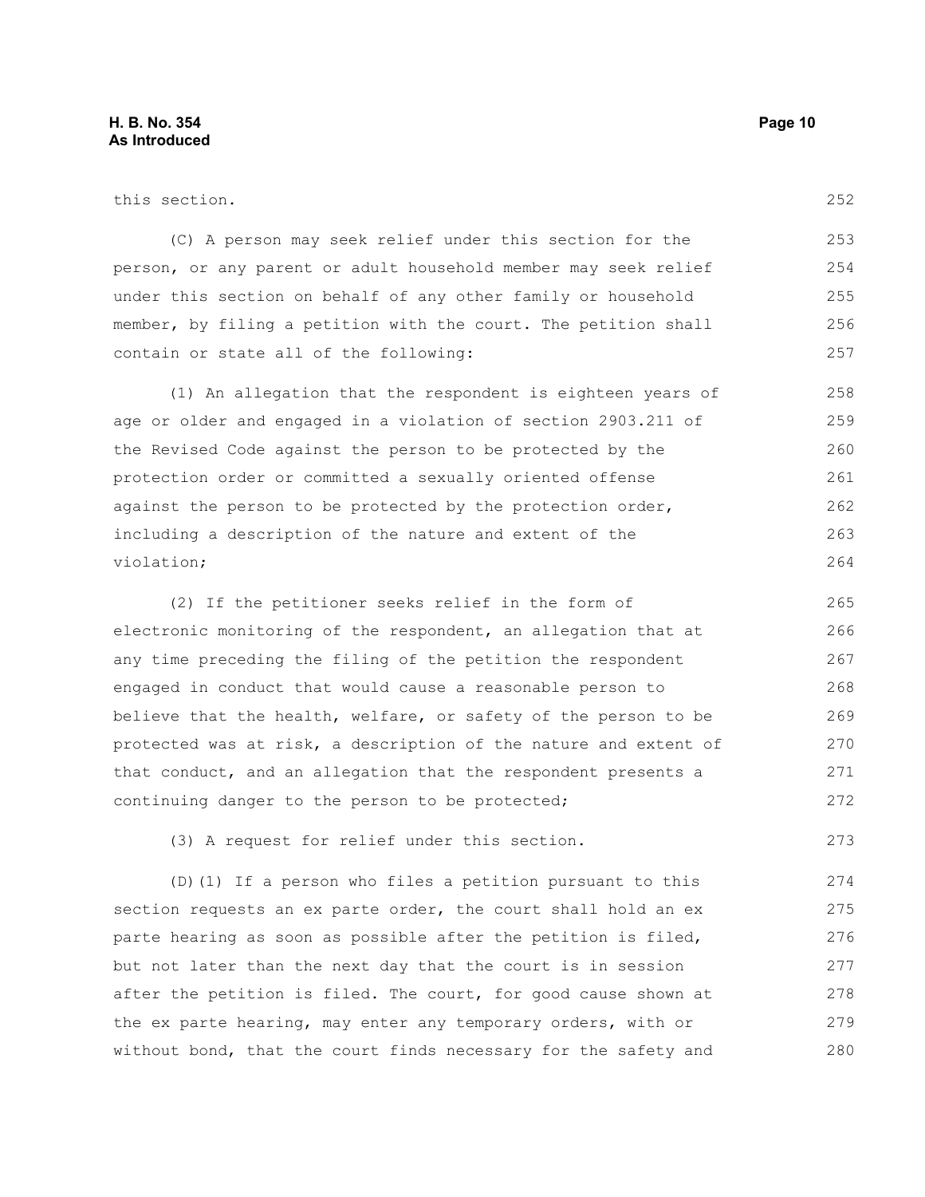this section.

(C) A person may seek relief under this section for the person, or any parent or adult household member may seek relief under this section on behalf of any other family or household member, by filing a petition with the court. The petition shall contain or state all of the following:

(1) An allegation that the respondent is eighteen years of age or older and engaged in a violation of section 2903.211 of the Revised Code against the person to be protected by the protection order or committed a sexually oriented offense against the person to be protected by the protection order, including a description of the nature and extent of the violation;

(2) If the petitioner seeks relief in the form of electronic monitoring of the respondent, an allegation that at any time preceding the filing of the petition the respondent engaged in conduct that would cause a reasonable person to believe that the health, welfare, or safety of the person to be protected was at risk, a description of the nature and extent of that conduct, and an allegation that the respondent presents a continuing danger to the person to be protected;

(3) A request for relief under this section.

(D)(1) If a person who files a petition pursuant to this section requests an ex parte order, the court shall hold an ex parte hearing as soon as possible after the petition is filed, but not later than the next day that the court is in session after the petition is filed. The court, for good cause shown at the ex parte hearing, may enter any temporary orders, with or without bond, that the court finds necessary for the safety and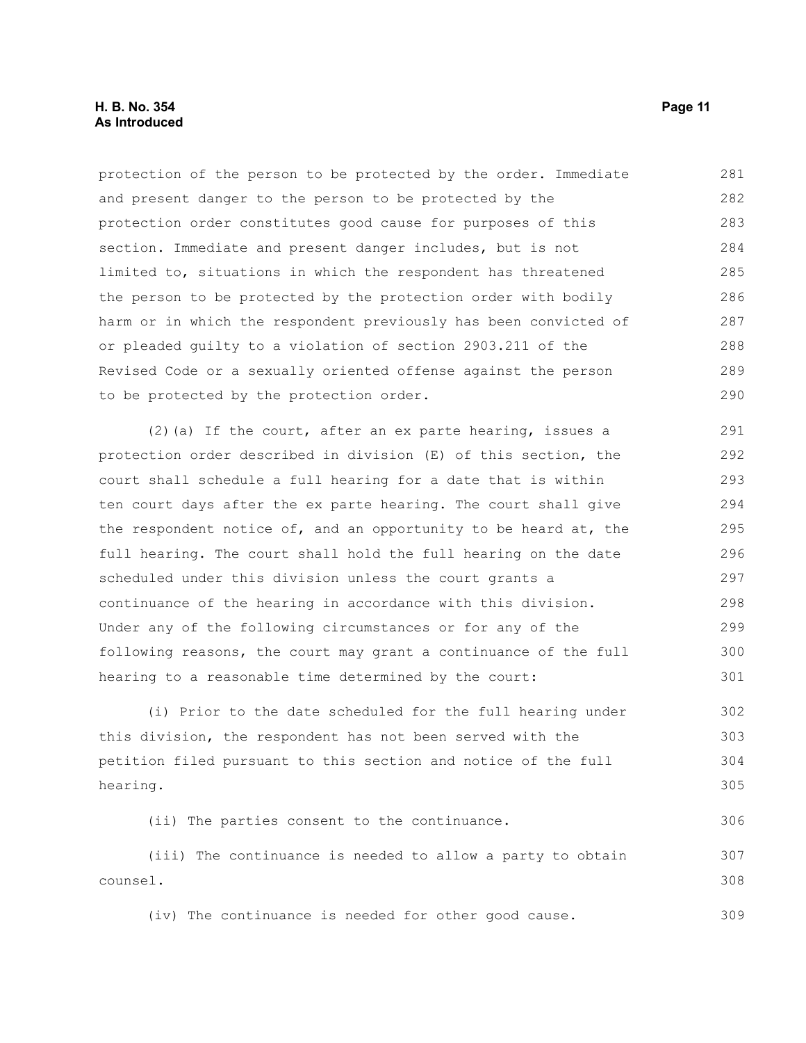protection of the person to be protected by the order. Immediate and present danger to the person to be protected by the protection order constitutes good cause for purposes of this section. Immediate and present danger includes, but is not limited to, situations in which the respondent has threatened the person to be protected by the protection order with bodily harm or in which the respondent previously has been convicted of or pleaded guilty to a violation of section 2903.211 of the Revised Code or a sexually oriented offense against the person to be protected by the protection order.

(2)(a) If the court, after an ex parte hearing, issues a protection order described in division (E) of this section, the court shall schedule a full hearing for a date that is within ten court days after the ex parte hearing. The court shall give the respondent notice of, and an opportunity to be heard at, the full hearing. The court shall hold the full hearing on the date scheduled under this division unless the court grants a continuance of the hearing in accordance with this division. Under any of the following circumstances or for any of the following reasons, the court may grant a continuance of the full hearing to a reasonable time determined by the court:

(i) Prior to the date scheduled for the full hearing under this division, the respondent has not been served with the petition filed pursuant to this section and notice of the full hearing.

(ii) The parties consent to the continuance.

(iii) The continuance is needed to allow a party to obtain counsel.

(iv) The continuance is needed for other good cause.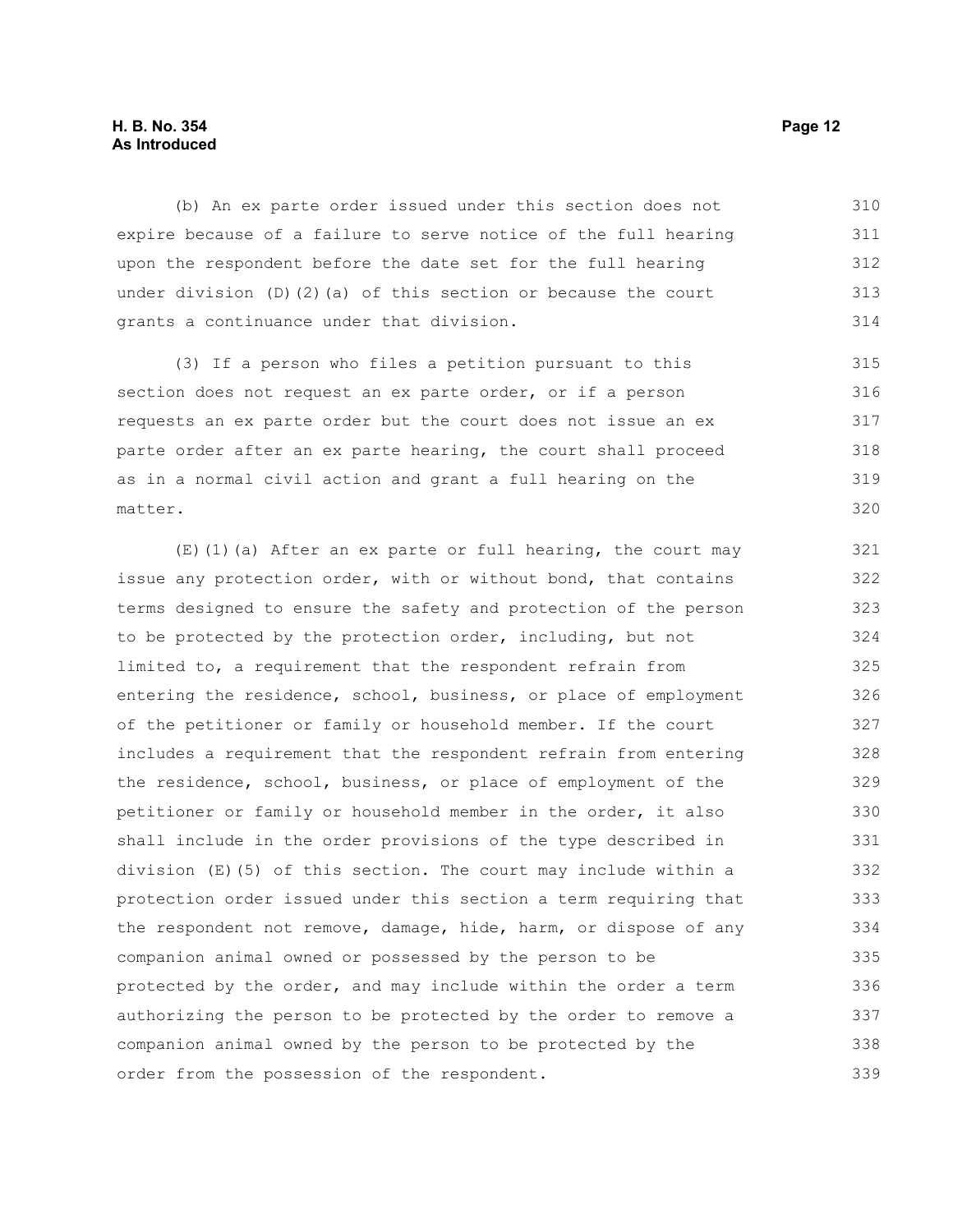(b) An ex parte order issued under this section does not expire because of a failure to serve notice of the full hearing upon the respondent before the date set for the full hearing under division (D)(2)(a) of this section or because the court grants a continuance under that division.

(3) If a person who files a petition pursuant to this section does not request an ex parte order, or if a person requests an ex parte order but the court does not issue an ex parte order after an ex parte hearing, the court shall proceed as in a normal civil action and grant a full hearing on the matter.

(E)(1)(a) After an ex parte or full hearing, the court may issue any protection order, with or without bond, that contains terms designed to ensure the safety and protection of the person to be protected by the protection order, including, but not limited to, a requirement that the respondent refrain from entering the residence, school, business, or place of employment of the petitioner or family or household member. If the court includes a requirement that the respondent refrain from entering the residence, school, business, or place of employment of the petitioner or family or household member in the order, it also shall include in the order provisions of the type described in division (E)(5) of this section. The court may include within a protection order issued under this section a term requiring that the respondent not remove, damage, hide, harm, or dispose of any companion animal owned or possessed by the person to be protected by the order, and may include within the order a term authorizing the person to be protected by the order to remove a companion animal owned by the person to be protected by the order from the possession of the respondent.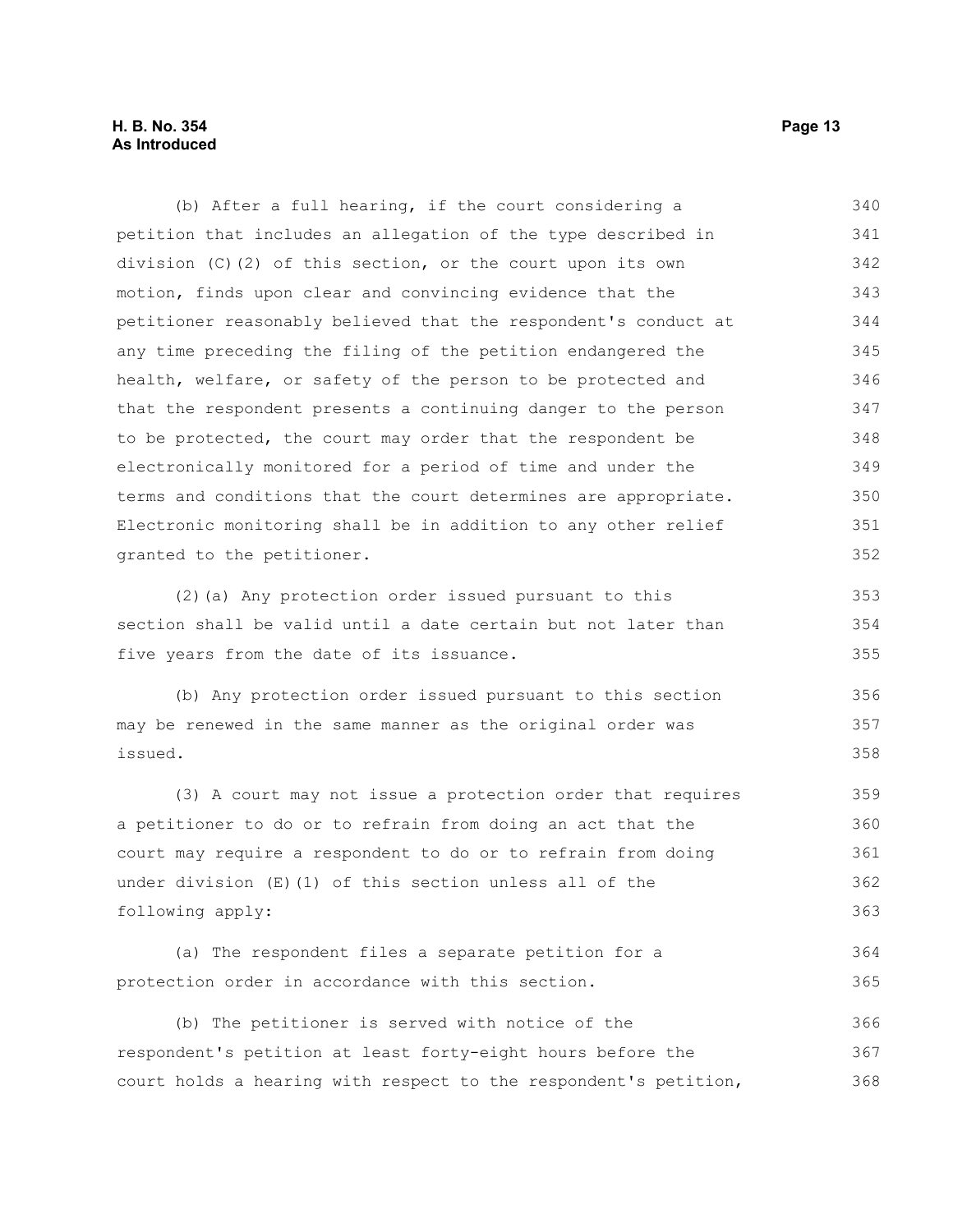(b) After a full hearing, if the court considering a petition that includes an allegation of the type described in division (C)(2) of this section, or the court upon its own motion, finds upon clear and convincing evidence that the petitioner reasonably believed that the respondent's conduct at any time preceding the filing of the petition endangered the health, welfare, or safety of the person to be protected and that the respondent presents a continuing danger to the person to be protected, the court may order that the respondent be electronically monitored for a period of time and under the terms and conditions that the court determines are appropriate. Electronic monitoring shall be in addition to any other relief granted to the petitioner.

(2)(a) Any protection order issued pursuant to this section shall be valid until a date certain but not later than five years from the date of its issuance.

(b) Any protection order issued pursuant to this section may be renewed in the same manner as the original order was issued.

(3) A court may not issue a protection order that requires a petitioner to do or to refrain from doing an act that the court may require a respondent to do or to refrain from doing under division (E)(1) of this section unless all of the following apply:

(a) The respondent files a separate petition for a protection order in accordance with this section.

(b) The petitioner is served with notice of the respondent's petition at least forty-eight hours before the court holds a hearing with respect to the respondent's petition,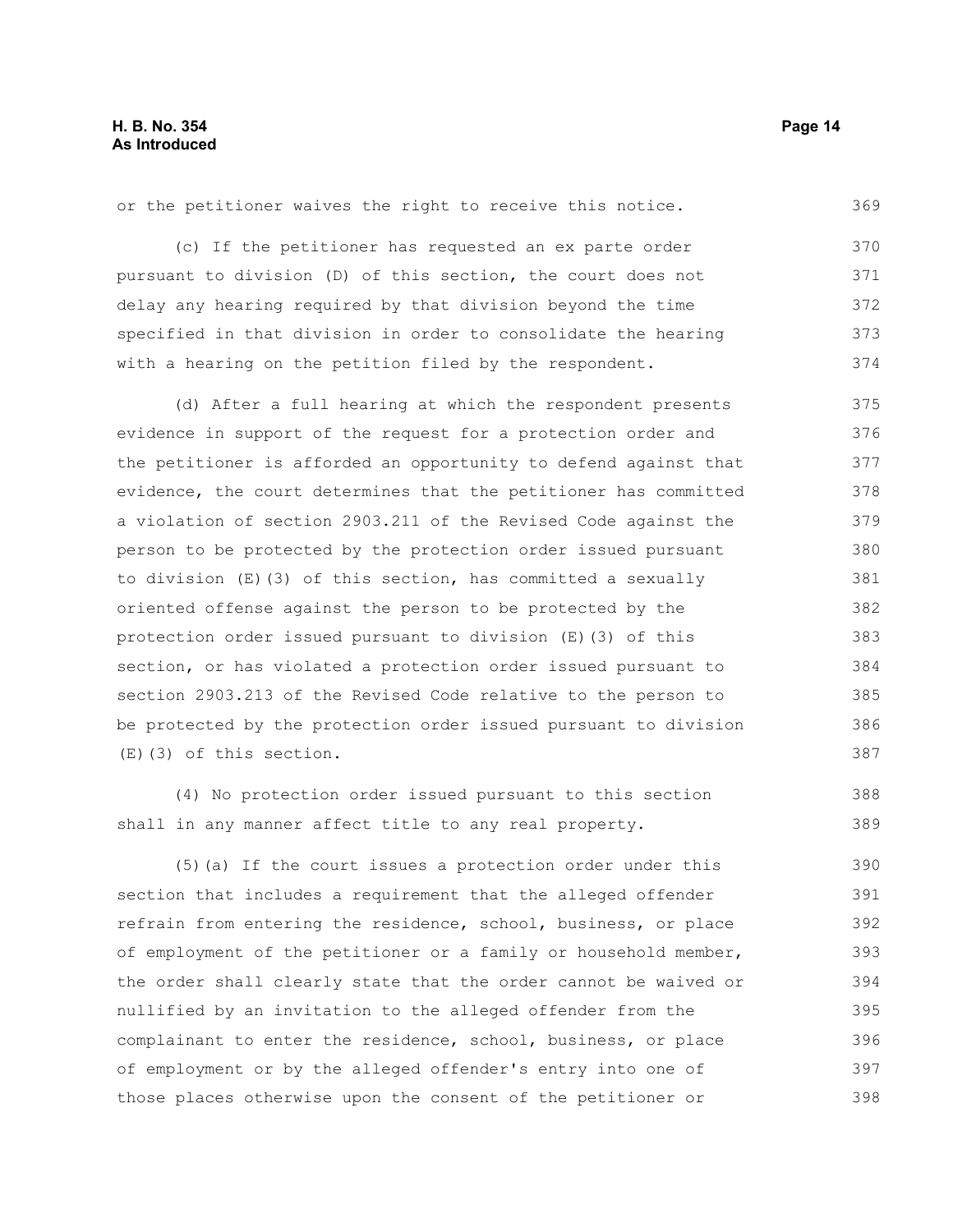or the petitioner waives the right to receive this notice.

(c) If the petitioner has requested an ex parte order pursuant to division (D) of this section, the court does not delay any hearing required by that division beyond the time specified in that division in order to consolidate the hearing with a hearing on the petition filed by the respondent.

(d) After a full hearing at which the respondent presents evidence in support of the request for a protection order and the petitioner is afforded an opportunity to defend against that evidence, the court determines that the petitioner has committed a violation of section 2903.211 of the Revised Code against the person to be protected by the protection order issued pursuant to division (E)(3) of this section, has committed a sexually oriented offense against the person to be protected by the protection order issued pursuant to division (E)(3) of this section, or has violated a protection order issued pursuant to section 2903.213 of the Revised Code relative to the person to be protected by the protection order issued pursuant to division (E)(3) of this section.

(4) No protection order issued pursuant to this section shall in any manner affect title to any real property.

(5)(a) If the court issues a protection order under this section that includes a requirement that the alleged offender refrain from entering the residence, school, business, or place of employment of the petitioner or a family or household member, the order shall clearly state that the order cannot be waived or nullified by an invitation to the alleged offender from the complainant to enter the residence, school, business, or place of employment or by the alleged offender's entry into one of those places otherwise upon the consent of the petitioner or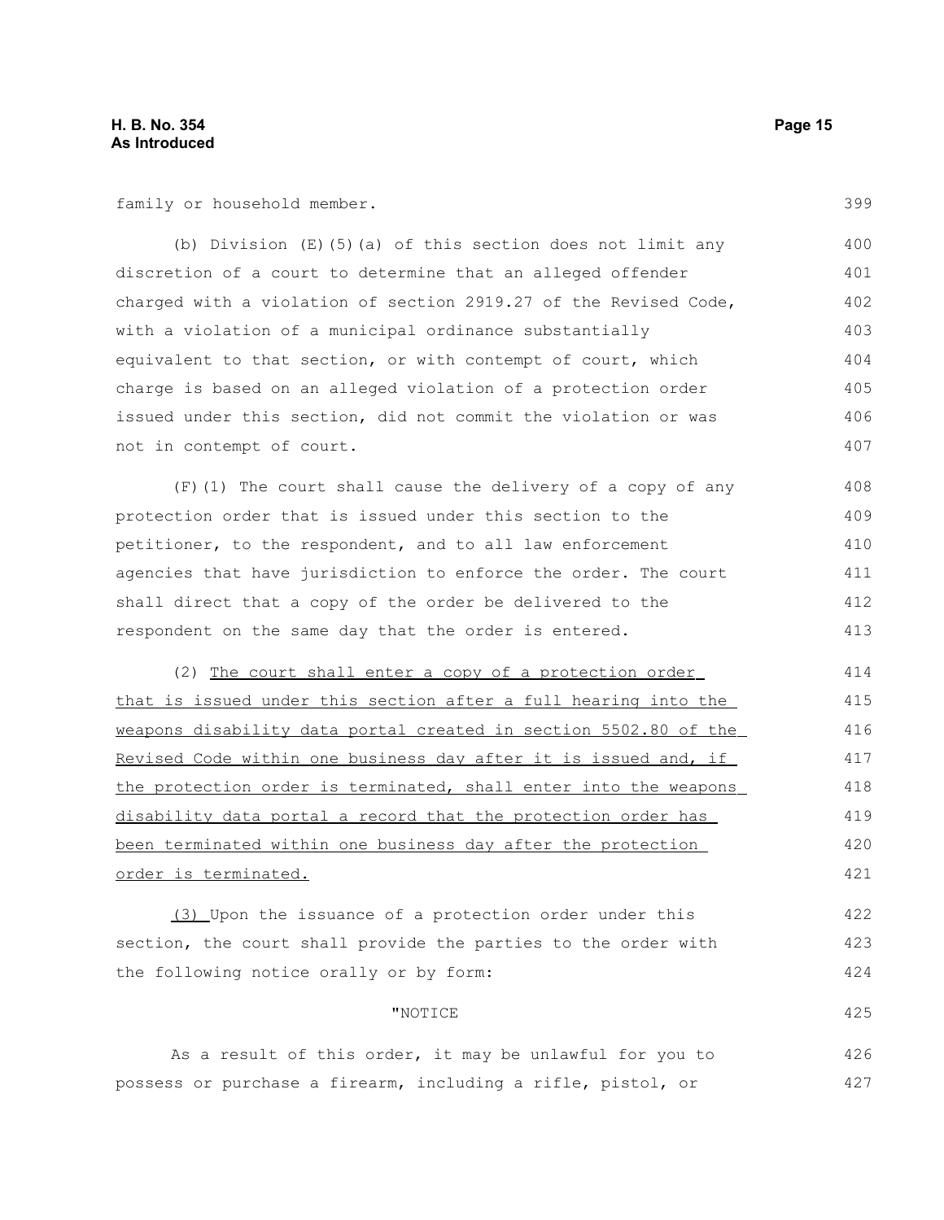family or household member.

(b) Division (E)(5)(a) of this section does not limit any discretion of a court to determine that an alleged offender charged with a violation of section 2919.27 of the Revised Code, with a violation of a municipal ordinance substantially equivalent to that section, or with contempt of court, which charge is based on an alleged violation of a protection order issued under this section, did not commit the violation or was not in contempt of court.

(F)(1) The court shall cause the delivery of a copy of any protection order that is issued under this section to the petitioner, to the respondent, and to all law enforcement agencies that have jurisdiction to enforce the order. The court shall direct that a copy of the order be delivered to the respondent on the same day that the order is entered.

(2) <u>The court shall enter a copy of a protection order that is issued under this section after a full hearing into the weapons disability data portal created in section 5502.80 of the Revised Code within one business day after it is issued and, if the protection order is terminated, shall enter into the weapons disability data portal a record that the protection order has been terminated within one business day after the protection order is terminated.</u>

<u>(3)</u> Upon the issuance of a protection order under this section, the court shall provide the parties to the order with the following notice orally or by form:

"NOTICE

As a result of this order, it may be unlawful for you to possess or purchase a firearm, including a rifle, pistol, or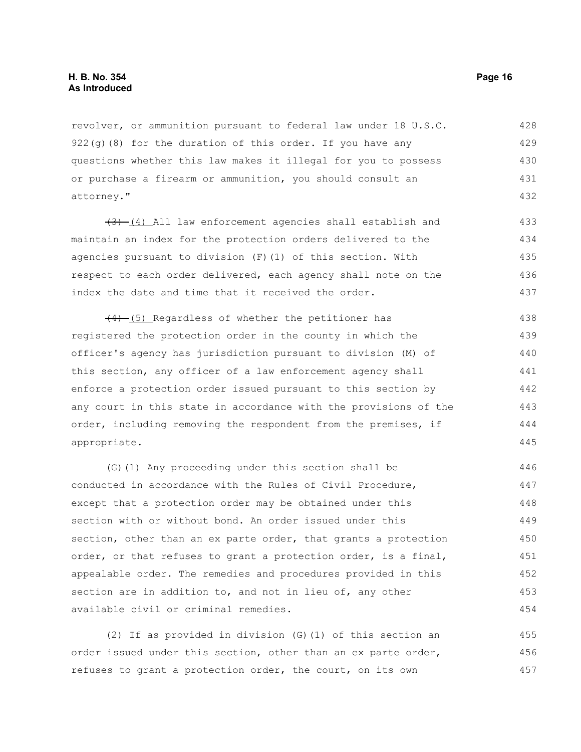revolver, or ammunition pursuant to federal law under 18 U.S.C. 922(g)(8) for the duration of this order. If you have any questions whether this law makes it illegal for you to possess or purchase a firearm or ammunition, you should consult an attorney."

~~(3)~~ (4) All law enforcement agencies shall establish and maintain an index for the protection orders delivered to the agencies pursuant to division (F)(1) of this section. With respect to each order delivered, each agency shall note on the index the date and time that it received the order.

~~(4)~~ (5) Regardless of whether the petitioner has registered the protection order in the county in which the officer's agency has jurisdiction pursuant to division (M) of this section, any officer of a law enforcement agency shall enforce a protection order issued pursuant to this section by any court in this state in accordance with the provisions of the order, including removing the respondent from the premises, if appropriate.

(G)(1) Any proceeding under this section shall be conducted in accordance with the Rules of Civil Procedure, except that a protection order may be obtained under this section with or without bond. An order issued under this section, other than an ex parte order, that grants a protection order, or that refuses to grant a protection order, is a final, appealable order. The remedies and procedures provided in this section are in addition to, and not in lieu of, any other available civil or criminal remedies.

(2) If as provided in division (G)(1) of this section an order issued under this section, other than an ex parte order, refuses to grant a protection order, the court, on its own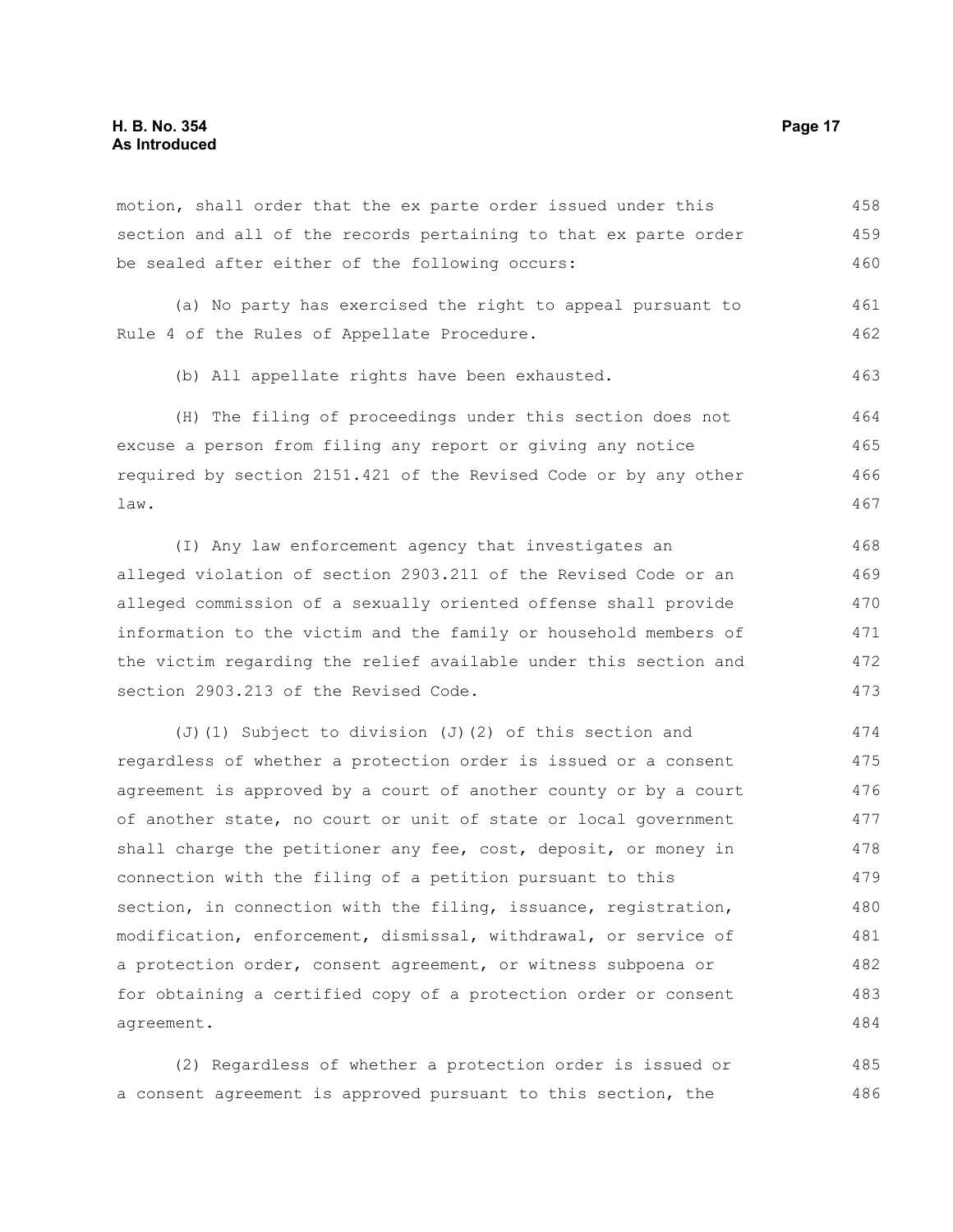motion, shall order that the ex parte order issued under this section and all of the records pertaining to that ex parte order be sealed after either of the following occurs:

(a) No party has exercised the right to appeal pursuant to Rule 4 of the Rules of Appellate Procedure.

(b) All appellate rights have been exhausted.

(H) The filing of proceedings under this section does not excuse a person from filing any report or giving any notice required by section 2151.421 of the Revised Code or by any other law.

(I) Any law enforcement agency that investigates an alleged violation of section 2903.211 of the Revised Code or an alleged commission of a sexually oriented offense shall provide information to the victim and the family or household members of the victim regarding the relief available under this section and section 2903.213 of the Revised Code.

(J)(1) Subject to division (J)(2) of this section and regardless of whether a protection order is issued or a consent agreement is approved by a court of another county or by a court of another state, no court or unit of state or local government shall charge the petitioner any fee, cost, deposit, or money in connection with the filing of a petition pursuant to this section, in connection with the filing, issuance, registration, modification, enforcement, dismissal, withdrawal, or service of a protection order, consent agreement, or witness subpoena or for obtaining a certified copy of a protection order or consent agreement.

(2) Regardless of whether a protection order is issued or a consent agreement is approved pursuant to this section, the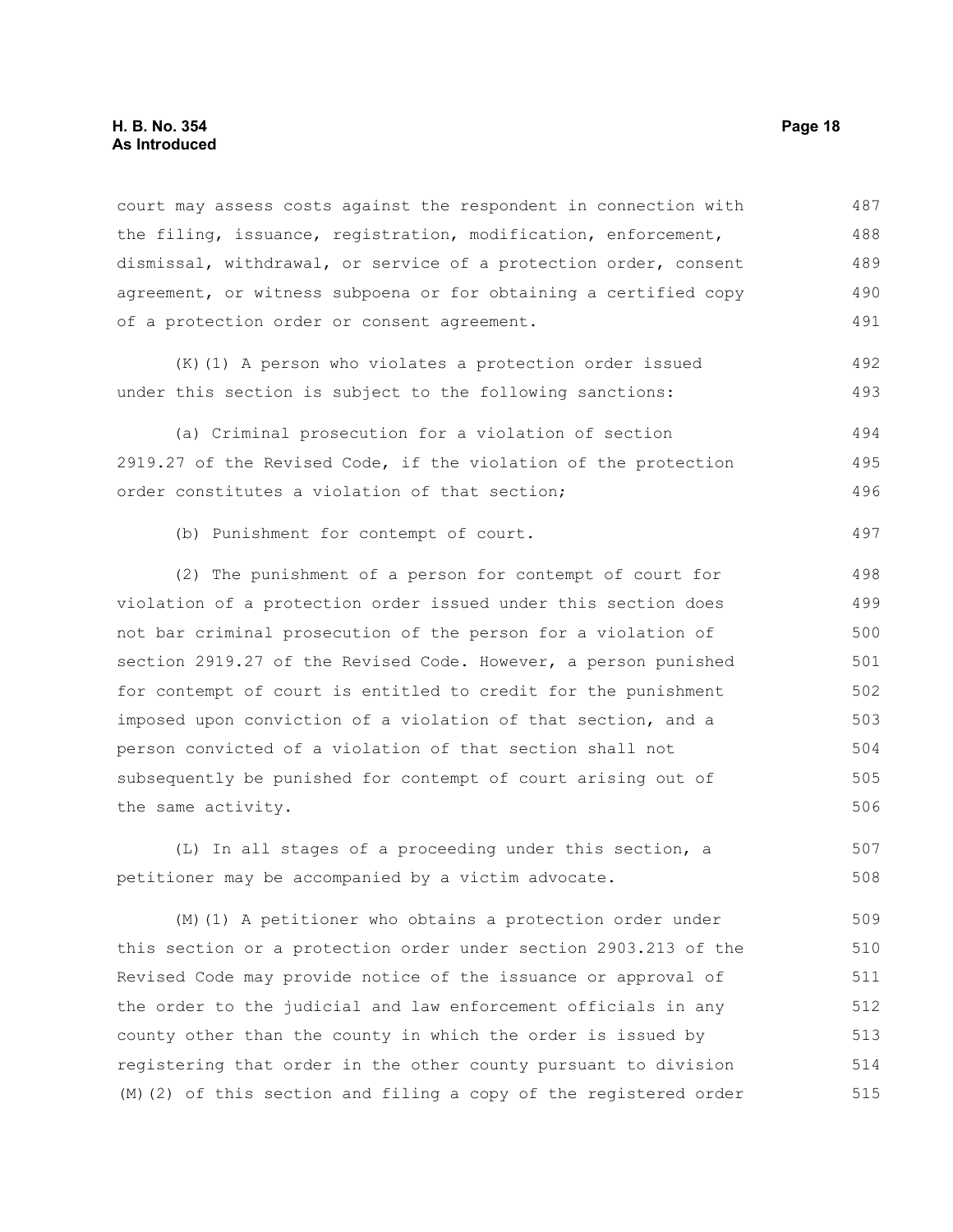court may assess costs against the respondent in connection with the filing, issuance, registration, modification, enforcement, dismissal, withdrawal, or service of a protection order, consent agreement, or witness subpoena or for obtaining a certified copy of a protection order or consent agreement.

(K)(1) A person who violates a protection order issued under this section is subject to the following sanctions:

(a) Criminal prosecution for a violation of section 2919.27 of the Revised Code, if the violation of the protection order constitutes a violation of that section;

(b) Punishment for contempt of court.

(2) The punishment of a person for contempt of court for violation of a protection order issued under this section does not bar criminal prosecution of the person for a violation of section 2919.27 of the Revised Code. However, a person punished for contempt of court is entitled to credit for the punishment imposed upon conviction of a violation of that section, and a person convicted of a violation of that section shall not subsequently be punished for contempt of court arising out of the same activity.

(L) In all stages of a proceeding under this section, a petitioner may be accompanied by a victim advocate.

(M)(1) A petitioner who obtains a protection order under this section or a protection order under section 2903.213 of the Revised Code may provide notice of the issuance or approval of the order to the judicial and law enforcement officials in any county other than the county in which the order is issued by registering that order in the other county pursuant to division (M)(2) of this section and filing a copy of the registered order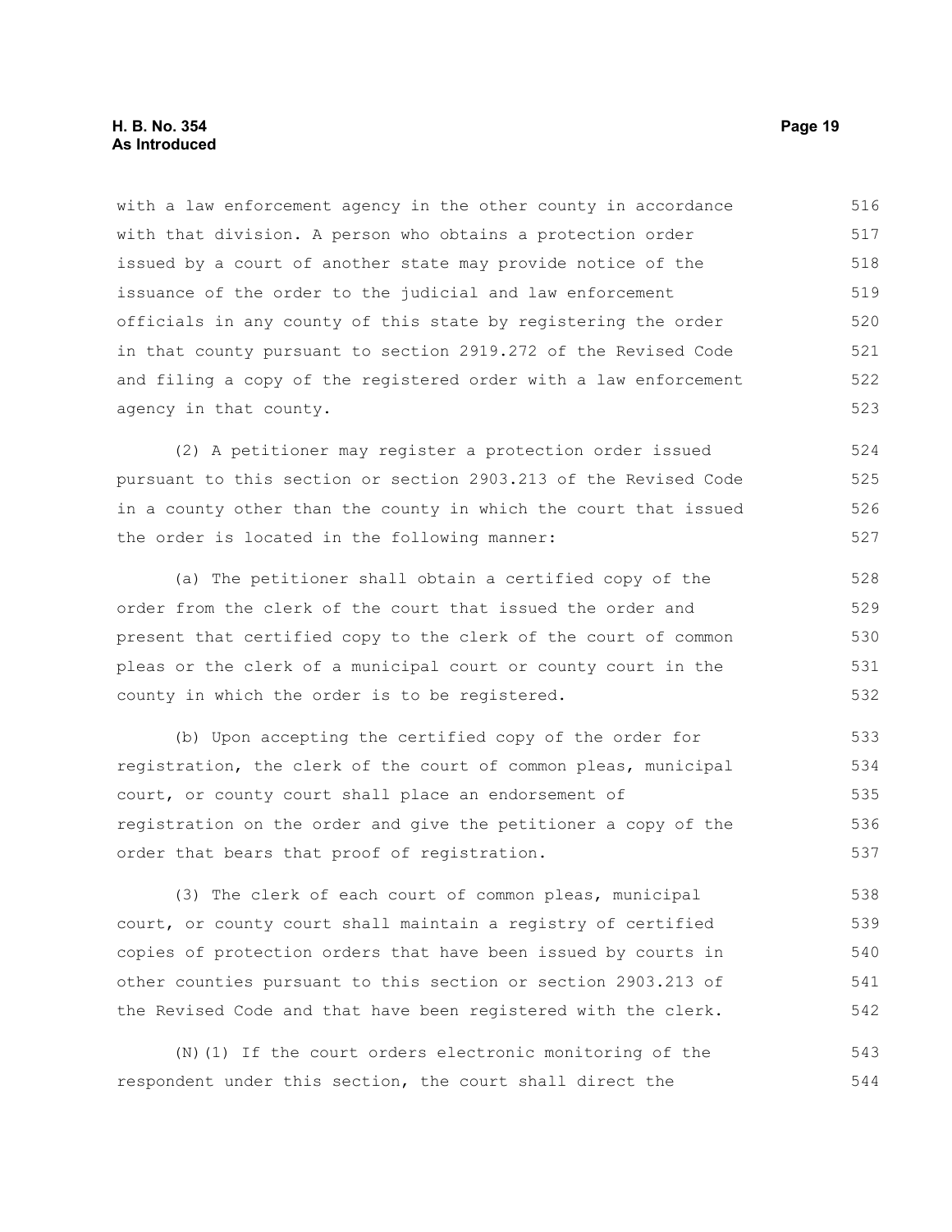with a law enforcement agency in the other county in accordance with that division. A person who obtains a protection order issued by a court of another state may provide notice of the issuance of the order to the judicial and law enforcement officials in any county of this state by registering the order in that county pursuant to section 2919.272 of the Revised Code and filing a copy of the registered order with a law enforcement agency in that county.

(2) A petitioner may register a protection order issued pursuant to this section or section 2903.213 of the Revised Code in a county other than the county in which the court that issued the order is located in the following manner:

(a) The petitioner shall obtain a certified copy of the order from the clerk of the court that issued the order and present that certified copy to the clerk of the court of common pleas or the clerk of a municipal court or county court in the county in which the order is to be registered.

(b) Upon accepting the certified copy of the order for registration, the clerk of the court of common pleas, municipal court, or county court shall place an endorsement of registration on the order and give the petitioner a copy of the order that bears that proof of registration.

(3) The clerk of each court of common pleas, municipal court, or county court shall maintain a registry of certified copies of protection orders that have been issued by courts in other counties pursuant to this section or section 2903.213 of the Revised Code and that have been registered with the clerk.

(N)(1) If the court orders electronic monitoring of the respondent under this section, the court shall direct the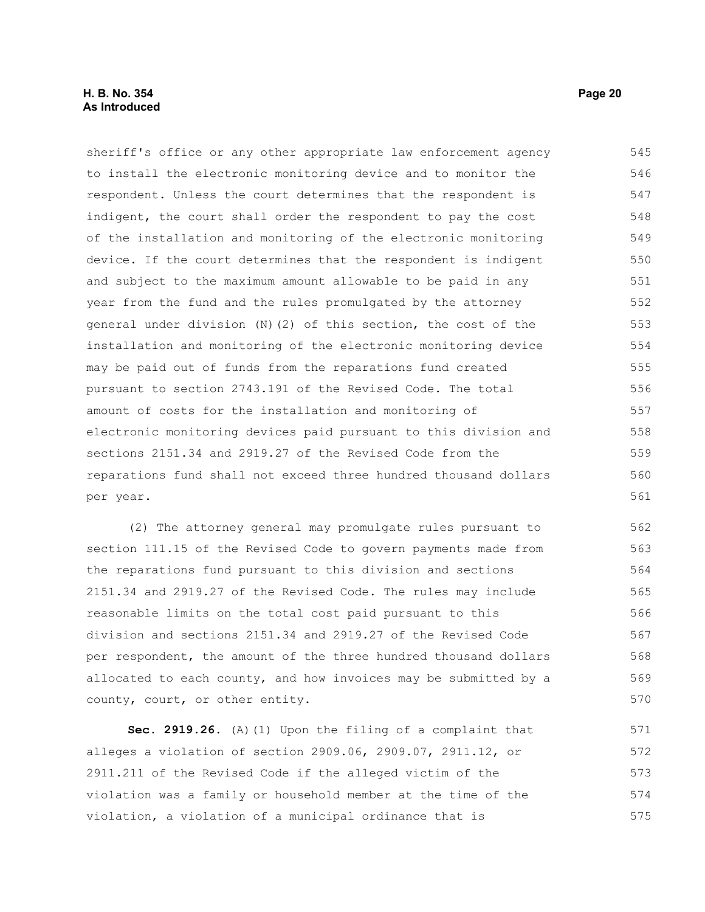sheriff's office or any other appropriate law enforcement agency to install the electronic monitoring device and to monitor the respondent. Unless the court determines that the respondent is indigent, the court shall order the respondent to pay the cost of the installation and monitoring of the electronic monitoring device. If the court determines that the respondent is indigent and subject to the maximum amount allowable to be paid in any year from the fund and the rules promulgated by the attorney general under division (N)(2) of this section, the cost of the installation and monitoring of the electronic monitoring device may be paid out of funds from the reparations fund created pursuant to section 2743.191 of the Revised Code. The total amount of costs for the installation and monitoring of electronic monitoring devices paid pursuant to this division and sections 2151.34 and 2919.27 of the Revised Code from the reparations fund shall not exceed three hundred thousand dollars per year.

(2) The attorney general may promulgate rules pursuant to section 111.15 of the Revised Code to govern payments made from the reparations fund pursuant to this division and sections 2151.34 and 2919.27 of the Revised Code. The rules may include reasonable limits on the total cost paid pursuant to this division and sections 2151.34 and 2919.27 of the Revised Code per respondent, the amount of the three hundred thousand dollars allocated to each county, and how invoices may be submitted by a county, court, or other entity.

**Sec. 2919.26.** (A)(1) Upon the filing of a complaint that alleges a violation of section 2909.06, 2909.07, 2911.12, or 2911.211 of the Revised Code if the alleged victim of the violation was a family or household member at the time of the violation, a violation of a municipal ordinance that is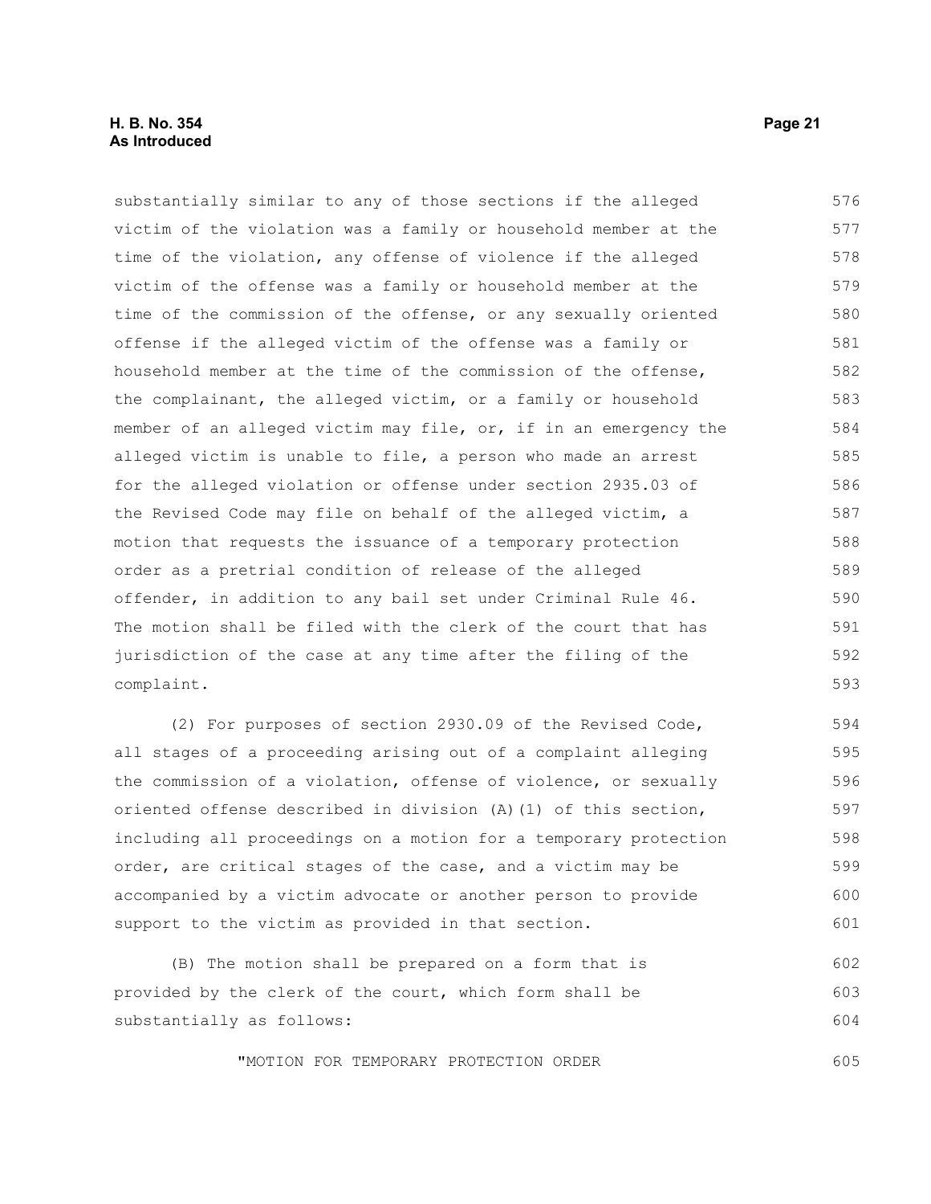substantially similar to any of those sections if the alleged victim of the violation was a family or household member at the time of the violation, any offense of violence if the alleged victim of the offense was a family or household member at the time of the commission of the offense, or any sexually oriented offense if the alleged victim of the offense was a family or household member at the time of the commission of the offense, the complainant, the alleged victim, or a family or household member of an alleged victim may file, or, if in an emergency the alleged victim is unable to file, a person who made an arrest for the alleged violation or offense under section 2935.03 of the Revised Code may file on behalf of the alleged victim, a motion that requests the issuance of a temporary protection order as a pretrial condition of release of the alleged offender, in addition to any bail set under Criminal Rule 46. The motion shall be filed with the clerk of the court that has jurisdiction of the case at any time after the filing of the complaint.

(2) For purposes of section 2930.09 of the Revised Code, all stages of a proceeding arising out of a complaint alleging the commission of a violation, offense of violence, or sexually oriented offense described in division (A)(1) of this section, including all proceedings on a motion for a temporary protection order, are critical stages of the case, and a victim may be accompanied by a victim advocate or another person to provide support to the victim as provided in that section.

(B) The motion shall be prepared on a form that is provided by the clerk of the court, which form shall be substantially as follows:

"MOTION FOR TEMPORARY PROTECTION ORDER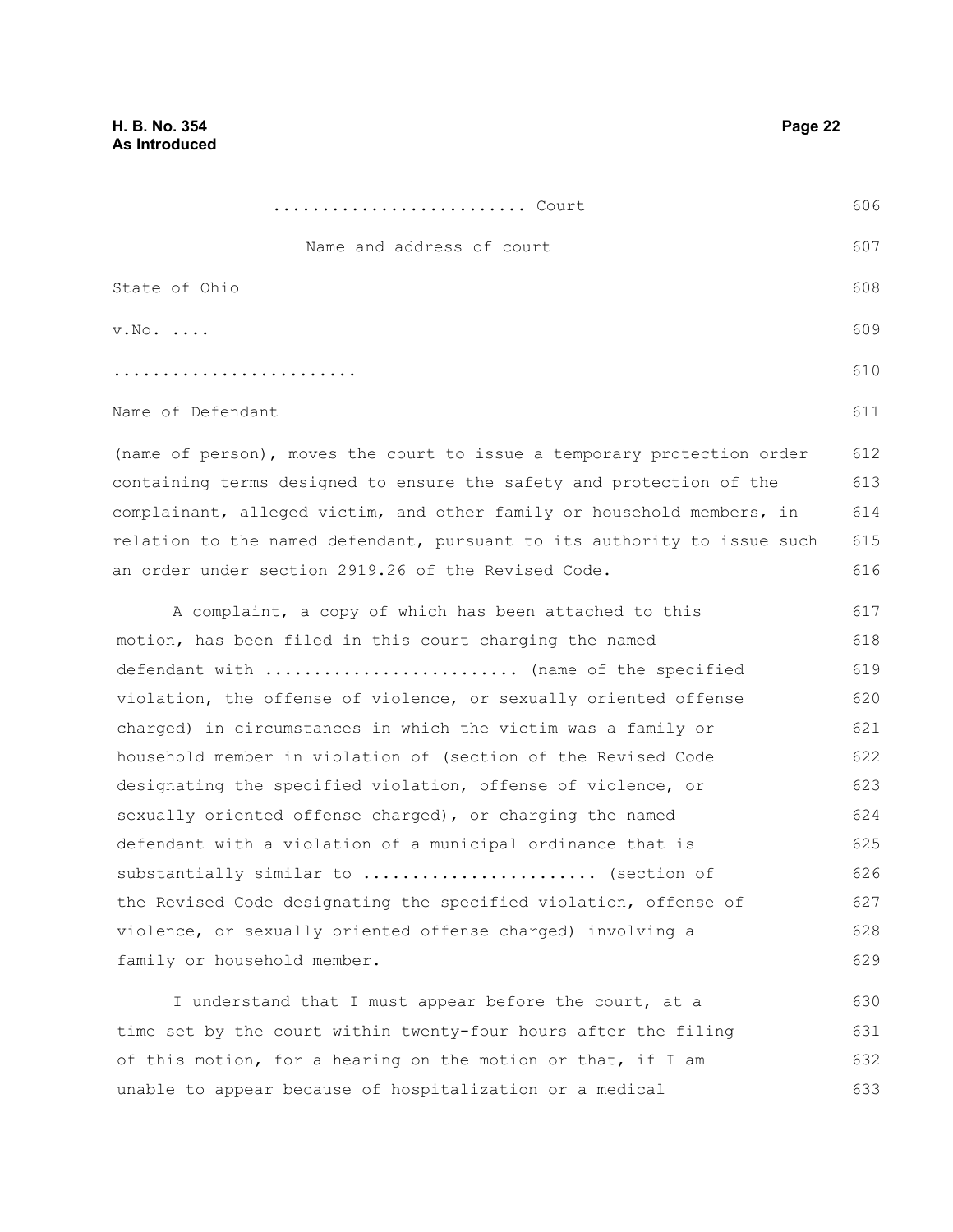......................... Court

Name and address of court

State of Ohio

v.No. ....

........................

Name of Defendant

(name of person), moves the court to issue a temporary protection order containing terms designed to ensure the safety and protection of the complainant, alleged victim, and other family or household members, in relation to the named defendant, pursuant to its authority to issue such an order under section 2919.26 of the Revised Code.

A complaint, a copy of which has been attached to this motion, has been filed in this court charging the named defendant with ......................... (name of the specified violation, the offense of violence, or sexually oriented offense charged) in circumstances in which the victim was a family or household member in violation of (section of the Revised Code designating the specified violation, offense of violence, or sexually oriented offense charged), or charging the named defendant with a violation of a municipal ordinance that is substantially similar to ....................... (section of the Revised Code designating the specified violation, offense of violence, or sexually oriented offense charged) involving a family or household member.

I understand that I must appear before the court, at a time set by the court within twenty-four hours after the filing of this motion, for a hearing on the motion or that, if I am unable to appear because of hospitalization or a medical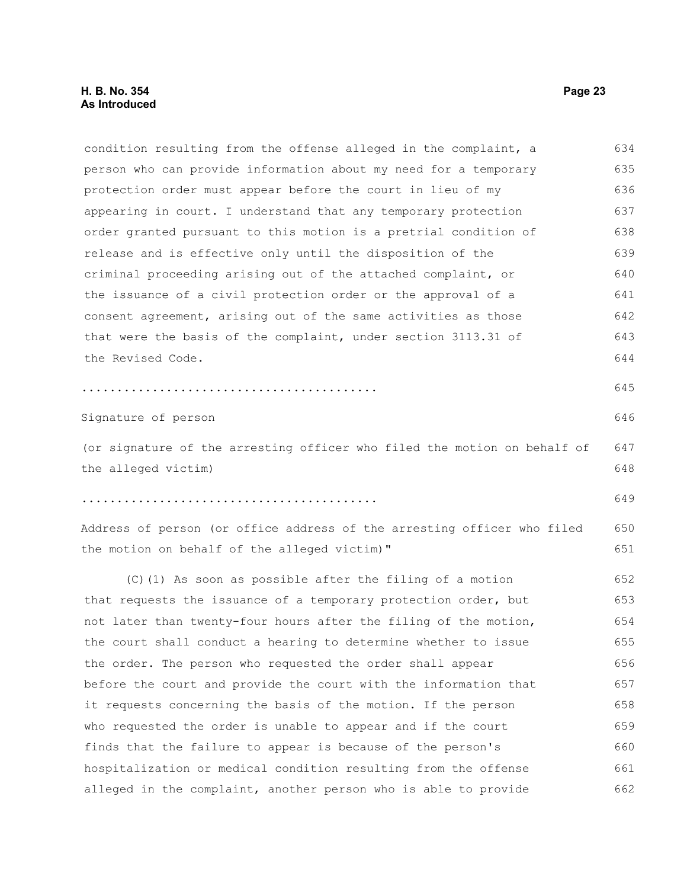condition resulting from the offense alleged in the complaint, a person who can provide information about my need for a temporary protection order must appear before the court in lieu of my appearing in court. I understand that any temporary protection order granted pursuant to this motion is a pretrial condition of release and is effective only until the disposition of the criminal proceeding arising out of the attached complaint, or the issuance of a civil protection order or the approval of a consent agreement, arising out of the same activities as those that were the basis of the complaint, under section 3113.31 of the Revised Code.

..........................................

Signature of person

(or signature of the arresting officer who filed the motion on behalf of the alleged victim)

..........................................

Address of person (or office address of the arresting officer who filed the motion on behalf of the alleged victim)"

(C)(1) As soon as possible after the filing of a motion that requests the issuance of a temporary protection order, but not later than twenty-four hours after the filing of the motion, the court shall conduct a hearing to determine whether to issue the order. The person who requested the order shall appear before the court and provide the court with the information that it requests concerning the basis of the motion. If the person who requested the order is unable to appear and if the court finds that the failure to appear is because of the person's hospitalization or medical condition resulting from the offense alleged in the complaint, another person who is able to provide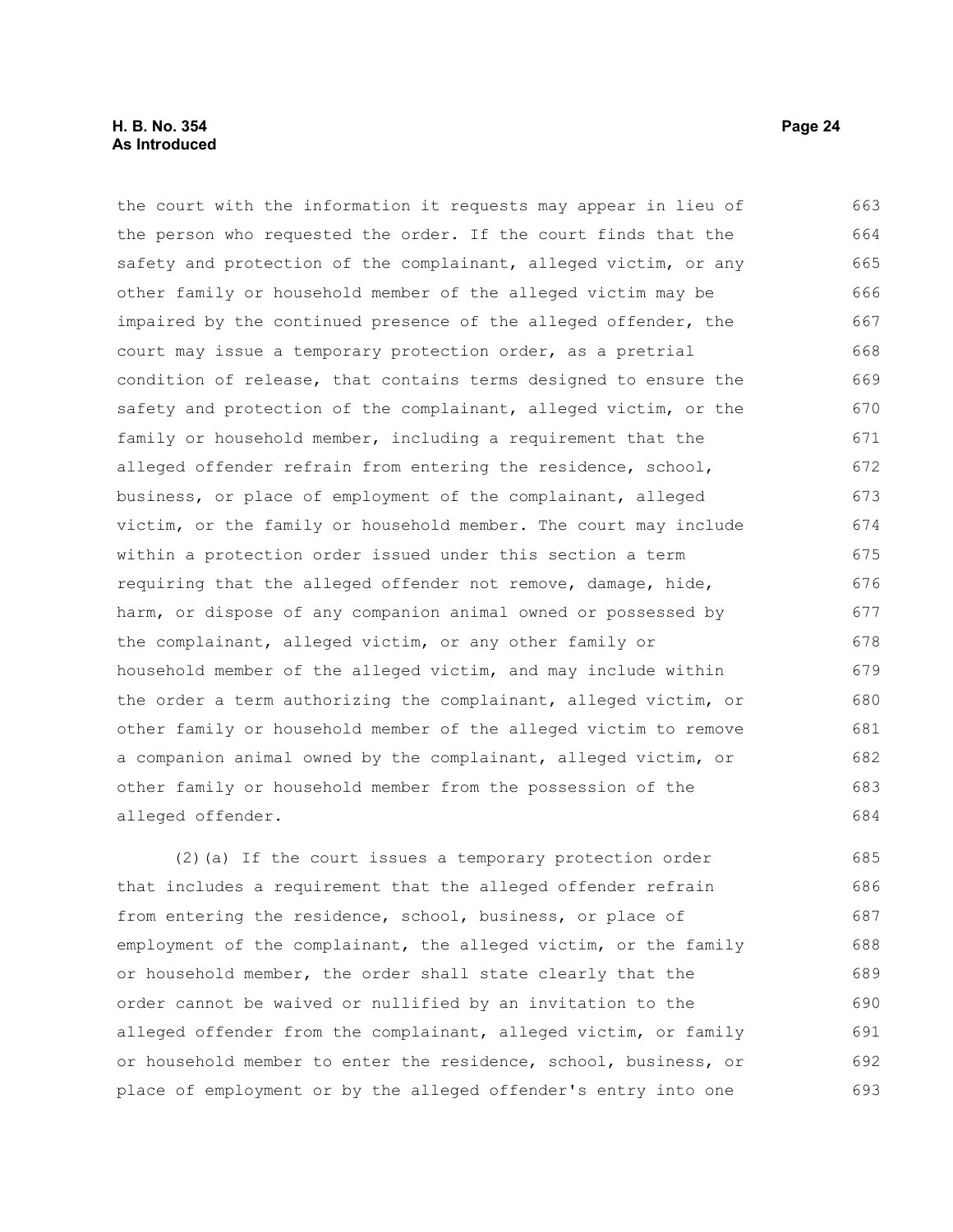the court with the information it requests may appear in lieu of the person who requested the order. If the court finds that the safety and protection of the complainant, alleged victim, or any other family or household member of the alleged victim may be impaired by the continued presence of the alleged offender, the court may issue a temporary protection order, as a pretrial condition of release, that contains terms designed to ensure the safety and protection of the complainant, alleged victim, or the family or household member, including a requirement that the alleged offender refrain from entering the residence, school, business, or place of employment of the complainant, alleged victim, or the family or household member. The court may include within a protection order issued under this section a term requiring that the alleged offender not remove, damage, hide, harm, or dispose of any companion animal owned or possessed by the complainant, alleged victim, or any other family or household member of the alleged victim, and may include within the order a term authorizing the complainant, alleged victim, or other family or household member of the alleged victim to remove a companion animal owned by the complainant, alleged victim, or other family or household member from the possession of the alleged offender.

(2)(a) If the court issues a temporary protection order that includes a requirement that the alleged offender refrain from entering the residence, school, business, or place of employment of the complainant, the alleged victim, or the family or household member, the order shall state clearly that the order cannot be waived or nullified by an invitation to the alleged offender from the complainant, alleged victim, or family or household member to enter the residence, school, business, or place of employment or by the alleged offender's entry into one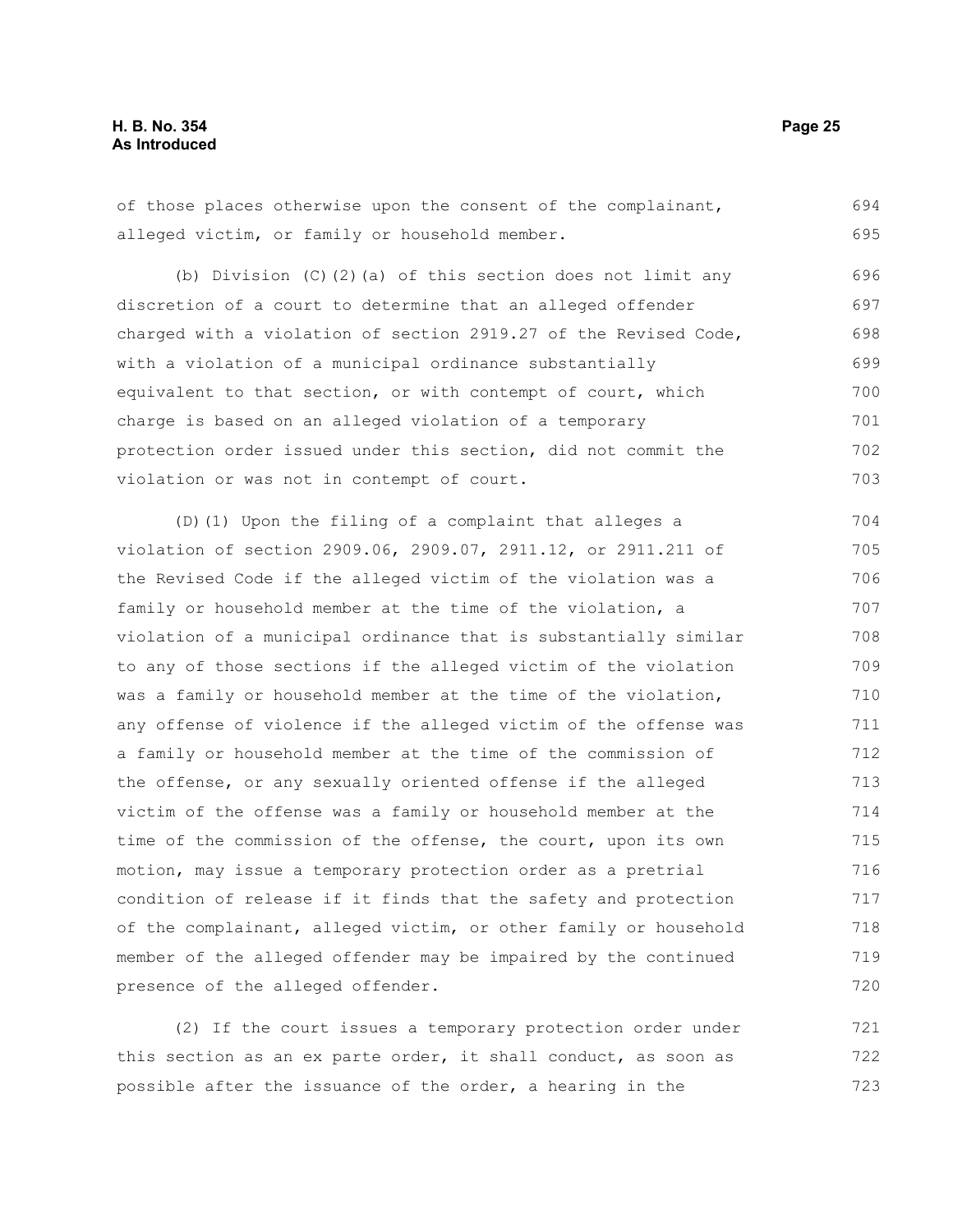of those places otherwise upon the consent of the complainant, alleged victim, or family or household member.

(b) Division (C)(2)(a) of this section does not limit any discretion of a court to determine that an alleged offender charged with a violation of section 2919.27 of the Revised Code, with a violation of a municipal ordinance substantially equivalent to that section, or with contempt of court, which charge is based on an alleged violation of a temporary protection order issued under this section, did not commit the violation or was not in contempt of court.

(D)(1) Upon the filing of a complaint that alleges a violation of section 2909.06, 2909.07, 2911.12, or 2911.211 of the Revised Code if the alleged victim of the violation was a family or household member at the time of the violation, a violation of a municipal ordinance that is substantially similar to any of those sections if the alleged victim of the violation was a family or household member at the time of the violation, any offense of violence if the alleged victim of the offense was a family or household member at the time of the commission of the offense, or any sexually oriented offense if the alleged victim of the offense was a family or household member at the time of the commission of the offense, the court, upon its own motion, may issue a temporary protection order as a pretrial condition of release if it finds that the safety and protection of the complainant, alleged victim, or other family or household member of the alleged offender may be impaired by the continued presence of the alleged offender.

(2) If the court issues a temporary protection order under this section as an ex parte order, it shall conduct, as soon as possible after the issuance of the order, a hearing in the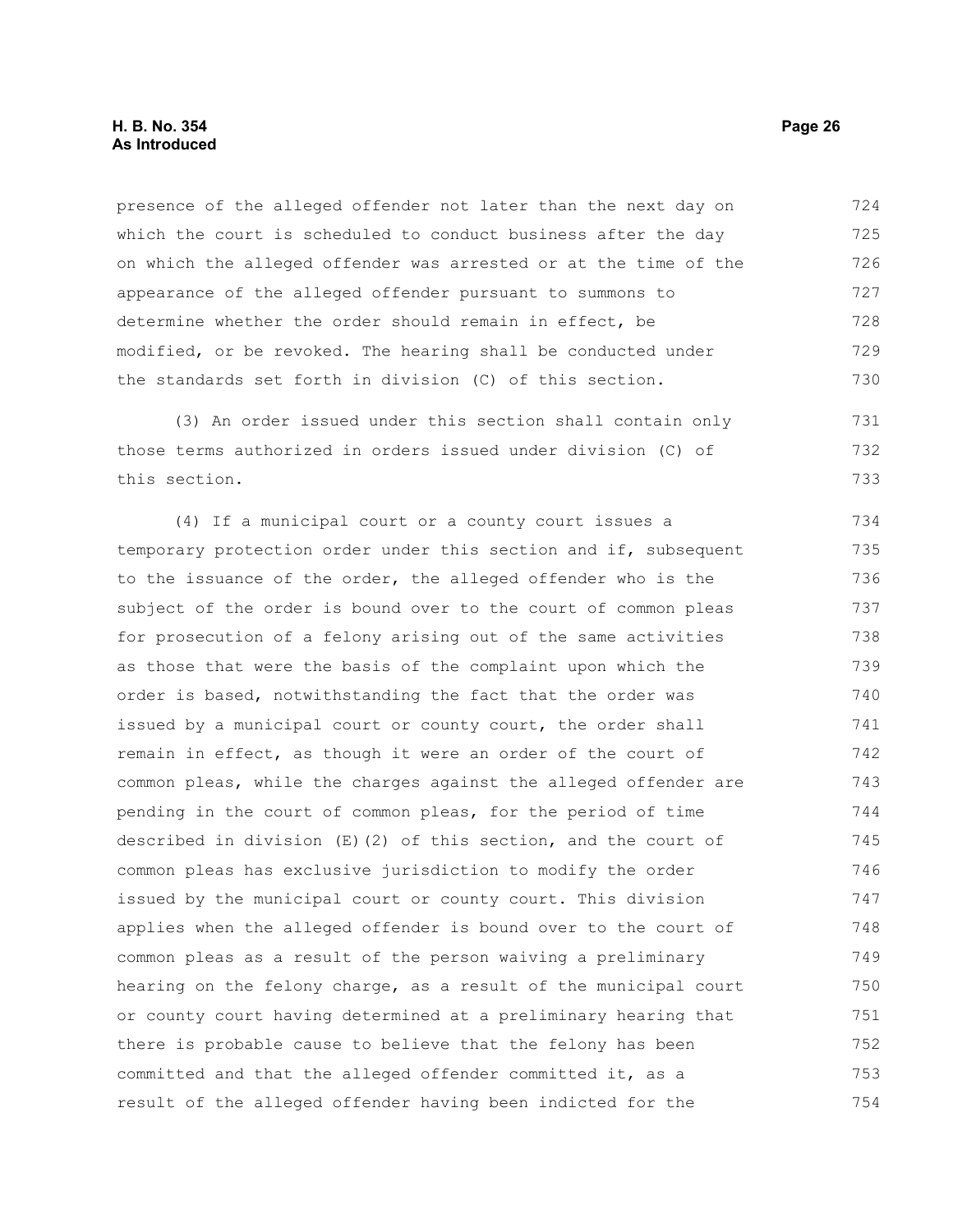presence of the alleged offender not later than the next day on which the court is scheduled to conduct business after the day on which the alleged offender was arrested or at the time of the appearance of the alleged offender pursuant to summons to determine whether the order should remain in effect, be modified, or be revoked. The hearing shall be conducted under the standards set forth in division (C) of this section.

(3) An order issued under this section shall contain only those terms authorized in orders issued under division (C) of this section.

(4) If a municipal court or a county court issues a temporary protection order under this section and if, subsequent to the issuance of the order, the alleged offender who is the subject of the order is bound over to the court of common pleas for prosecution of a felony arising out of the same activities as those that were the basis of the complaint upon which the order is based, notwithstanding the fact that the order was issued by a municipal court or county court, the order shall remain in effect, as though it were an order of the court of common pleas, while the charges against the alleged offender are pending in the court of common pleas, for the period of time described in division (E)(2) of this section, and the court of common pleas has exclusive jurisdiction to modify the order issued by the municipal court or county court. This division applies when the alleged offender is bound over to the court of common pleas as a result of the person waiving a preliminary hearing on the felony charge, as a result of the municipal court or county court having determined at a preliminary hearing that there is probable cause to believe that the felony has been committed and that the alleged offender committed it, as a result of the alleged offender having been indicted for the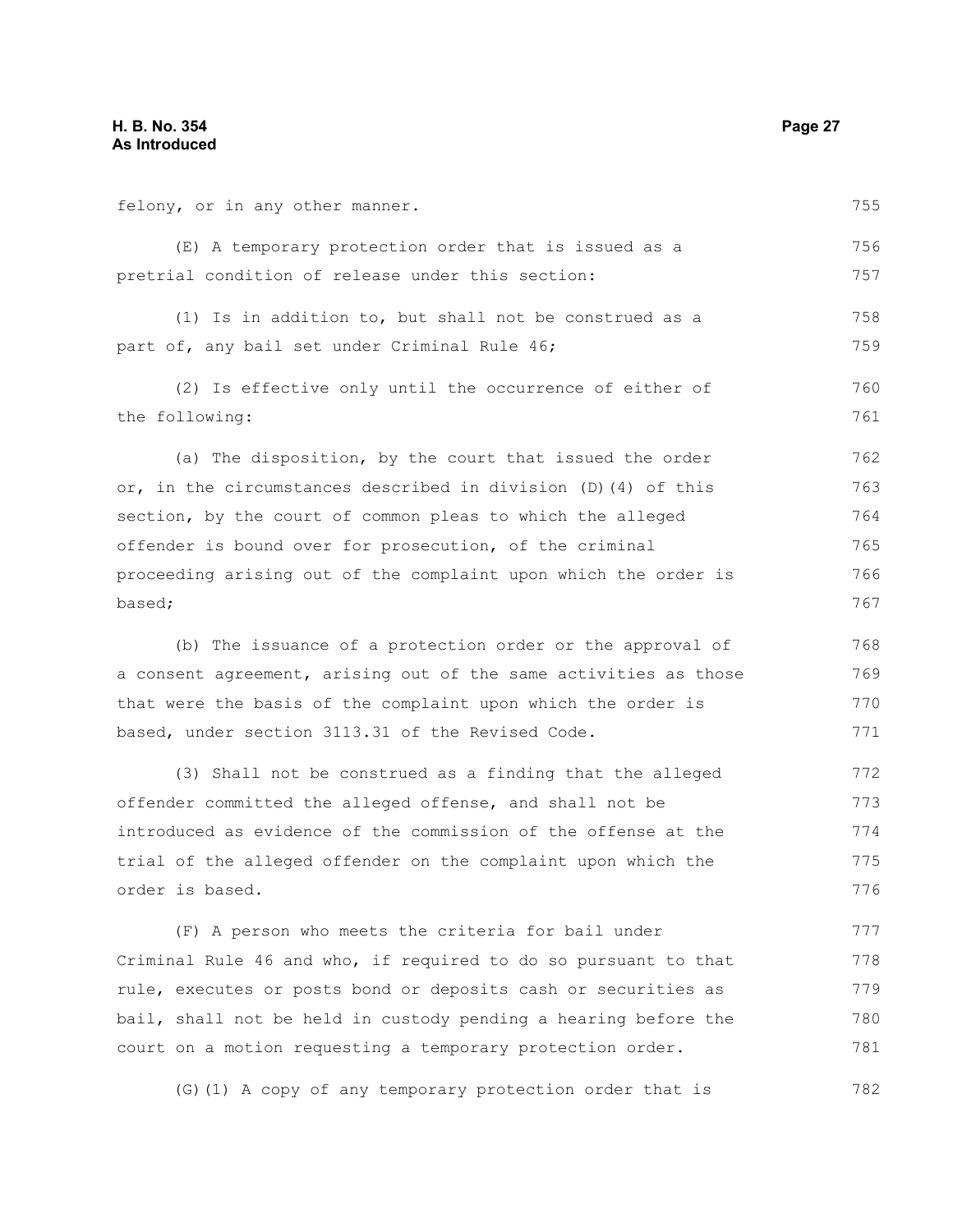felony, or in any other manner.

(E) A temporary protection order that is issued as a pretrial condition of release under this section:

(1) Is in addition to, but shall not be construed as a part of, any bail set under Criminal Rule 46;

(2) Is effective only until the occurrence of either of the following:

(a) The disposition, by the court that issued the order or, in the circumstances described in division (D)(4) of this section, by the court of common pleas to which the alleged offender is bound over for prosecution, of the criminal proceeding arising out of the complaint upon which the order is based;

(b) The issuance of a protection order or the approval of a consent agreement, arising out of the same activities as those that were the basis of the complaint upon which the order is based, under section 3113.31 of the Revised Code.

(3) Shall not be construed as a finding that the alleged offender committed the alleged offense, and shall not be introduced as evidence of the commission of the offense at the trial of the alleged offender on the complaint upon which the order is based.

(F) A person who meets the criteria for bail under Criminal Rule 46 and who, if required to do so pursuant to that rule, executes or posts bond or deposits cash or securities as bail, shall not be held in custody pending a hearing before the court on a motion requesting a temporary protection order.

(G)(1) A copy of any temporary protection order that is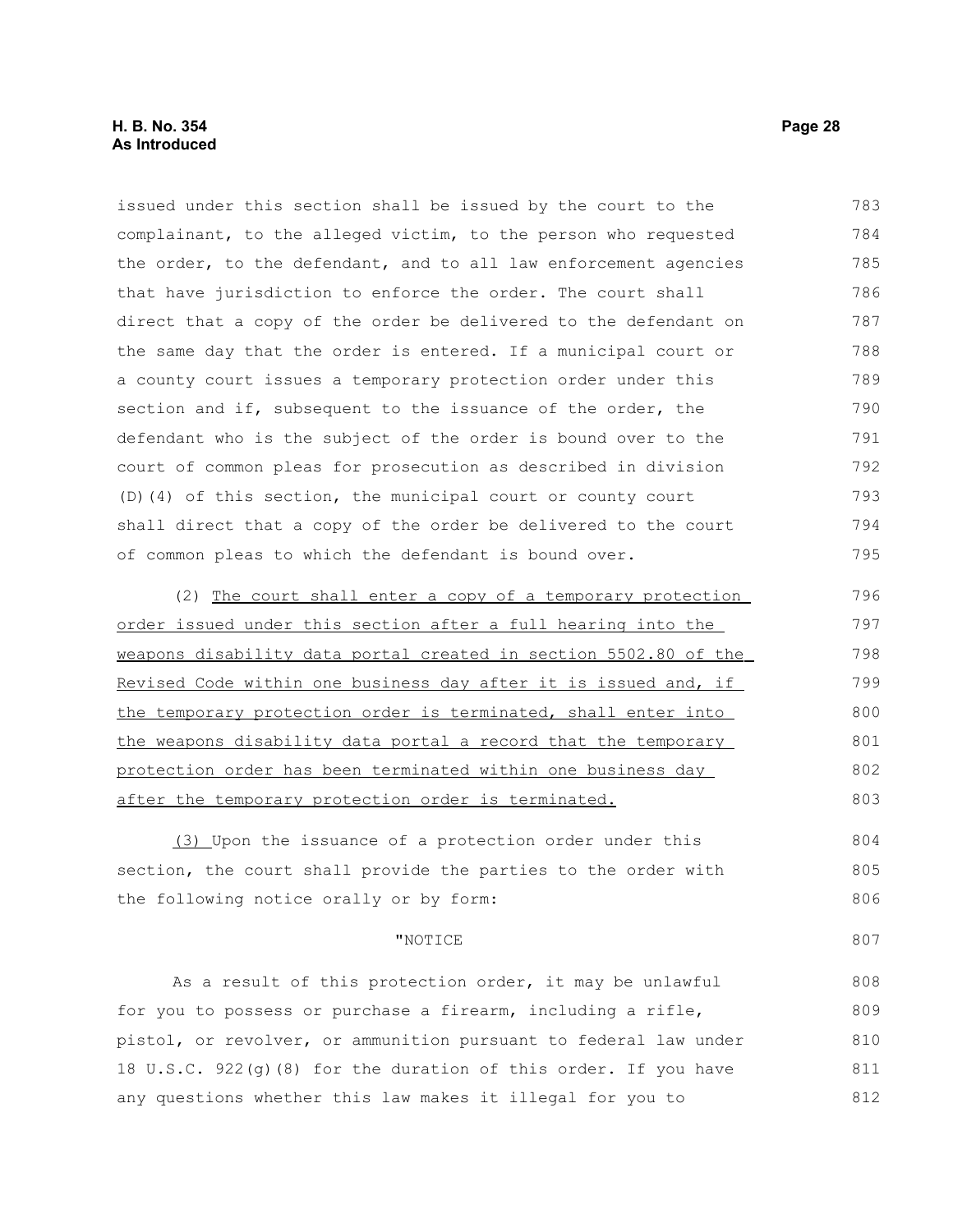issued under this section shall be issued by the court to the complainant, to the alleged victim, to the person who requested the order, to the defendant, and to all law enforcement agencies that have jurisdiction to enforce the order. The court shall direct that a copy of the order be delivered to the defendant on the same day that the order is entered. If a municipal court or a county court issues a temporary protection order under this section and if, subsequent to the issuance of the order, the defendant who is the subject of the order is bound over to the court of common pleas for prosecution as described in division (D)(4) of this section, the municipal court or county court shall direct that a copy of the order be delivered to the court of common pleas to which the defendant is bound over.

(2) The court shall enter a copy of a temporary protection order issued under this section after a full hearing into the weapons disability data portal created in section 5502.80 of the Revised Code within one business day after it is issued and, if the temporary protection order is terminated, shall enter into the weapons disability data portal a record that the temporary protection order has been terminated within one business day after the temporary protection order is terminated.

(3) Upon the issuance of a protection order under this section, the court shall provide the parties to the order with the following notice orally or by form:

"NOTICE

As a result of this protection order, it may be unlawful for you to possess or purchase a firearm, including a rifle, pistol, or revolver, or ammunition pursuant to federal law under 18 U.S.C. 922(g)(8) for the duration of this order. If you have any questions whether this law makes it illegal for you to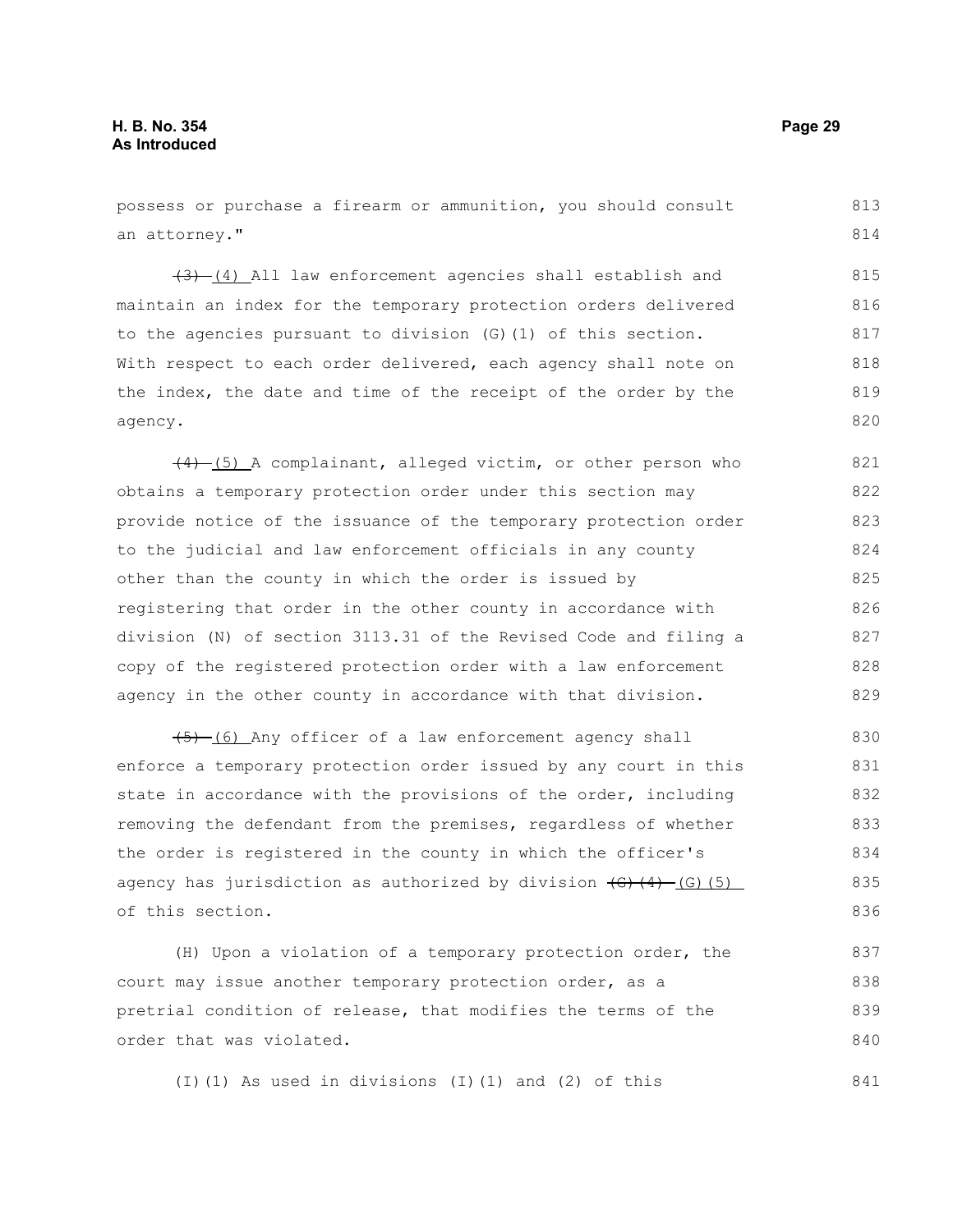possess or purchase a firearm or ammunition, you should consult an attorney."

~~(3)~~ (4) All law enforcement agencies shall establish and maintain an index for the temporary protection orders delivered to the agencies pursuant to division (G)(1) of this section. With respect to each order delivered, each agency shall note on the index, the date and time of the receipt of the order by the agency.

~~(4)~~ (5) A complainant, alleged victim, or other person who obtains a temporary protection order under this section may provide notice of the issuance of the temporary protection order to the judicial and law enforcement officials in any county other than the county in which the order is issued by registering that order in the other county in accordance with division (N) of section 3113.31 of the Revised Code and filing a copy of the registered protection order with a law enforcement agency in the other county in accordance with that division.

~~(5)~~ (6) Any officer of a law enforcement agency shall enforce a temporary protection order issued by any court in this state in accordance with the provisions of the order, including removing the defendant from the premises, regardless of whether the order is registered in the county in which the officer's agency has jurisdiction as authorized by division ~~(G)(4)~~ (G)(5) of this section.

(H) Upon a violation of a temporary protection order, the court may issue another temporary protection order, as a pretrial condition of release, that modifies the terms of the order that was violated.

(I)(1) As used in divisions (I)(1) and (2) of this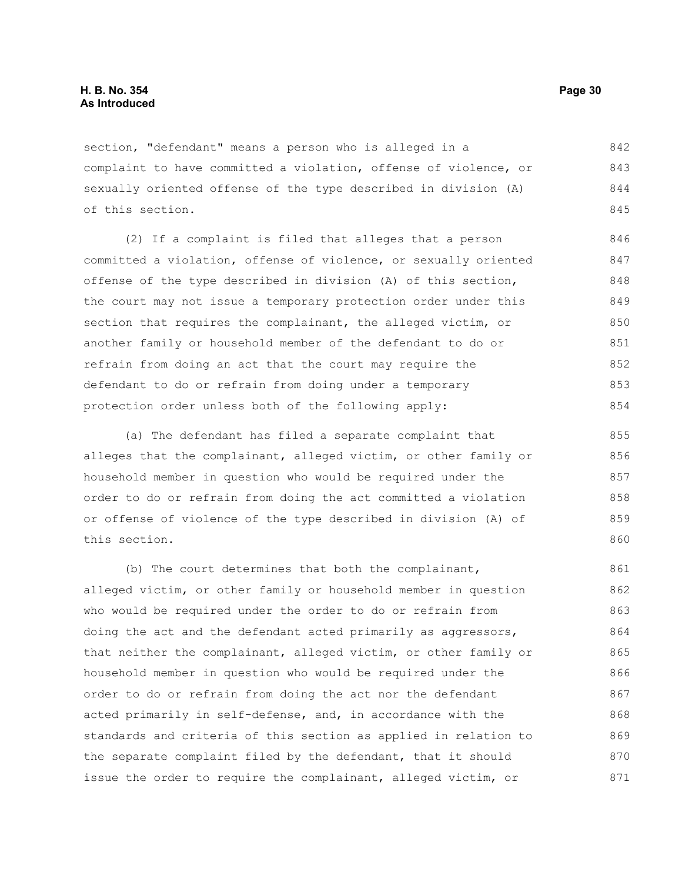section, "defendant" means a person who is alleged in a complaint to have committed a violation, offense of violence, or sexually oriented offense of the type described in division (A) of this section.

(2) If a complaint is filed that alleges that a person committed a violation, offense of violence, or sexually oriented offense of the type described in division (A) of this section, the court may not issue a temporary protection order under this section that requires the complainant, the alleged victim, or another family or household member of the defendant to do or refrain from doing an act that the court may require the defendant to do or refrain from doing under a temporary protection order unless both of the following apply:

(a) The defendant has filed a separate complaint that alleges that the complainant, alleged victim, or other family or household member in question who would be required under the order to do or refrain from doing the act committed a violation or offense of violence of the type described in division (A) of this section.

(b) The court determines that both the complainant, alleged victim, or other family or household member in question who would be required under the order to do or refrain from doing the act and the defendant acted primarily as aggressors, that neither the complainant, alleged victim, or other family or household member in question who would be required under the order to do or refrain from doing the act nor the defendant acted primarily in self-defense, and, in accordance with the standards and criteria of this section as applied in relation to the separate complaint filed by the defendant, that it should issue the order to require the complainant, alleged victim, or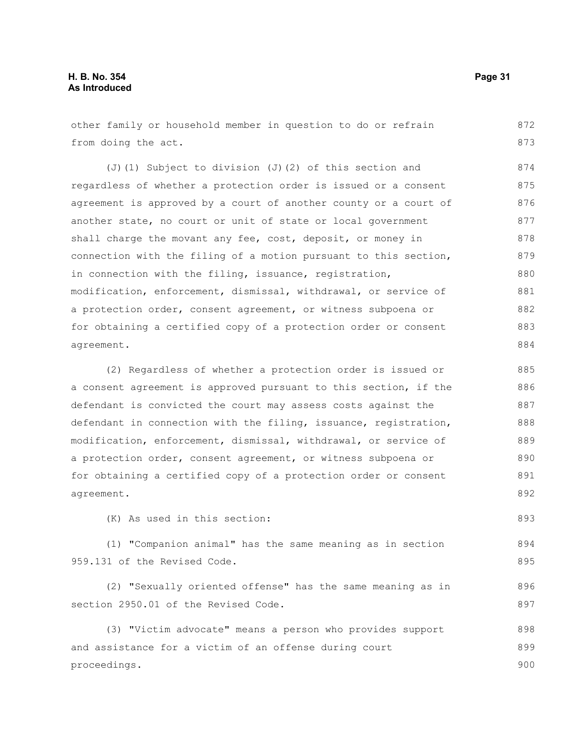other family or household member in question to do or refrain from doing the act.

(J)(1) Subject to division (J)(2) of this section and regardless of whether a protection order is issued or a consent agreement is approved by a court of another county or a court of another state, no court or unit of state or local government shall charge the movant any fee, cost, deposit, or money in connection with the filing of a motion pursuant to this section, in connection with the filing, issuance, registration, modification, enforcement, dismissal, withdrawal, or service of a protection order, consent agreement, or witness subpoena or for obtaining a certified copy of a protection order or consent agreement.

(2) Regardless of whether a protection order is issued or a consent agreement is approved pursuant to this section, if the defendant is convicted the court may assess costs against the defendant in connection with the filing, issuance, registration, modification, enforcement, dismissal, withdrawal, or service of a protection order, consent agreement, or witness subpoena or for obtaining a certified copy of a protection order or consent agreement.

(K) As used in this section:

(1) "Companion animal" has the same meaning as in section 959.131 of the Revised Code.

(2) "Sexually oriented offense" has the same meaning as in section 2950.01 of the Revised Code.

(3) "Victim advocate" means a person who provides support and assistance for a victim of an offense during court proceedings.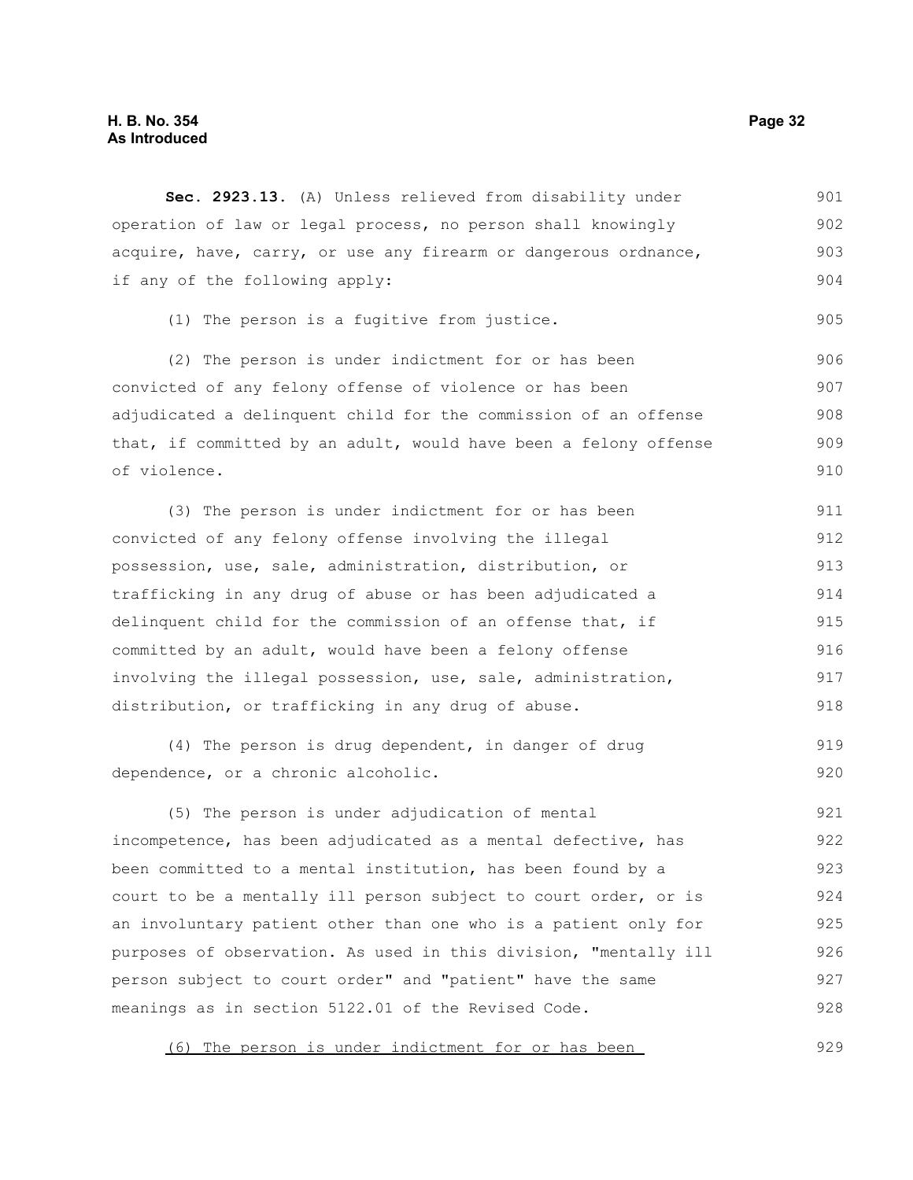**Sec. 2923.13.** (A) Unless relieved from disability under operation of law or legal process, no person shall knowingly acquire, have, carry, or use any firearm or dangerous ordnance, if any of the following apply:

(1) The person is a fugitive from justice.

(2) The person is under indictment for or has been convicted of any felony offense of violence or has been adjudicated a delinquent child for the commission of an offense that, if committed by an adult, would have been a felony offense of violence.

(3) The person is under indictment for or has been convicted of any felony offense involving the illegal possession, use, sale, administration, distribution, or trafficking in any drug of abuse or has been adjudicated a delinquent child for the commission of an offense that, if committed by an adult, would have been a felony offense involving the illegal possession, use, sale, administration, distribution, or trafficking in any drug of abuse.

(4) The person is drug dependent, in danger of drug dependence, or a chronic alcoholic.

(5) The person is under adjudication of mental incompetence, has been adjudicated as a mental defective, has been committed to a mental institution, has been found by a court to be a mentally ill person subject to court order, or is an involuntary patient other than one who is a patient only for purposes of observation. As used in this division, "mentally ill person subject to court order" and "patient" have the same meanings as in section 5122.01 of the Revised Code.

<u>(6) The person is under indictment for or has been</u>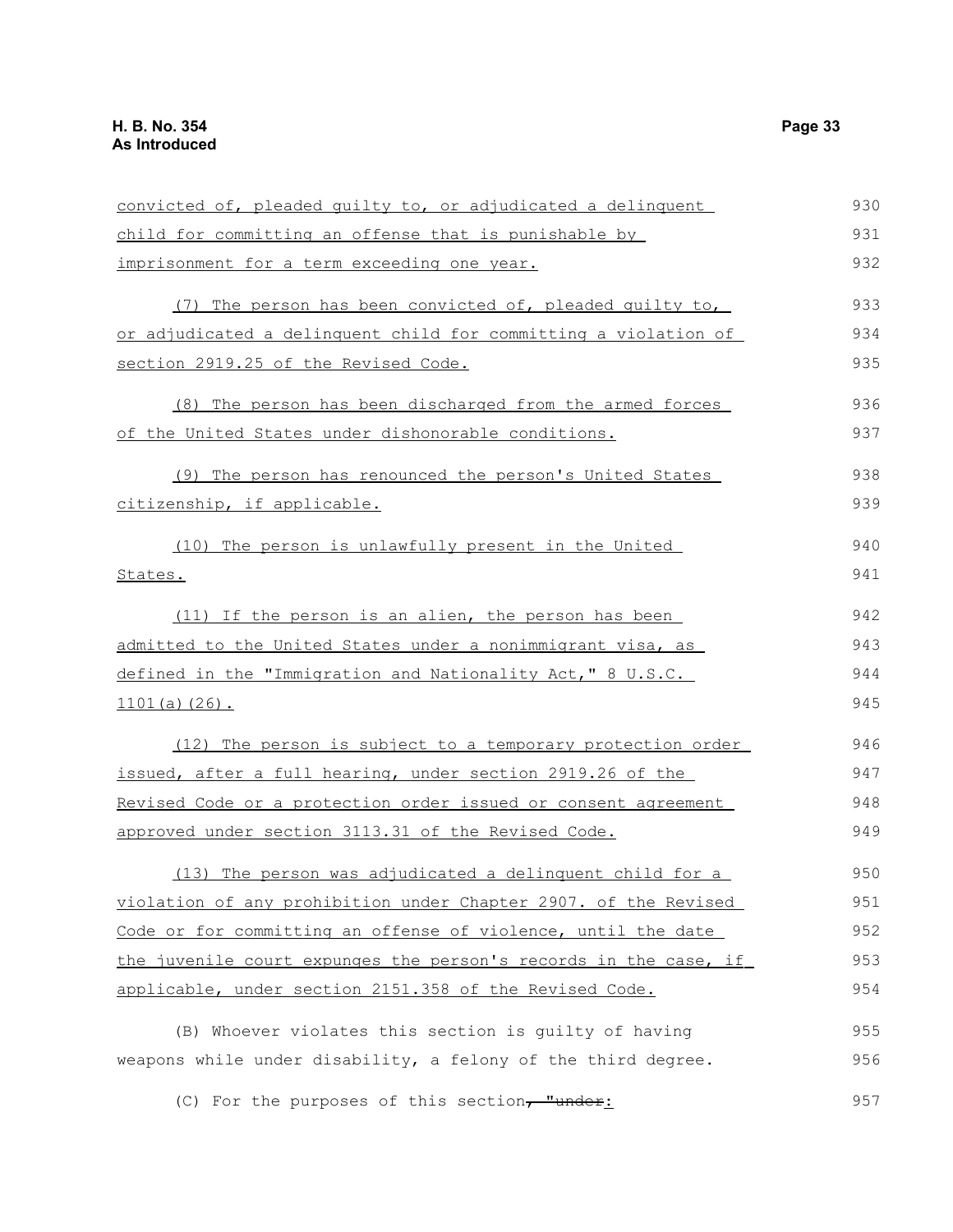convicted of, pleaded guilty to, or adjudicated a delinquent child for committing an offense that is punishable by imprisonment for a term exceeding one year.

(7) The person has been convicted of, pleaded guilty to, or adjudicated a delinquent child for committing a violation of section 2919.25 of the Revised Code.

(8) The person has been discharged from the armed forces of the United States under dishonorable conditions.

(9) The person has renounced the person's United States citizenship, if applicable.

(10) The person is unlawfully present in the United States.

(11) If the person is an alien, the person has been admitted to the United States under a nonimmigrant visa, as defined in the "Immigration and Nationality Act," 8 U.S.C. 1101(a)(26).

(12) The person is subject to a temporary protection order issued, after a full hearing, under section 2919.26 of the Revised Code or a protection order issued or consent agreement approved under section 3113.31 of the Revised Code.

(13) The person was adjudicated a delinquent child for a violation of any prohibition under Chapter 2907. of the Revised Code or for committing an offense of violence, until the date the juvenile court expunges the person's records in the case, if applicable, under section 2151.358 of the Revised Code.

(B) Whoever violates this section is guilty of having weapons while under disability, a felony of the third degree.

(C) For the purposes of this section, "under: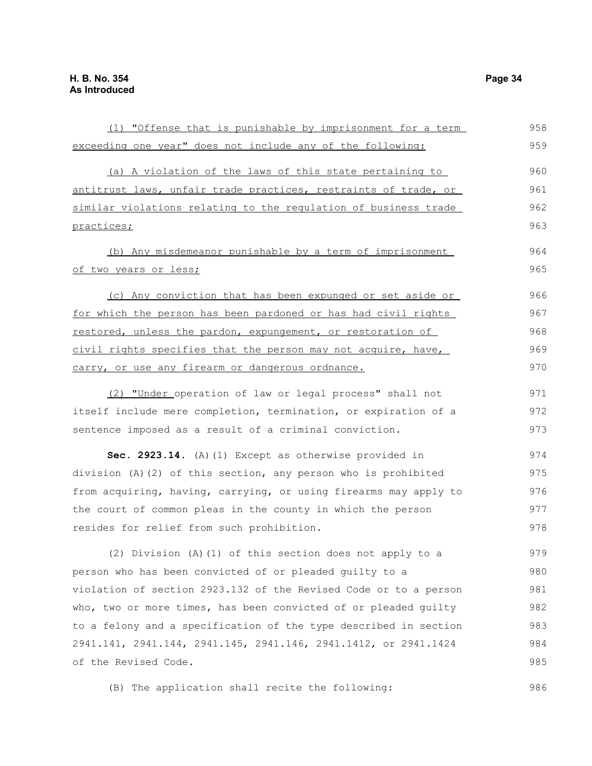(1) "Offense that is punishable by imprisonment for a term exceeding one year" does not include any of the following:

(a) A violation of the laws of this state pertaining to antitrust laws, unfair trade practices, restraints of trade, or similar violations relating to the regulation of business trade practices;

(b) Any misdemeanor punishable by a term of imprisonment of two years or less;

(c) Any conviction that has been expunged or set aside or for which the person has been pardoned or has had civil rights restored, unless the pardon, expungement, or restoration of civil rights specifies that the person may not acquire, have, carry, or use any firearm or dangerous ordnance.

(2) "Under operation of law or legal process" shall not itself include mere completion, termination, or expiration of a sentence imposed as a result of a criminal conviction.

**Sec. 2923.14.** (A)(1) Except as otherwise provided in division (A)(2) of this section, any person who is prohibited from acquiring, having, carrying, or using firearms may apply to the court of common pleas in the county in which the person resides for relief from such prohibition.

(2) Division (A)(1) of this section does not apply to a person who has been convicted of or pleaded guilty to a violation of section 2923.132 of the Revised Code or to a person who, two or more times, has been convicted of or pleaded guilty to a felony and a specification of the type described in section 2941.141, 2941.144, 2941.145, 2941.146, 2941.1412, or 2941.1424 of the Revised Code.

(B) The application shall recite the following: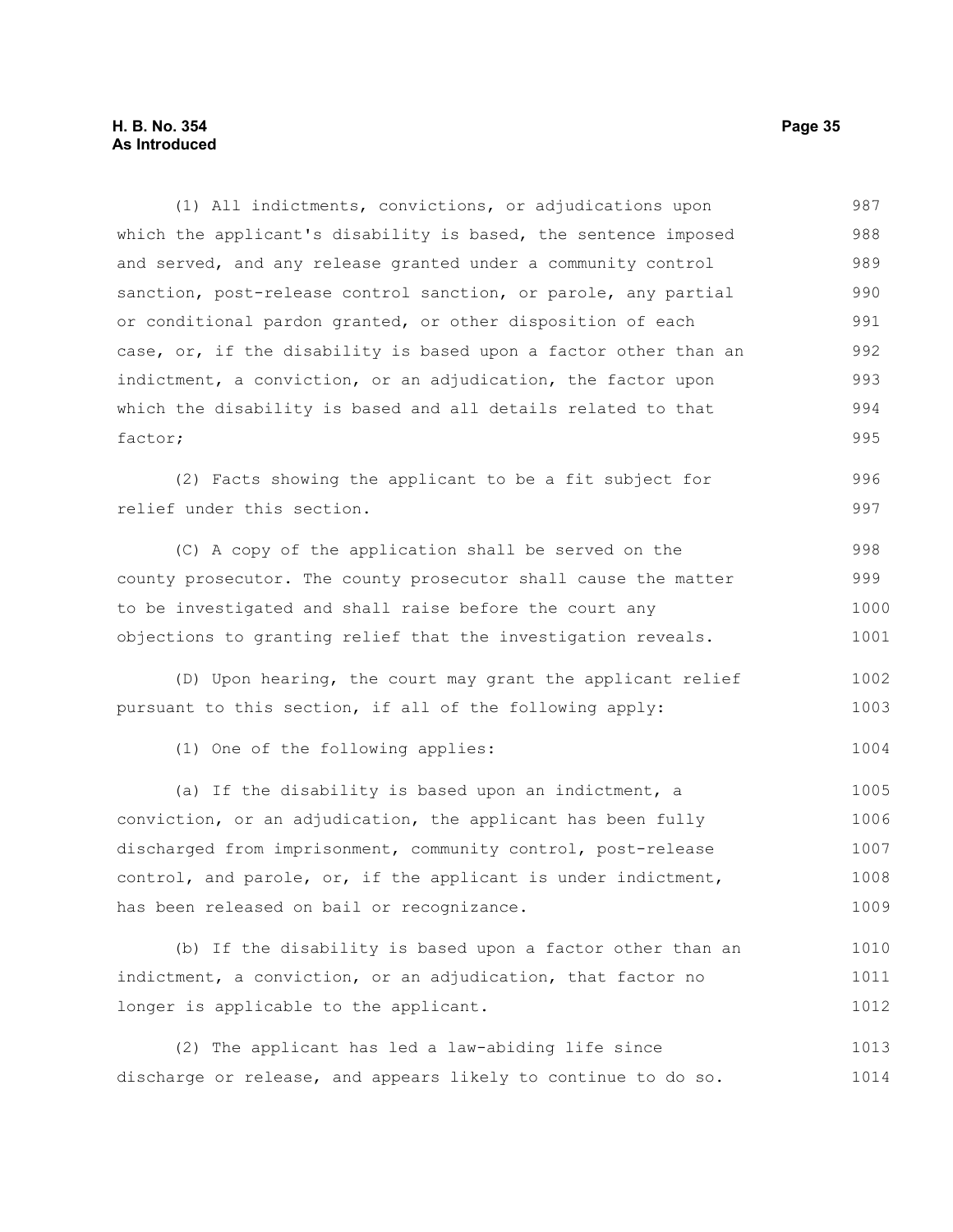(1) All indictments, convictions, or adjudications upon which the applicant's disability is based, the sentence imposed and served, and any release granted under a community control sanction, post-release control sanction, or parole, any partial or conditional pardon granted, or other disposition of each case, or, if the disability is based upon a factor other than an indictment, a conviction, or an adjudication, the factor upon which the disability is based and all details related to that factor;

(2) Facts showing the applicant to be a fit subject for relief under this section.

(C) A copy of the application shall be served on the county prosecutor. The county prosecutor shall cause the matter to be investigated and shall raise before the court any objections to granting relief that the investigation reveals.

(D) Upon hearing, the court may grant the applicant relief pursuant to this section, if all of the following apply:

(1) One of the following applies:

(a) If the disability is based upon an indictment, a conviction, or an adjudication, the applicant has been fully discharged from imprisonment, community control, post-release control, and parole, or, if the applicant is under indictment, has been released on bail or recognizance.

(b) If the disability is based upon a factor other than an indictment, a conviction, or an adjudication, that factor no longer is applicable to the applicant.

(2) The applicant has led a law-abiding life since discharge or release, and appears likely to continue to do so.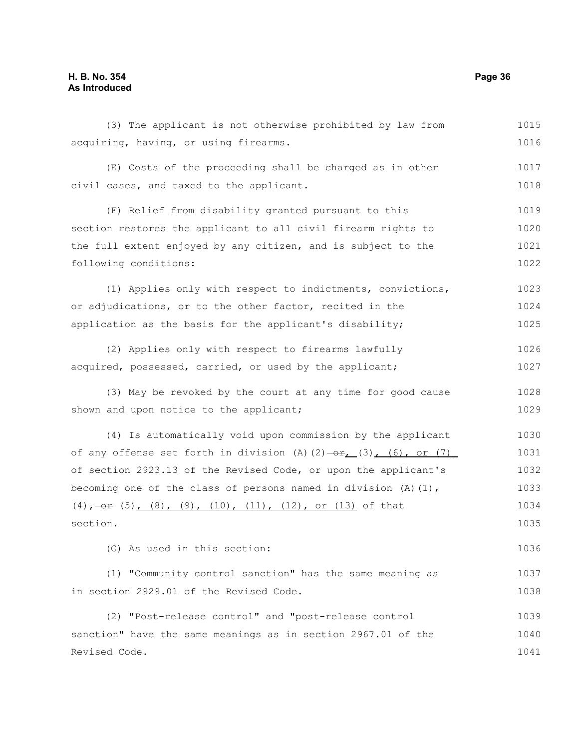(3) The applicant is not otherwise prohibited by law from acquiring, having, or using firearms.

(E) Costs of the proceeding shall be charged as in other civil cases, and taxed to the applicant.

(F) Relief from disability granted pursuant to this section restores the applicant to all civil firearm rights to the full extent enjoyed by any citizen, and is subject to the following conditions:

(1) Applies only with respect to indictments, convictions, or adjudications, or to the other factor, recited in the application as the basis for the applicant's disability;

(2) Applies only with respect to firearms lawfully acquired, possessed, carried, or used by the applicant;

(3) May be revoked by the court at any time for good cause shown and upon notice to the applicant;

(4) Is automatically void upon commission by the applicant of any offense set forth in division (A)(2) ~~or~~, (3), (6), or (7) of section 2923.13 of the Revised Code, or upon the applicant's becoming one of the class of persons named in division (A)(1), (4), ~~or~~ (5), (8), (9), (10), (11), (12), or (13) of that section.

(G) As used in this section:

(1) "Community control sanction" has the same meaning as in section 2929.01 of the Revised Code.

(2) "Post-release control" and "post-release control sanction" have the same meanings as in section 2967.01 of the Revised Code.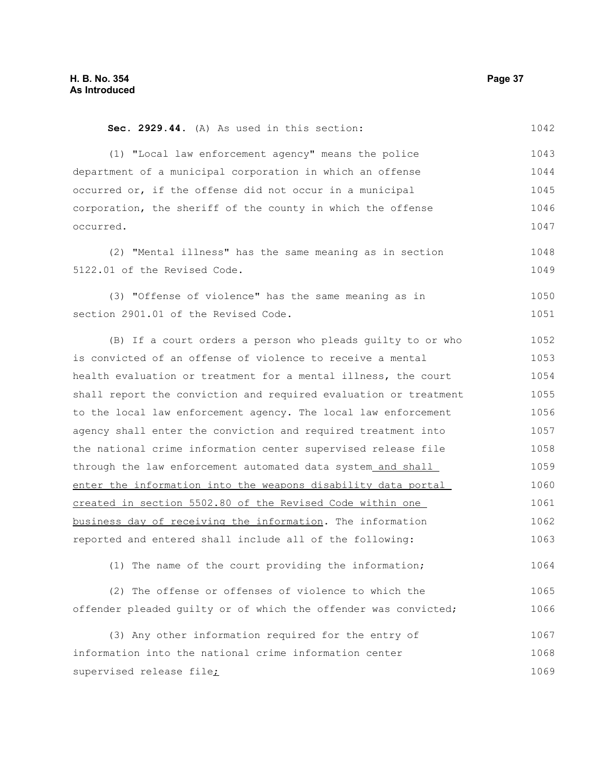**Sec. 2929.44.** (A) As used in this section:

(1) "Local law enforcement agency" means the police department of a municipal corporation in which an offense occurred or, if the offense did not occur in a municipal corporation, the sheriff of the county in which the offense occurred.

(2) "Mental illness" has the same meaning as in section 5122.01 of the Revised Code.

(3) "Offense of violence" has the same meaning as in section 2901.01 of the Revised Code.

(B) If a court orders a person who pleads guilty to or who is convicted of an offense of violence to receive a mental health evaluation or treatment for a mental illness, the court shall report the conviction and required evaluation or treatment to the local law enforcement agency. The local law enforcement agency shall enter the conviction and required treatment into the national crime information center supervised release file through the law enforcement automated data system and shall enter the information into the weapons disability data portal created in section 5502.80 of the Revised Code within one business day of receiving the information. The information reported and entered shall include all of the following:

(1) The name of the court providing the information;

(2) The offense or offenses of violence to which the offender pleaded guilty or of which the offender was convicted;

(3) Any other information required for the entry of information into the national crime information center supervised release file;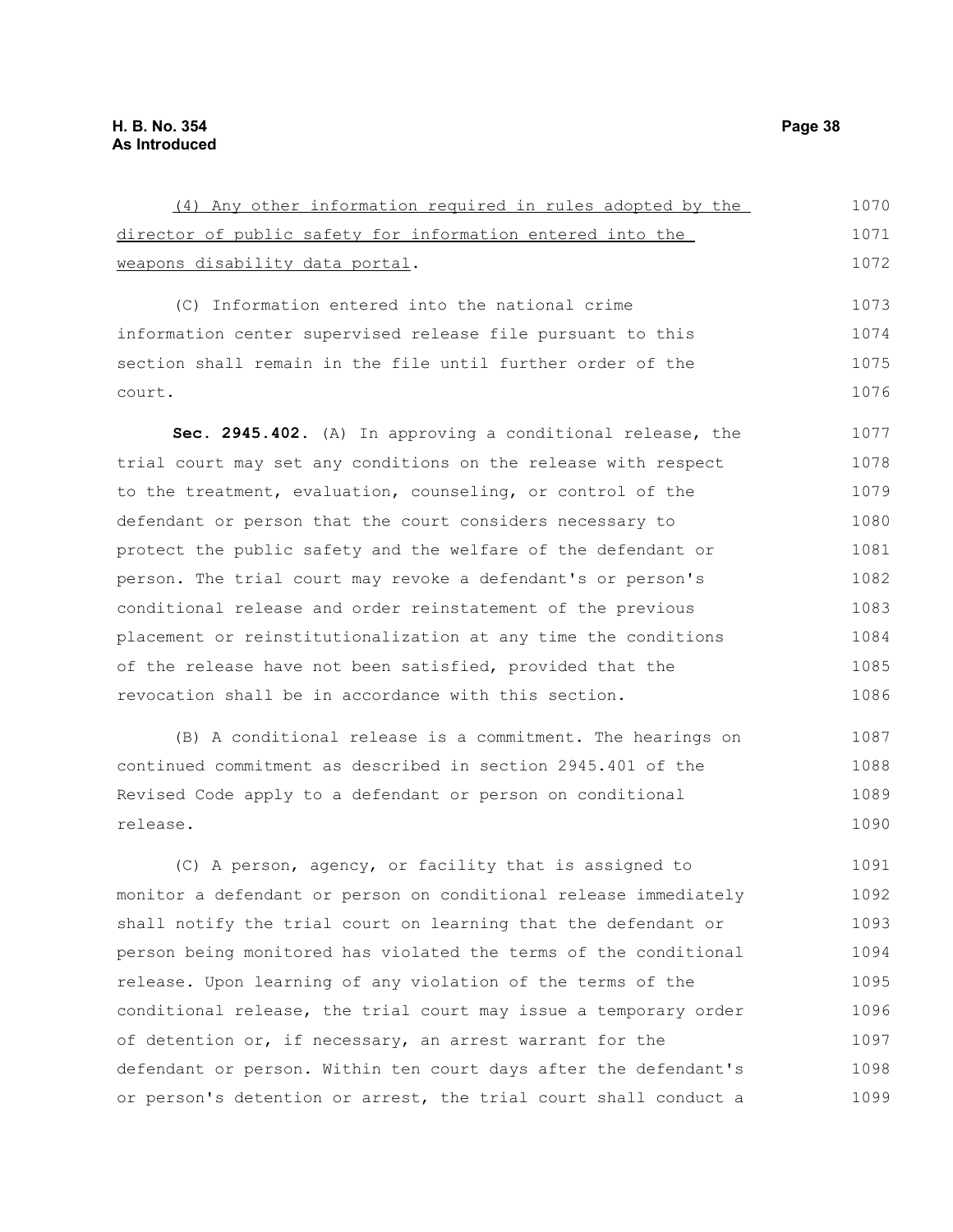(4) Any other information required in rules adopted by the director of public safety for information entered into the weapons disability data portal.

(C) Information entered into the national crime information center supervised release file pursuant to this section shall remain in the file until further order of the court.

**Sec. 2945.402.** (A) In approving a conditional release, the trial court may set any conditions on the release with respect to the treatment, evaluation, counseling, or control of the defendant or person that the court considers necessary to protect the public safety and the welfare of the defendant or person. The trial court may revoke a defendant's or person's conditional release and order reinstatement of the previous placement or reinstitutionalization at any time the conditions of the release have not been satisfied, provided that the revocation shall be in accordance with this section.

(B) A conditional release is a commitment. The hearings on continued commitment as described in section 2945.401 of the Revised Code apply to a defendant or person on conditional release.

(C) A person, agency, or facility that is assigned to monitor a defendant or person on conditional release immediately shall notify the trial court on learning that the defendant or person being monitored has violated the terms of the conditional release. Upon learning of any violation of the terms of the conditional release, the trial court may issue a temporary order of detention or, if necessary, an arrest warrant for the defendant or person. Within ten court days after the defendant's or person's detention or arrest, the trial court shall conduct a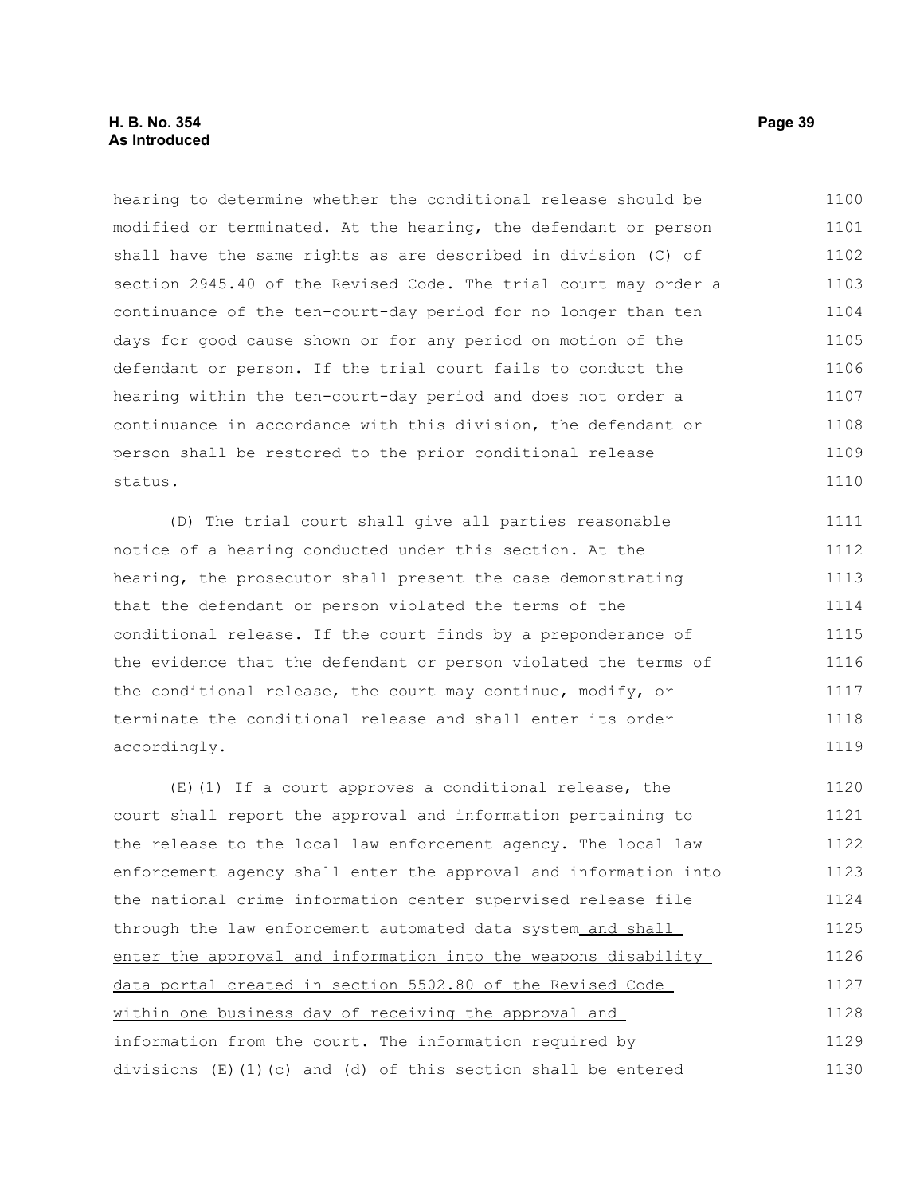hearing to determine whether the conditional release should be modified or terminated. At the hearing, the defendant or person shall have the same rights as are described in division (C) of section 2945.40 of the Revised Code. The trial court may order a continuance of the ten-court-day period for no longer than ten days for good cause shown or for any period on motion of the defendant or person. If the trial court fails to conduct the hearing within the ten-court-day period and does not order a continuance in accordance with this division, the defendant or person shall be restored to the prior conditional release status.

(D) The trial court shall give all parties reasonable notice of a hearing conducted under this section. At the hearing, the prosecutor shall present the case demonstrating that the defendant or person violated the terms of the conditional release. If the court finds by a preponderance of the evidence that the defendant or person violated the terms of the conditional release, the court may continue, modify, or terminate the conditional release and shall enter its order accordingly.

(E)(1) If a court approves a conditional release, the court shall report the approval and information pertaining to the release to the local law enforcement agency. The local law enforcement agency shall enter the approval and information into the national crime information center supervised release file through the law enforcement automated data system and shall enter the approval and information into the weapons disability data portal created in section 5502.80 of the Revised Code within one business day of receiving the approval and information from the court. The information required by divisions (E)(1)(c) and (d) of this section shall be entered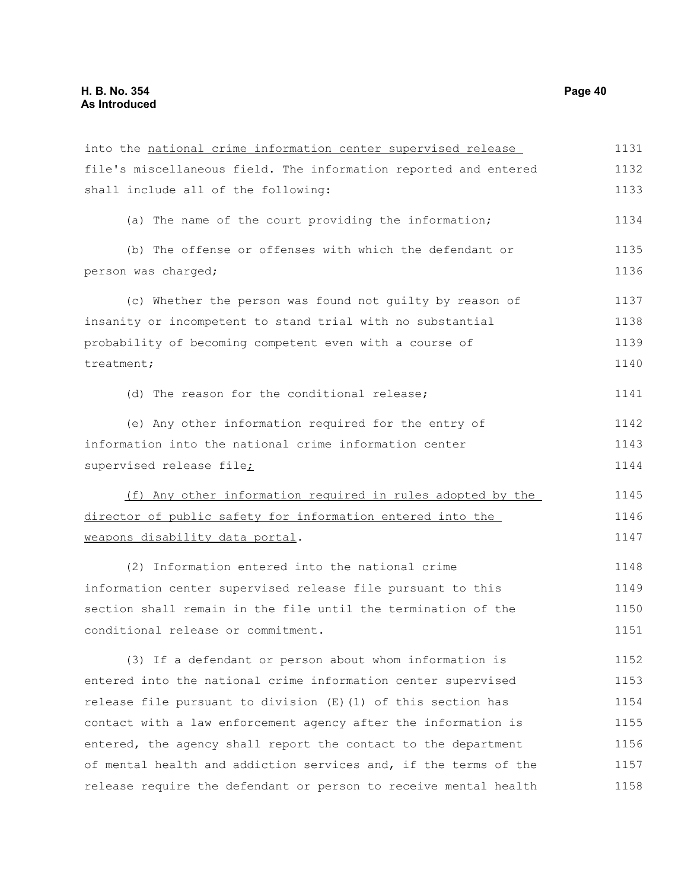into the national crime information center supervised release file's miscellaneous field. The information reported and entered shall include all of the following:

(a) The name of the court providing the information;

(b) The offense or offenses with which the defendant or person was charged;

(c) Whether the person was found not guilty by reason of insanity or incompetent to stand trial with no substantial probability of becoming competent even with a course of treatment;

(d) The reason for the conditional release;

(e) Any other information required for the entry of information into the national crime information center supervised release file;

(f) Any other information required in rules adopted by the director of public safety for information entered into the weapons disability data portal.

(2) Information entered into the national crime information center supervised release file pursuant to this section shall remain in the file until the termination of the conditional release or commitment.

(3) If a defendant or person about whom information is entered into the national crime information center supervised release file pursuant to division (E)(1) of this section has contact with a law enforcement agency after the information is entered, the agency shall report the contact to the department of mental health and addiction services and, if the terms of the release require the defendant or person to receive mental health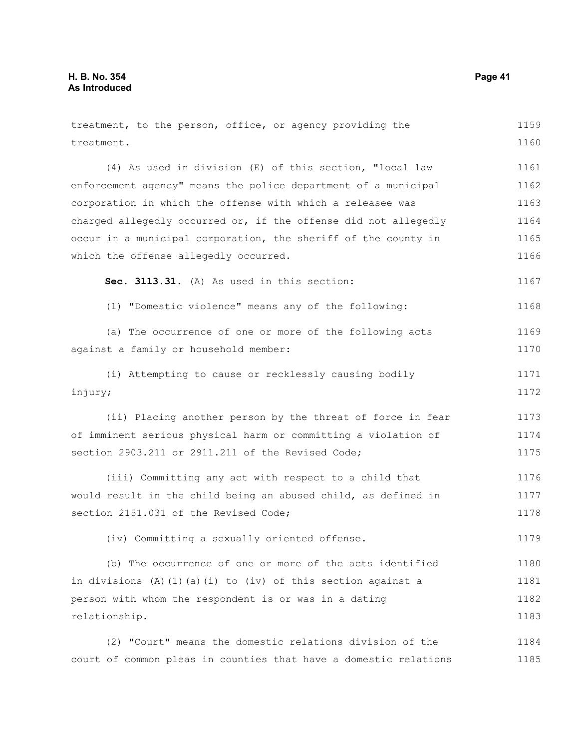treatment, to the person, office, or agency providing the treatment.

(4) As used in division (E) of this section, "local law enforcement agency" means the police department of a municipal corporation in which the offense with which a releasee was charged allegedly occurred or, if the offense did not allegedly occur in a municipal corporation, the sheriff of the county in which the offense allegedly occurred.

**Sec. 3113.31.** (A) As used in this section:

(1) "Domestic violence" means any of the following:

(a) The occurrence of one or more of the following acts against a family or household member:

(i) Attempting to cause or recklessly causing bodily injury;

(ii) Placing another person by the threat of force in fear of imminent serious physical harm or committing a violation of section 2903.211 or 2911.211 of the Revised Code;

(iii) Committing any act with respect to a child that would result in the child being an abused child, as defined in section 2151.031 of the Revised Code;

(iv) Committing a sexually oriented offense.

(b) The occurrence of one or more of the acts identified in divisions (A)(1)(a)(i) to (iv) of this section against a person with whom the respondent is or was in a dating relationship.

(2) "Court" means the domestic relations division of the court of common pleas in counties that have a domestic relations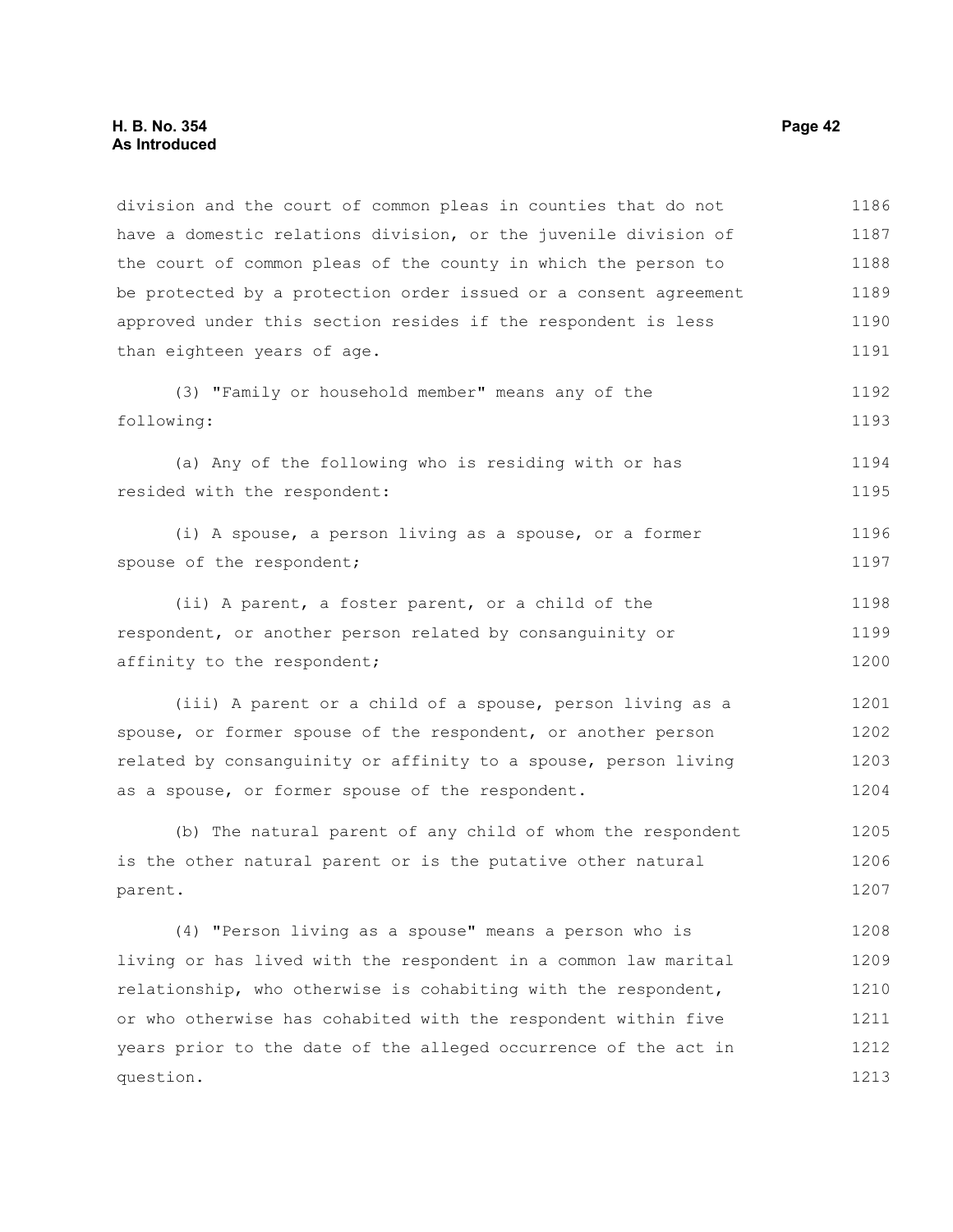division and the court of common pleas in counties that do not have a domestic relations division, or the juvenile division of the court of common pleas of the county in which the person to be protected by a protection order issued or a consent agreement approved under this section resides if the respondent is less than eighteen years of age.

(3) "Family or household member" means any of the following:

(a) Any of the following who is residing with or has resided with the respondent:

(i) A spouse, a person living as a spouse, or a former spouse of the respondent;

(ii) A parent, a foster parent, or a child of the respondent, or another person related by consanguinity or affinity to the respondent;

(iii) A parent or a child of a spouse, person living as a spouse, or former spouse of the respondent, or another person related by consanguinity or affinity to a spouse, person living as a spouse, or former spouse of the respondent.

(b) The natural parent of any child of whom the respondent is the other natural parent or is the putative other natural parent.

(4) "Person living as a spouse" means a person who is living or has lived with the respondent in a common law marital relationship, who otherwise is cohabiting with the respondent, or who otherwise has cohabited with the respondent within five years prior to the date of the alleged occurrence of the act in question.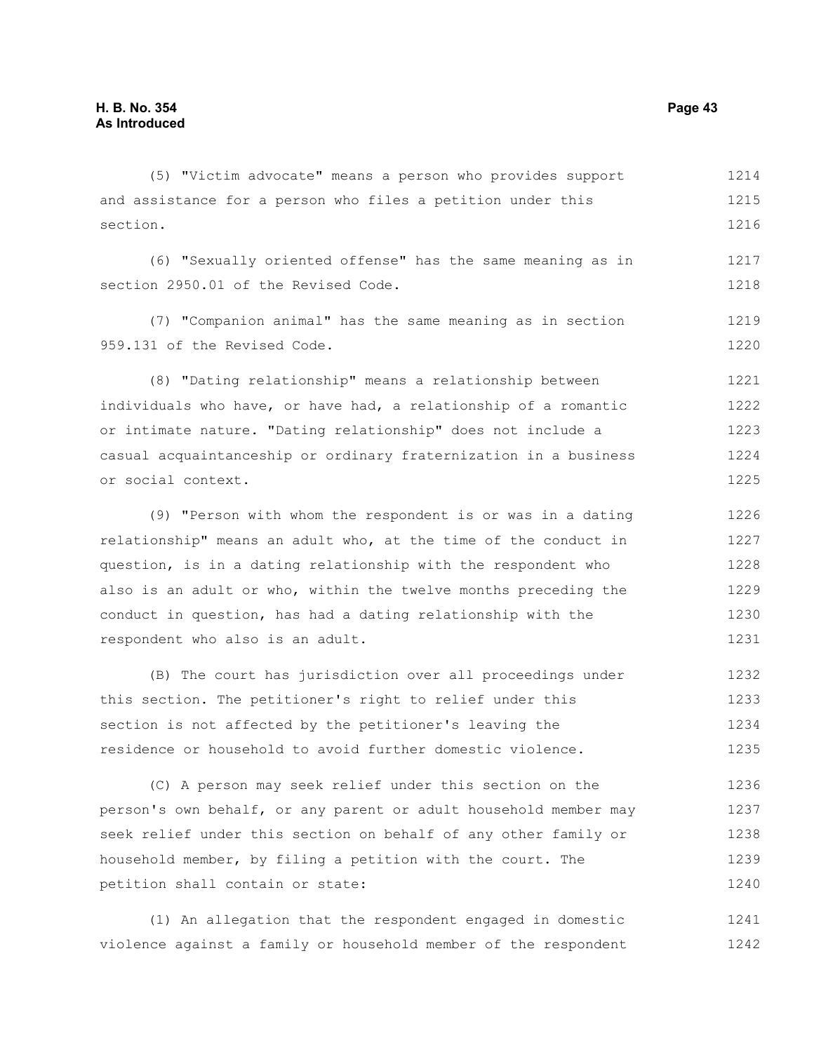(5) "Victim advocate" means a person who provides support and assistance for a person who files a petition under this section.

(6) "Sexually oriented offense" has the same meaning as in section 2950.01 of the Revised Code.

(7) "Companion animal" has the same meaning as in section 959.131 of the Revised Code.

(8) "Dating relationship" means a relationship between individuals who have, or have had, a relationship of a romantic or intimate nature. "Dating relationship" does not include a casual acquaintanceship or ordinary fraternization in a business or social context.

(9) "Person with whom the respondent is or was in a dating relationship" means an adult who, at the time of the conduct in question, is in a dating relationship with the respondent who also is an adult or who, within the twelve months preceding the conduct in question, has had a dating relationship with the respondent who also is an adult.

(B) The court has jurisdiction over all proceedings under this section. The petitioner's right to relief under this section is not affected by the petitioner's leaving the residence or household to avoid further domestic violence.

(C) A person may seek relief under this section on the person's own behalf, or any parent or adult household member may seek relief under this section on behalf of any other family or household member, by filing a petition with the court. The petition shall contain or state:

(1) An allegation that the respondent engaged in domestic violence against a family or household member of the respondent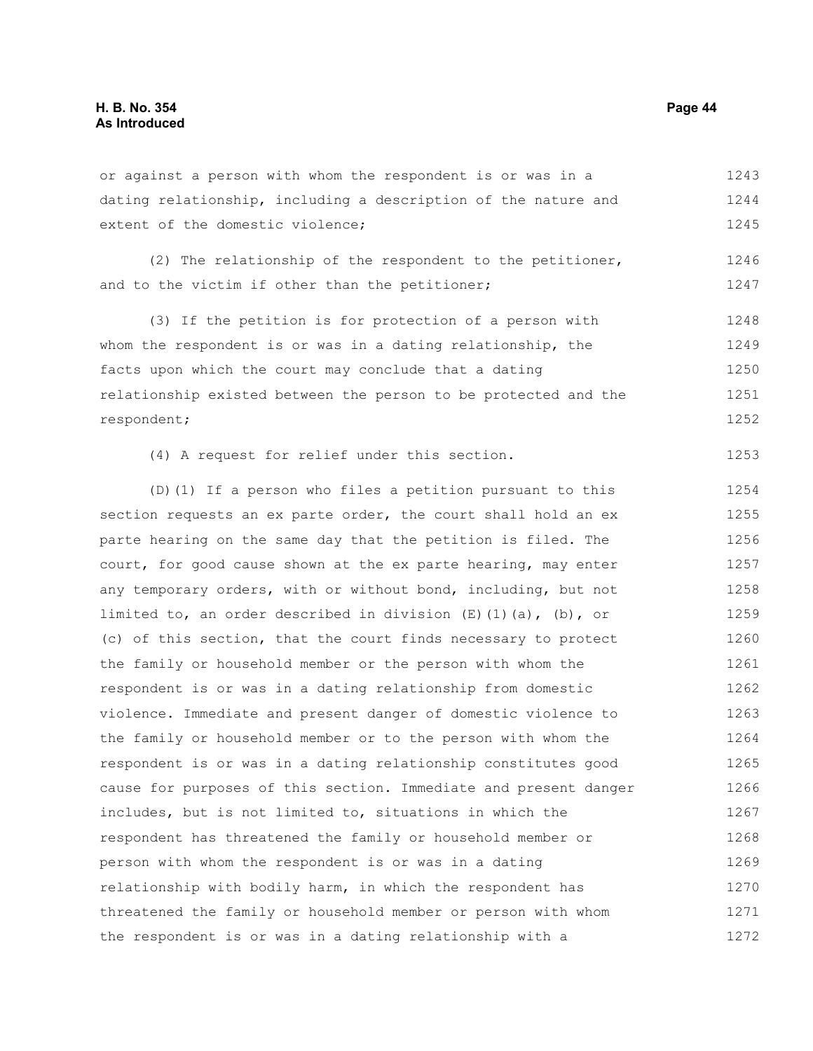or against a person with whom the respondent is or was in a dating relationship, including a description of the nature and extent of the domestic violence;

(2) The relationship of the respondent to the petitioner, and to the victim if other than the petitioner;

(3) If the petition is for protection of a person with whom the respondent is or was in a dating relationship, the facts upon which the court may conclude that a dating relationship existed between the person to be protected and the respondent;

(4) A request for relief under this section.

(D)(1) If a person who files a petition pursuant to this section requests an ex parte order, the court shall hold an ex parte hearing on the same day that the petition is filed. The court, for good cause shown at the ex parte hearing, may enter any temporary orders, with or without bond, including, but not limited to, an order described in division (E)(1)(a), (b), or (c) of this section, that the court finds necessary to protect the family or household member or the person with whom the respondent is or was in a dating relationship from domestic violence. Immediate and present danger of domestic violence to the family or household member or to the person with whom the respondent is or was in a dating relationship constitutes good cause for purposes of this section. Immediate and present danger includes, but is not limited to, situations in which the respondent has threatened the family or household member or person with whom the respondent is or was in a dating relationship with bodily harm, in which the respondent has threatened the family or household member or person with whom the respondent is or was in a dating relationship with a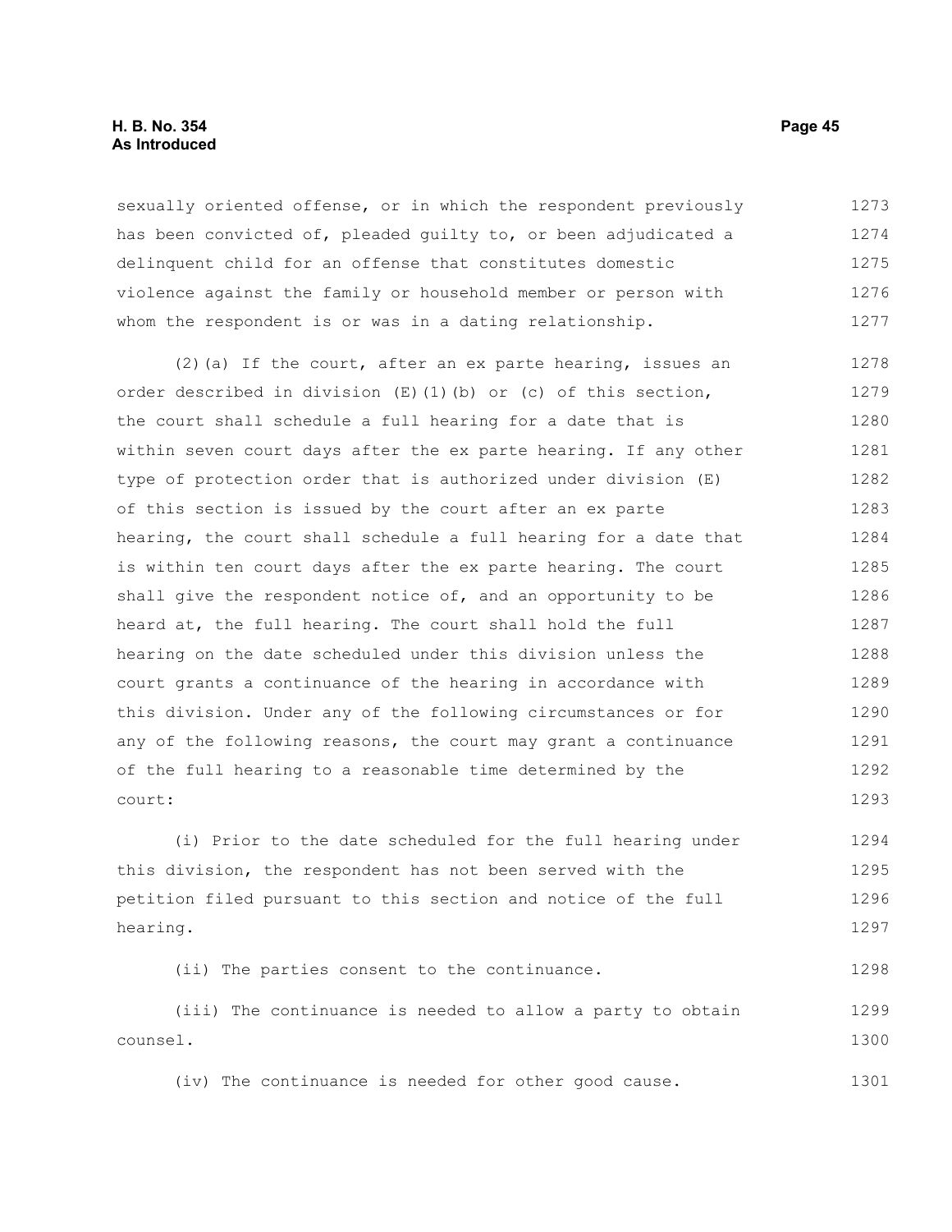sexually oriented offense, or in which the respondent previously has been convicted of, pleaded guilty to, or been adjudicated a delinquent child for an offense that constitutes domestic violence against the family or household member or person with whom the respondent is or was in a dating relationship.

(2)(a) If the court, after an ex parte hearing, issues an order described in division (E)(1)(b) or (c) of this section, the court shall schedule a full hearing for a date that is within seven court days after the ex parte hearing. If any other type of protection order that is authorized under division (E) of this section is issued by the court after an ex parte hearing, the court shall schedule a full hearing for a date that is within ten court days after the ex parte hearing. The court shall give the respondent notice of, and an opportunity to be heard at, the full hearing. The court shall hold the full hearing on the date scheduled under this division unless the court grants a continuance of the hearing in accordance with this division. Under any of the following circumstances or for any of the following reasons, the court may grant a continuance of the full hearing to a reasonable time determined by the court:

(i) Prior to the date scheduled for the full hearing under this division, the respondent has not been served with the petition filed pursuant to this section and notice of the full hearing.

(ii) The parties consent to the continuance.

(iii) The continuance is needed to allow a party to obtain counsel.

(iv) The continuance is needed for other good cause.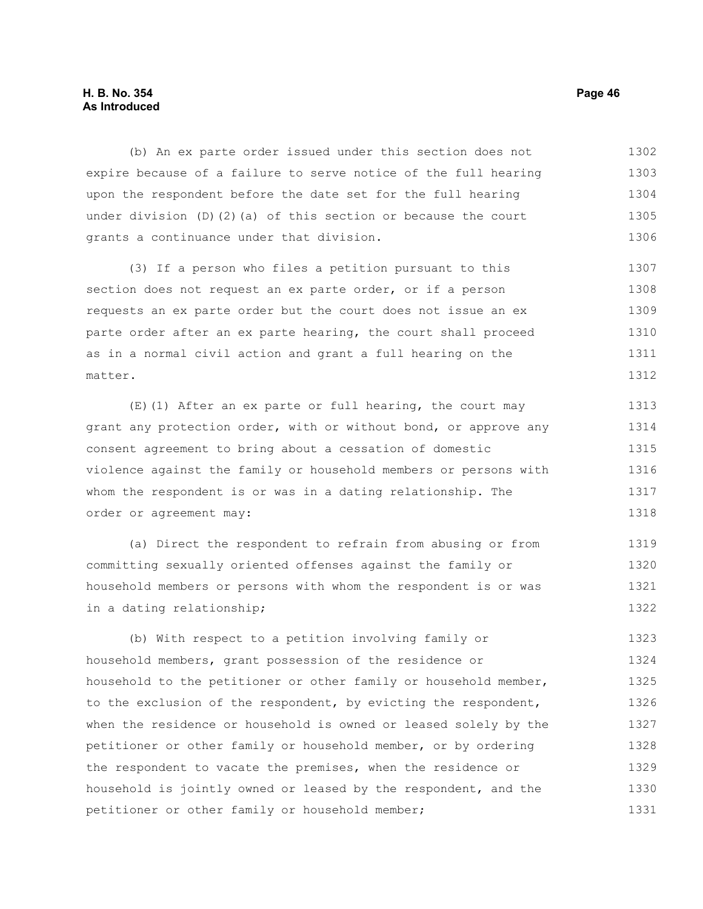(b) An ex parte order issued under this section does not expire because of a failure to serve notice of the full hearing upon the respondent before the date set for the full hearing under division (D)(2)(a) of this section or because the court grants a continuance under that division.

(3) If a person who files a petition pursuant to this section does not request an ex parte order, or if a person requests an ex parte order but the court does not issue an ex parte order after an ex parte hearing, the court shall proceed as in a normal civil action and grant a full hearing on the matter.

(E)(1) After an ex parte or full hearing, the court may grant any protection order, with or without bond, or approve any consent agreement to bring about a cessation of domestic violence against the family or household members or persons with whom the respondent is or was in a dating relationship. The order or agreement may:

(a) Direct the respondent to refrain from abusing or from committing sexually oriented offenses against the family or household members or persons with whom the respondent is or was in a dating relationship;

(b) With respect to a petition involving family or household members, grant possession of the residence or household to the petitioner or other family or household member, to the exclusion of the respondent, by evicting the respondent, when the residence or household is owned or leased solely by the petitioner or other family or household member, or by ordering the respondent to vacate the premises, when the residence or household is jointly owned or leased by the respondent, and the petitioner or other family or household member;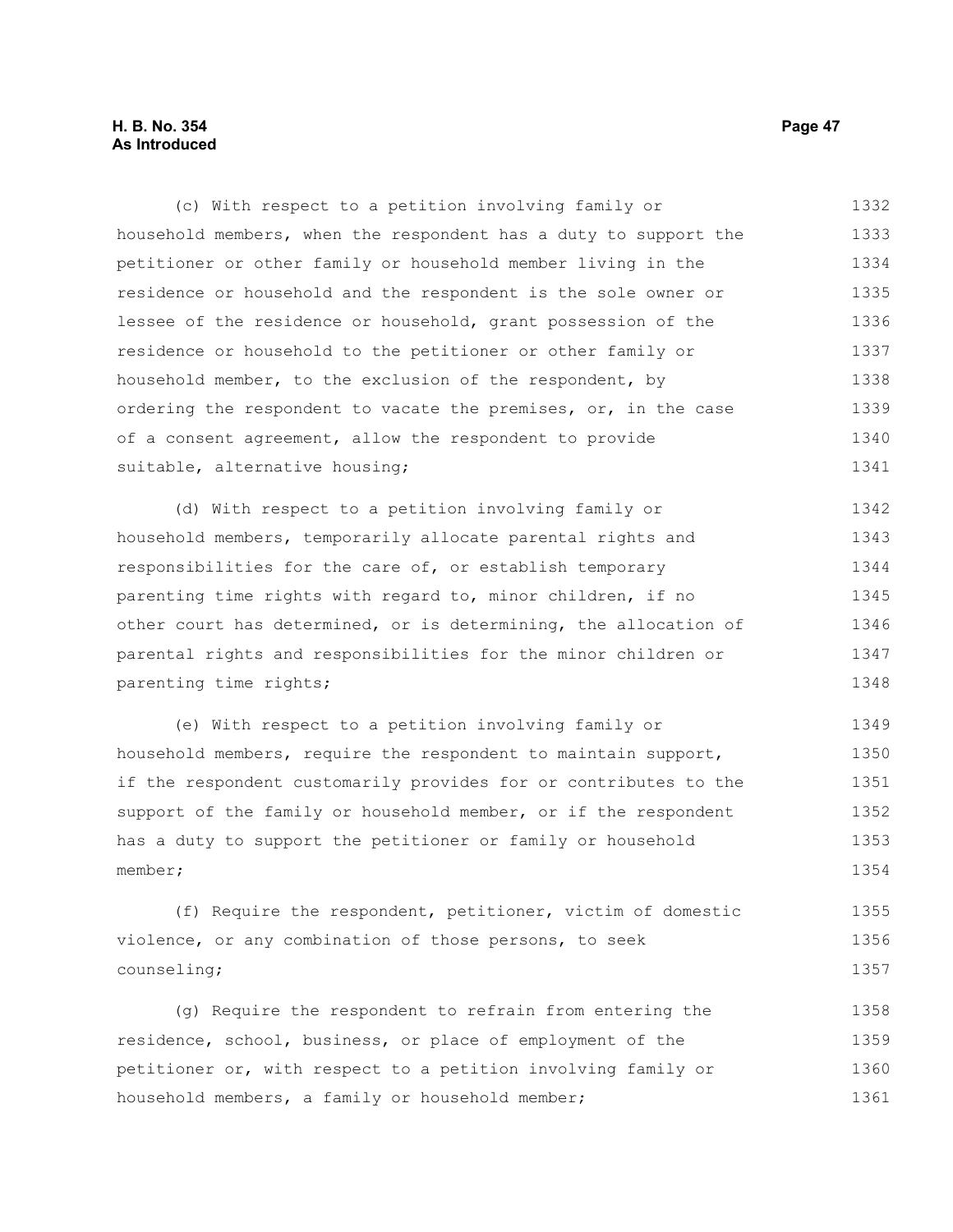(c) With respect to a petition involving family or household members, when the respondent has a duty to support the petitioner or other family or household member living in the residence or household and the respondent is the sole owner or lessee of the residence or household, grant possession of the residence or household to the petitioner or other family or household member, to the exclusion of the respondent, by ordering the respondent to vacate the premises, or, in the case of a consent agreement, allow the respondent to provide suitable, alternative housing;

(d) With respect to a petition involving family or household members, temporarily allocate parental rights and responsibilities for the care of, or establish temporary parenting time rights with regard to, minor children, if no other court has determined, or is determining, the allocation of parental rights and responsibilities for the minor children or parenting time rights;

(e) With respect to a petition involving family or household members, require the respondent to maintain support, if the respondent customarily provides for or contributes to the support of the family or household member, or if the respondent has a duty to support the petitioner or family or household member;

(f) Require the respondent, petitioner, victim of domestic violence, or any combination of those persons, to seek counseling;

(g) Require the respondent to refrain from entering the residence, school, business, or place of employment of the petitioner or, with respect to a petition involving family or household members, a family or household member;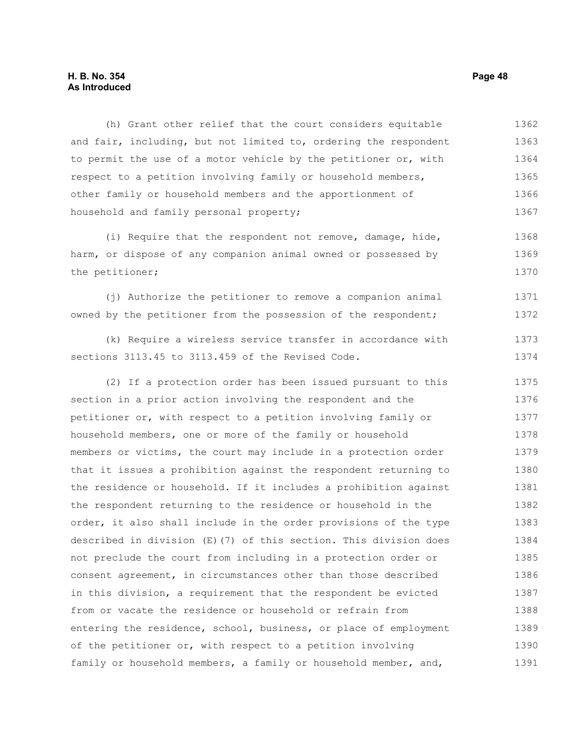(h) Grant other relief that the court considers equitable and fair, including, but not limited to, ordering the respondent to permit the use of a motor vehicle by the petitioner or, with respect to a petition involving family or household members, other family or household members and the apportionment of household and family personal property;

(i) Require that the respondent not remove, damage, hide, harm, or dispose of any companion animal owned or possessed by the petitioner;

(j) Authorize the petitioner to remove a companion animal owned by the petitioner from the possession of the respondent;

(k) Require a wireless service transfer in accordance with sections 3113.45 to 3113.459 of the Revised Code.

(2) If a protection order has been issued pursuant to this section in a prior action involving the respondent and the petitioner or, with respect to a petition involving family or household members, one or more of the family or household members or victims, the court may include in a protection order that it issues a prohibition against the respondent returning to the residence or household. If it includes a prohibition against the respondent returning to the residence or household in the order, it also shall include in the order provisions of the type described in division (E)(7) of this section. This division does not preclude the court from including in a protection order or consent agreement, in circumstances other than those described in this division, a requirement that the respondent be evicted from or vacate the residence or household or refrain from entering the residence, school, business, or place of employment of the petitioner or, with respect to a petition involving family or household members, a family or household member, and,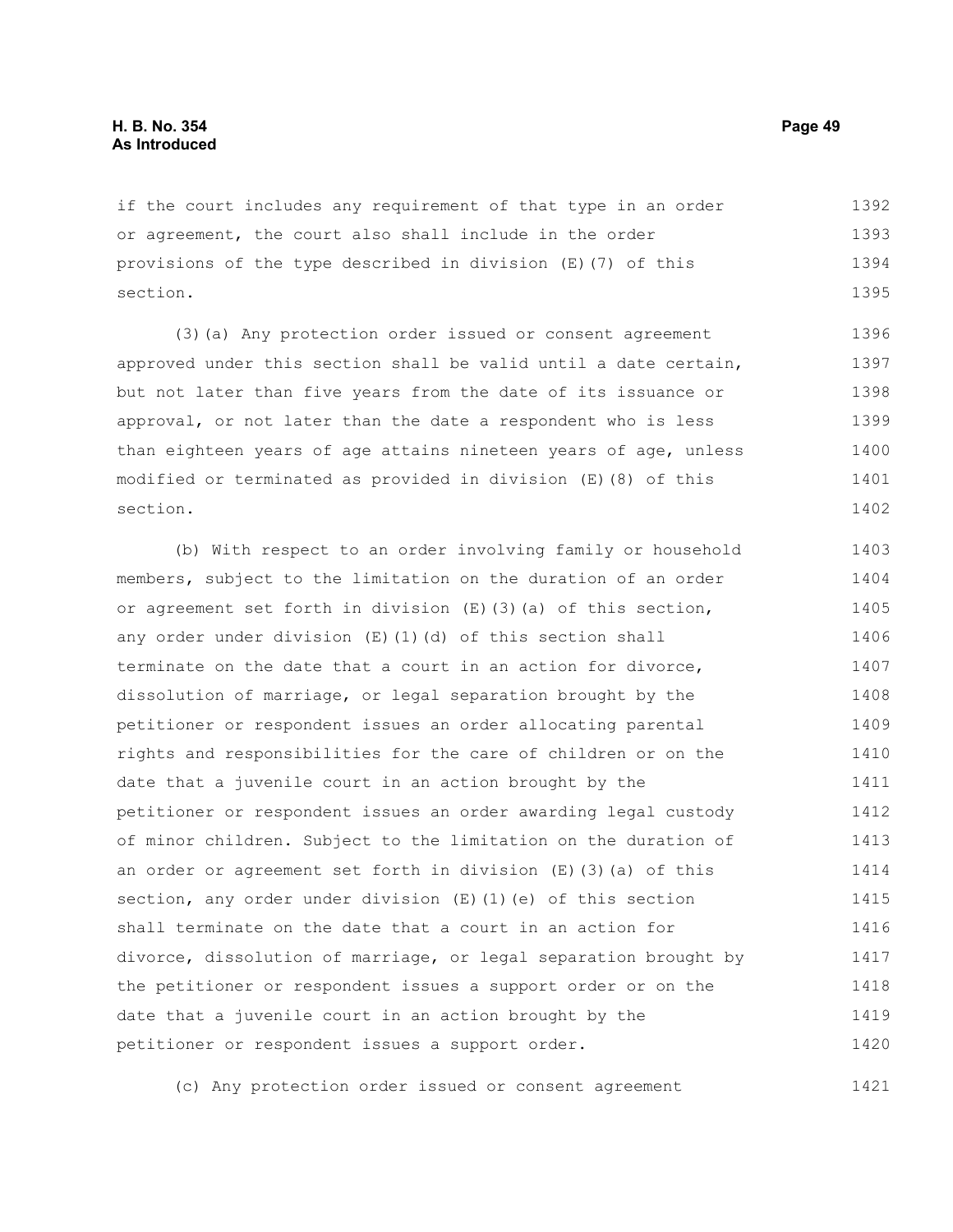if the court includes any requirement of that type in an order or agreement, the court also shall include in the order provisions of the type described in division (E)(7) of this section.

(3)(a) Any protection order issued or consent agreement approved under this section shall be valid until a date certain, but not later than five years from the date of its issuance or approval, or not later than the date a respondent who is less than eighteen years of age attains nineteen years of age, unless modified or terminated as provided in division (E)(8) of this section.

(b) With respect to an order involving family or household members, subject to the limitation on the duration of an order or agreement set forth in division (E)(3)(a) of this section, any order under division (E)(1)(d) of this section shall terminate on the date that a court in an action for divorce, dissolution of marriage, or legal separation brought by the petitioner or respondent issues an order allocating parental rights and responsibilities for the care of children or on the date that a juvenile court in an action brought by the petitioner or respondent issues an order awarding legal custody of minor children. Subject to the limitation on the duration of an order or agreement set forth in division (E)(3)(a) of this section, any order under division (E)(1)(e) of this section shall terminate on the date that a court in an action for divorce, dissolution of marriage, or legal separation brought by the petitioner or respondent issues a support order or on the date that a juvenile court in an action brought by the petitioner or respondent issues a support order.

(c) Any protection order issued or consent agreement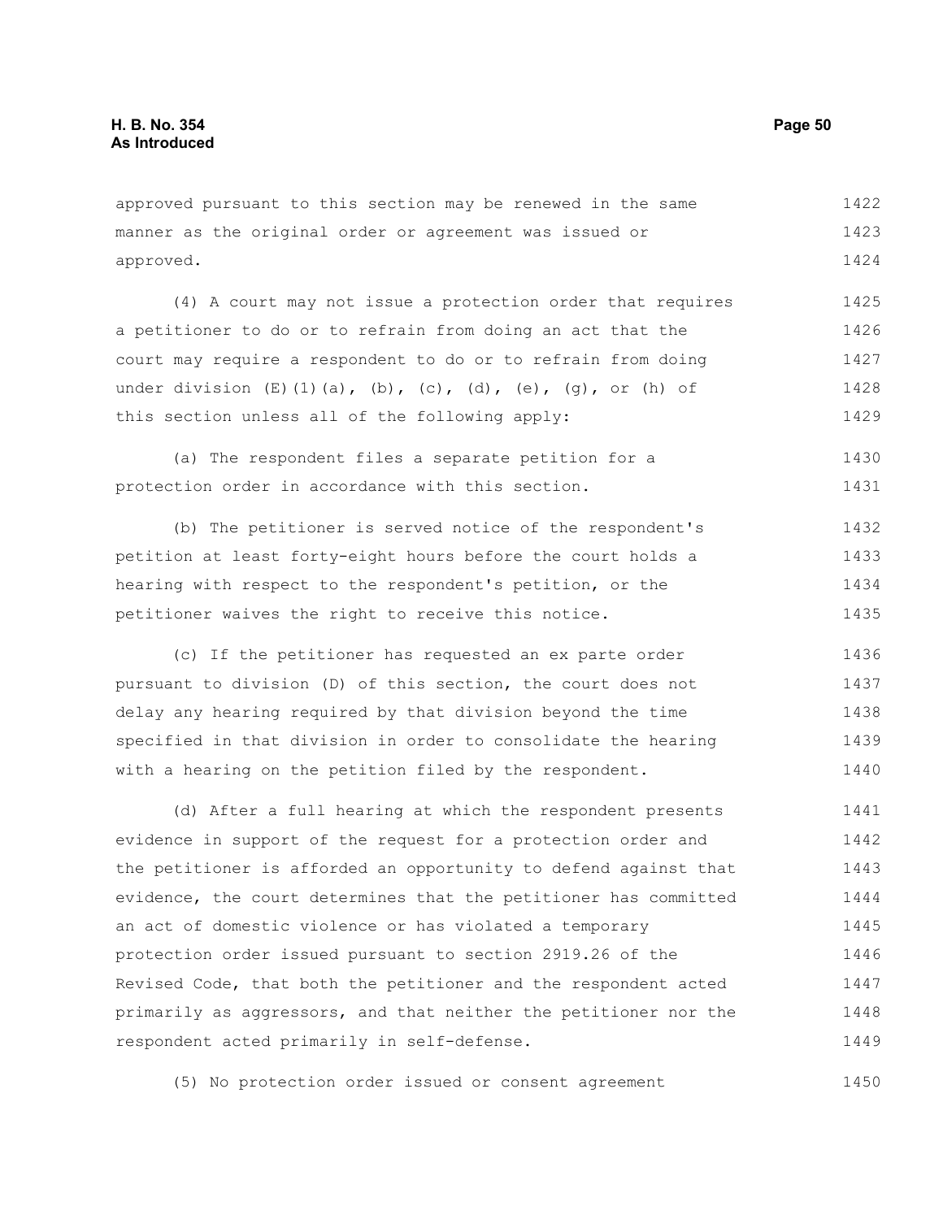approved pursuant to this section may be renewed in the same manner as the original order or agreement was issued or approved.

(4) A court may not issue a protection order that requires a petitioner to do or to refrain from doing an act that the court may require a respondent to do or to refrain from doing under division (E)(1)(a), (b), (c), (d), (e), (g), or (h) of this section unless all of the following apply:

(a) The respondent files a separate petition for a protection order in accordance with this section.

(b) The petitioner is served notice of the respondent's petition at least forty-eight hours before the court holds a hearing with respect to the respondent's petition, or the petitioner waives the right to receive this notice.

(c) If the petitioner has requested an ex parte order pursuant to division (D) of this section, the court does not delay any hearing required by that division beyond the time specified in that division in order to consolidate the hearing with a hearing on the petition filed by the respondent.

(d) After a full hearing at which the respondent presents evidence in support of the request for a protection order and the petitioner is afforded an opportunity to defend against that evidence, the court determines that the petitioner has committed an act of domestic violence or has violated a temporary protection order issued pursuant to section 2919.26 of the Revised Code, that both the petitioner and the respondent acted primarily as aggressors, and that neither the petitioner nor the respondent acted primarily in self-defense.

(5) No protection order issued or consent agreement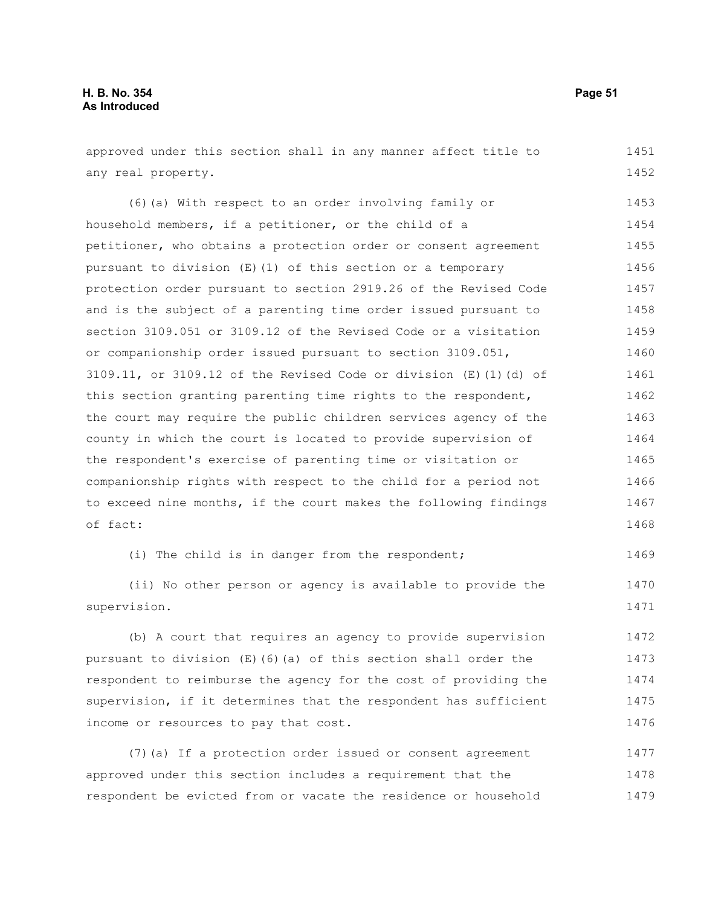approved under this section shall in any manner affect title to any real property.

(6)(a) With respect to an order involving family or household members, if a petitioner, or the child of a petitioner, who obtains a protection order or consent agreement pursuant to division (E)(1) of this section or a temporary protection order pursuant to section 2919.26 of the Revised Code and is the subject of a parenting time order issued pursuant to section 3109.051 or 3109.12 of the Revised Code or a visitation or companionship order issued pursuant to section 3109.051, 3109.11, or 3109.12 of the Revised Code or division (E)(1)(d) of this section granting parenting time rights to the respondent, the court may require the public children services agency of the county in which the court is located to provide supervision of the respondent's exercise of parenting time or visitation or companionship rights with respect to the child for a period not to exceed nine months, if the court makes the following findings of fact:

(i) The child is in danger from the respondent;

(ii) No other person or agency is available to provide the supervision.

(b) A court that requires an agency to provide supervision pursuant to division (E)(6)(a) of this section shall order the respondent to reimburse the agency for the cost of providing the supervision, if it determines that the respondent has sufficient income or resources to pay that cost.

(7)(a) If a protection order issued or consent agreement approved under this section includes a requirement that the respondent be evicted from or vacate the residence or household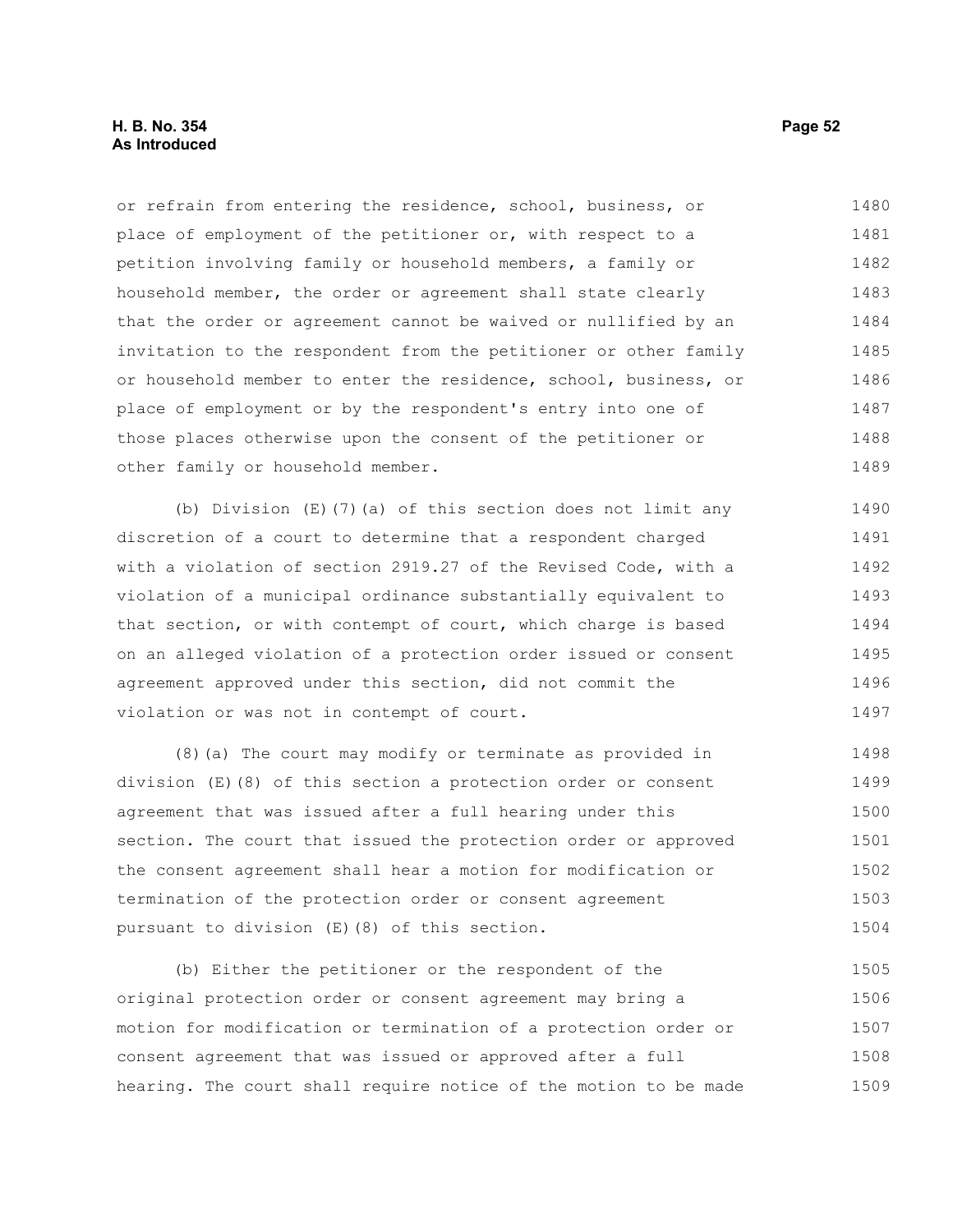or refrain from entering the residence, school, business, or place of employment of the petitioner or, with respect to a petition involving family or household members, a family or household member, the order or agreement shall state clearly that the order or agreement cannot be waived or nullified by an invitation to the respondent from the petitioner or other family or household member to enter the residence, school, business, or place of employment or by the respondent's entry into one of those places otherwise upon the consent of the petitioner or other family or household member.

(b) Division (E)(7)(a) of this section does not limit any discretion of a court to determine that a respondent charged with a violation of section 2919.27 of the Revised Code, with a violation of a municipal ordinance substantially equivalent to that section, or with contempt of court, which charge is based on an alleged violation of a protection order issued or consent agreement approved under this section, did not commit the violation or was not in contempt of court.

(8)(a) The court may modify or terminate as provided in division (E)(8) of this section a protection order or consent agreement that was issued after a full hearing under this section. The court that issued the protection order or approved the consent agreement shall hear a motion for modification or termination of the protection order or consent agreement pursuant to division (E)(8) of this section.

(b) Either the petitioner or the respondent of the original protection order or consent agreement may bring a motion for modification or termination of a protection order or consent agreement that was issued or approved after a full hearing. The court shall require notice of the motion to be made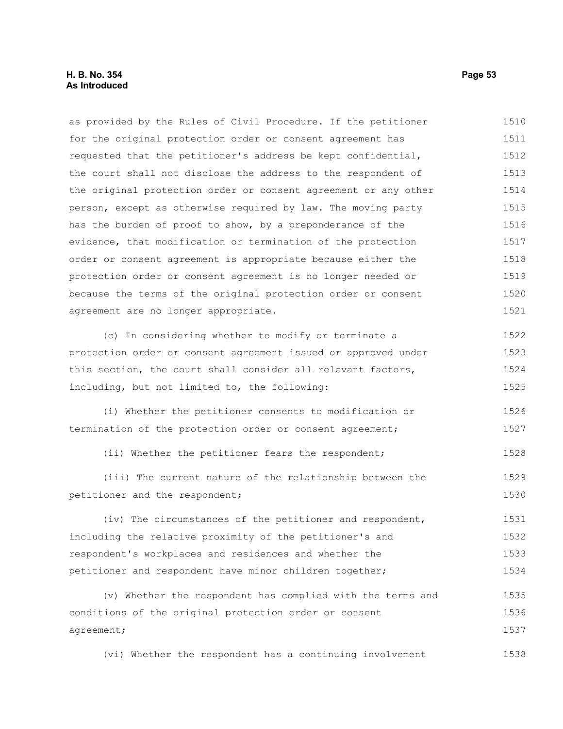as provided by the Rules of Civil Procedure. If the petitioner for the original protection order or consent agreement has requested that the petitioner's address be kept confidential, the court shall not disclose the address to the respondent of the original protection order or consent agreement or any other person, except as otherwise required by law. The moving party has the burden of proof to show, by a preponderance of the evidence, that modification or termination of the protection order or consent agreement is appropriate because either the protection order or consent agreement is no longer needed or because the terms of the original protection order or consent agreement are no longer appropriate.

(c) In considering whether to modify or terminate a protection order or consent agreement issued or approved under this section, the court shall consider all relevant factors, including, but not limited to, the following:

(i) Whether the petitioner consents to modification or termination of the protection order or consent agreement;

(ii) Whether the petitioner fears the respondent;

(iii) The current nature of the relationship between the petitioner and the respondent;

(iv) The circumstances of the petitioner and respondent, including the relative proximity of the petitioner's and respondent's workplaces and residences and whether the petitioner and respondent have minor children together;

(v) Whether the respondent has complied with the terms and conditions of the original protection order or consent agreement;

(vi) Whether the respondent has a continuing involvement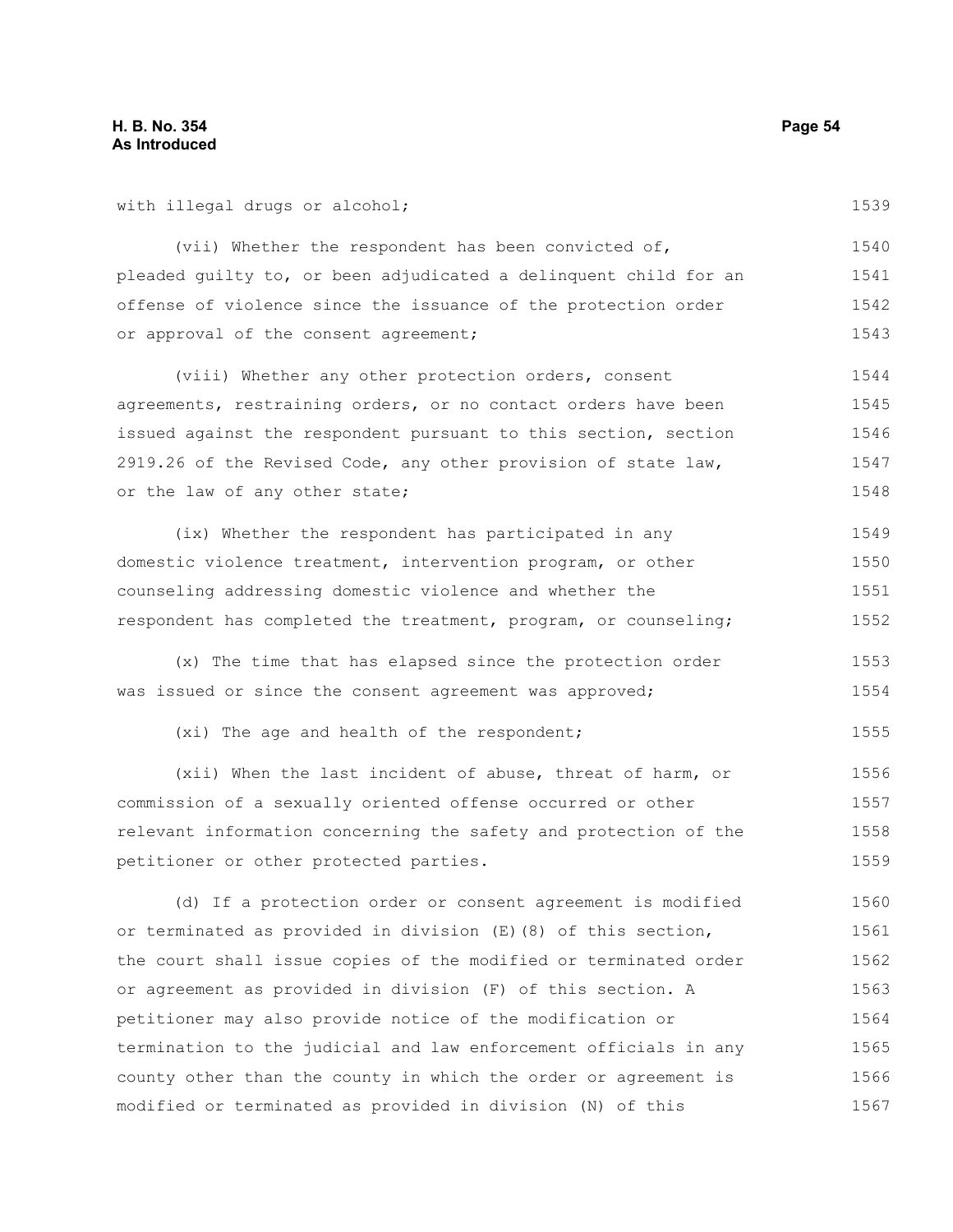with illegal drugs or alcohol;

(vii) Whether the respondent has been convicted of, pleaded guilty to, or been adjudicated a delinquent child for an offense of violence since the issuance of the protection order or approval of the consent agreement;

(viii) Whether any other protection orders, consent agreements, restraining orders, or no contact orders have been issued against the respondent pursuant to this section, section 2919.26 of the Revised Code, any other provision of state law, or the law of any other state;

(ix) Whether the respondent has participated in any domestic violence treatment, intervention program, or other counseling addressing domestic violence and whether the respondent has completed the treatment, program, or counseling;

(x) The time that has elapsed since the protection order was issued or since the consent agreement was approved;

(xi) The age and health of the respondent;

(xii) When the last incident of abuse, threat of harm, or commission of a sexually oriented offense occurred or other relevant information concerning the safety and protection of the petitioner or other protected parties.

(d) If a protection order or consent agreement is modified or terminated as provided in division (E)(8) of this section, the court shall issue copies of the modified or terminated order or agreement as provided in division (F) of this section. A petitioner may also provide notice of the modification or termination to the judicial and law enforcement officials in any county other than the county in which the order or agreement is modified or terminated as provided in division (N) of this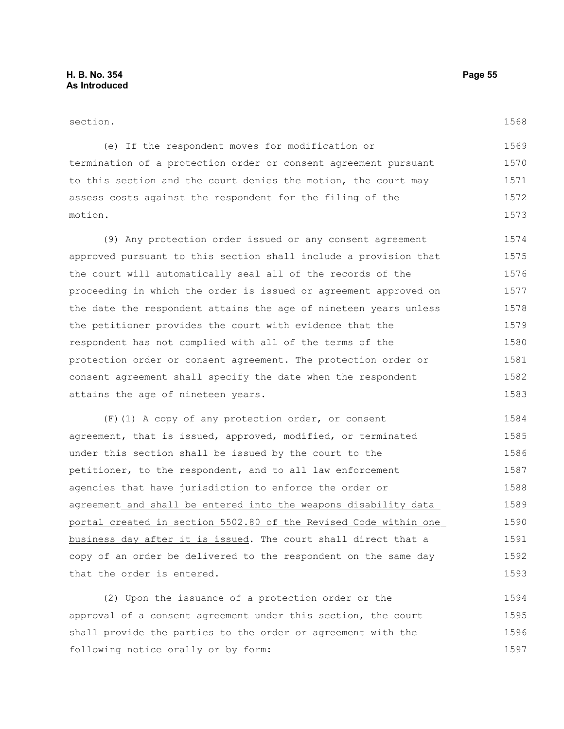section.

(e) If the respondent moves for modification or termination of a protection order or consent agreement pursuant to this section and the court denies the motion, the court may assess costs against the respondent for the filing of the motion.

(9) Any protection order issued or any consent agreement approved pursuant to this section shall include a provision that the court will automatically seal all of the records of the proceeding in which the order is issued or agreement approved on the date the respondent attains the age of nineteen years unless the petitioner provides the court with evidence that the respondent has not complied with all of the terms of the protection order or consent agreement. The protection order or consent agreement shall specify the date when the respondent attains the age of nineteen years.

(F)(1) A copy of any protection order, or consent agreement, that is issued, approved, modified, or terminated under this section shall be issued by the court to the petitioner, to the respondent, and to all law enforcement agencies that have jurisdiction to enforce the order or agreement <u>and shall be entered into the weapons disability data portal created in section 5502.80 of the Revised Code within one business day after it is issued</u>. The court shall direct that a copy of an order be delivered to the respondent on the same day that the order is entered.

(2) Upon the issuance of a protection order or the approval of a consent agreement under this section, the court shall provide the parties to the order or agreement with the following notice orally or by form: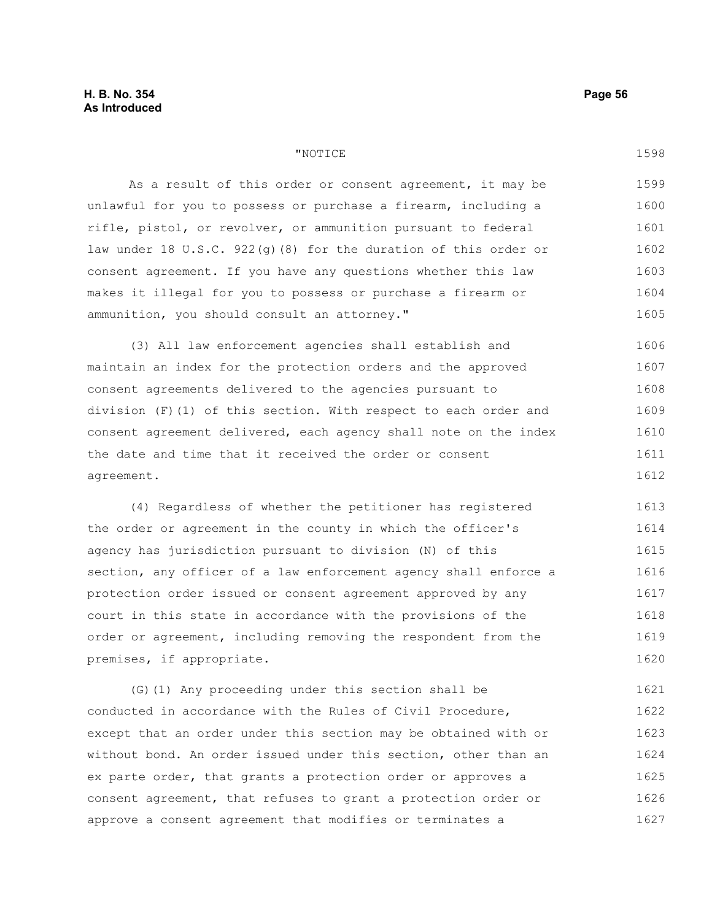"NOTICE

As a result of this order or consent agreement, it may be unlawful for you to possess or purchase a firearm, including a rifle, pistol, or revolver, or ammunition pursuant to federal law under 18 U.S.C. 922(g)(8) for the duration of this order or consent agreement. If you have any questions whether this law makes it illegal for you to possess or purchase a firearm or ammunition, you should consult an attorney."

(3) All law enforcement agencies shall establish and maintain an index for the protection orders and the approved consent agreements delivered to the agencies pursuant to division (F)(1) of this section. With respect to each order and consent agreement delivered, each agency shall note on the index the date and time that it received the order or consent agreement.

(4) Regardless of whether the petitioner has registered the order or agreement in the county in which the officer's agency has jurisdiction pursuant to division (N) of this section, any officer of a law enforcement agency shall enforce a protection order issued or consent agreement approved by any court in this state in accordance with the provisions of the order or agreement, including removing the respondent from the premises, if appropriate.

(G)(1) Any proceeding under this section shall be conducted in accordance with the Rules of Civil Procedure, except that an order under this section may be obtained with or without bond. An order issued under this section, other than an ex parte order, that grants a protection order or approves a consent agreement, that refuses to grant a protection order or approve a consent agreement that modifies or terminates a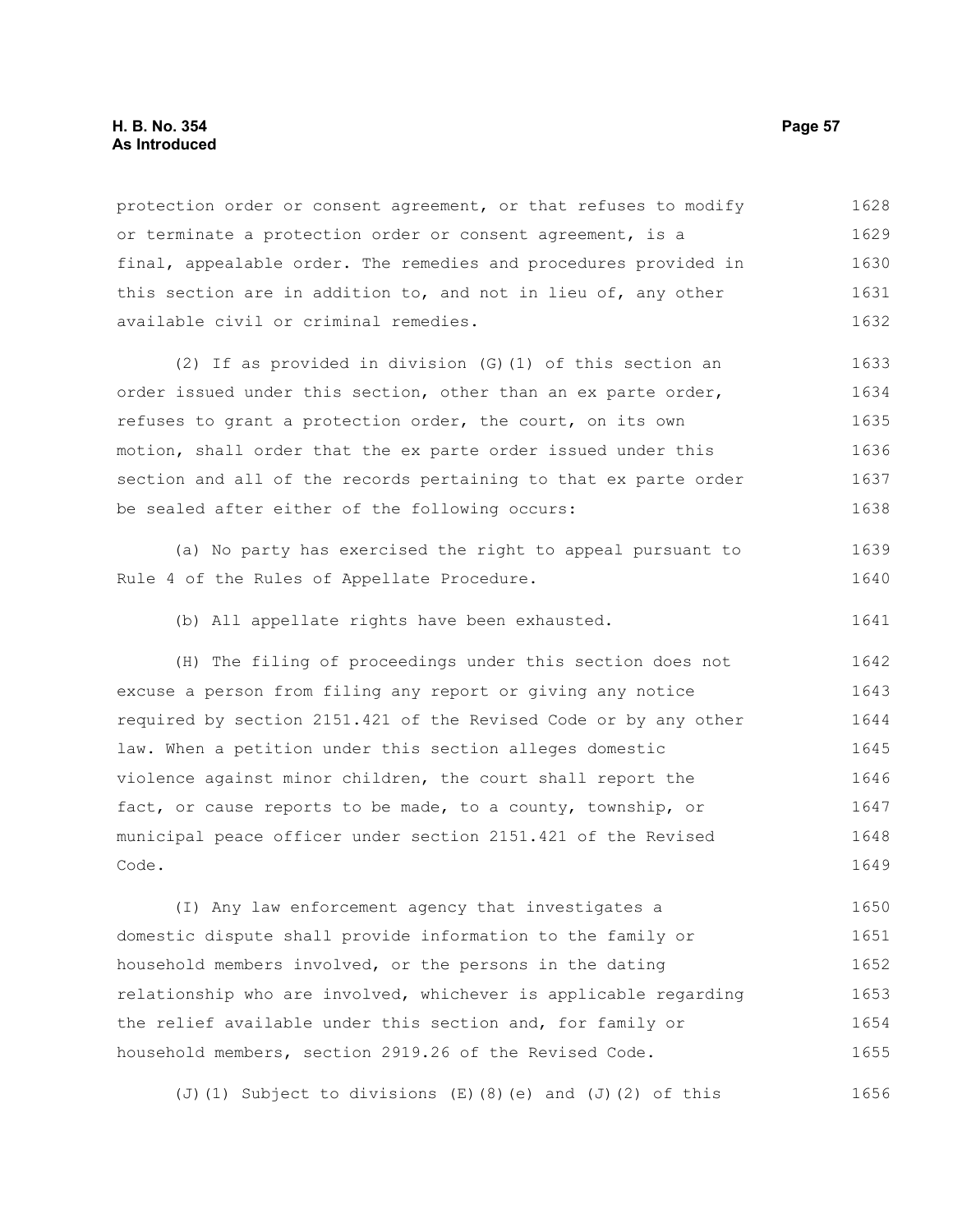protection order or consent agreement, or that refuses to modify or terminate a protection order or consent agreement, is a final, appealable order. The remedies and procedures provided in this section are in addition to, and not in lieu of, any other available civil or criminal remedies.

(2) If as provided in division (G)(1) of this section an order issued under this section, other than an ex parte order, refuses to grant a protection order, the court, on its own motion, shall order that the ex parte order issued under this section and all of the records pertaining to that ex parte order be sealed after either of the following occurs:

(a) No party has exercised the right to appeal pursuant to Rule 4 of the Rules of Appellate Procedure.

(b) All appellate rights have been exhausted.

(H) The filing of proceedings under this section does not excuse a person from filing any report or giving any notice required by section 2151.421 of the Revised Code or by any other law. When a petition under this section alleges domestic violence against minor children, the court shall report the fact, or cause reports to be made, to a county, township, or municipal peace officer under section 2151.421 of the Revised Code.

(I) Any law enforcement agency that investigates a domestic dispute shall provide information to the family or household members involved, or the persons in the dating relationship who are involved, whichever is applicable regarding the relief available under this section and, for family or household members, section 2919.26 of the Revised Code.

(J)(1) Subject to divisions (E)(8)(e) and (J)(2) of this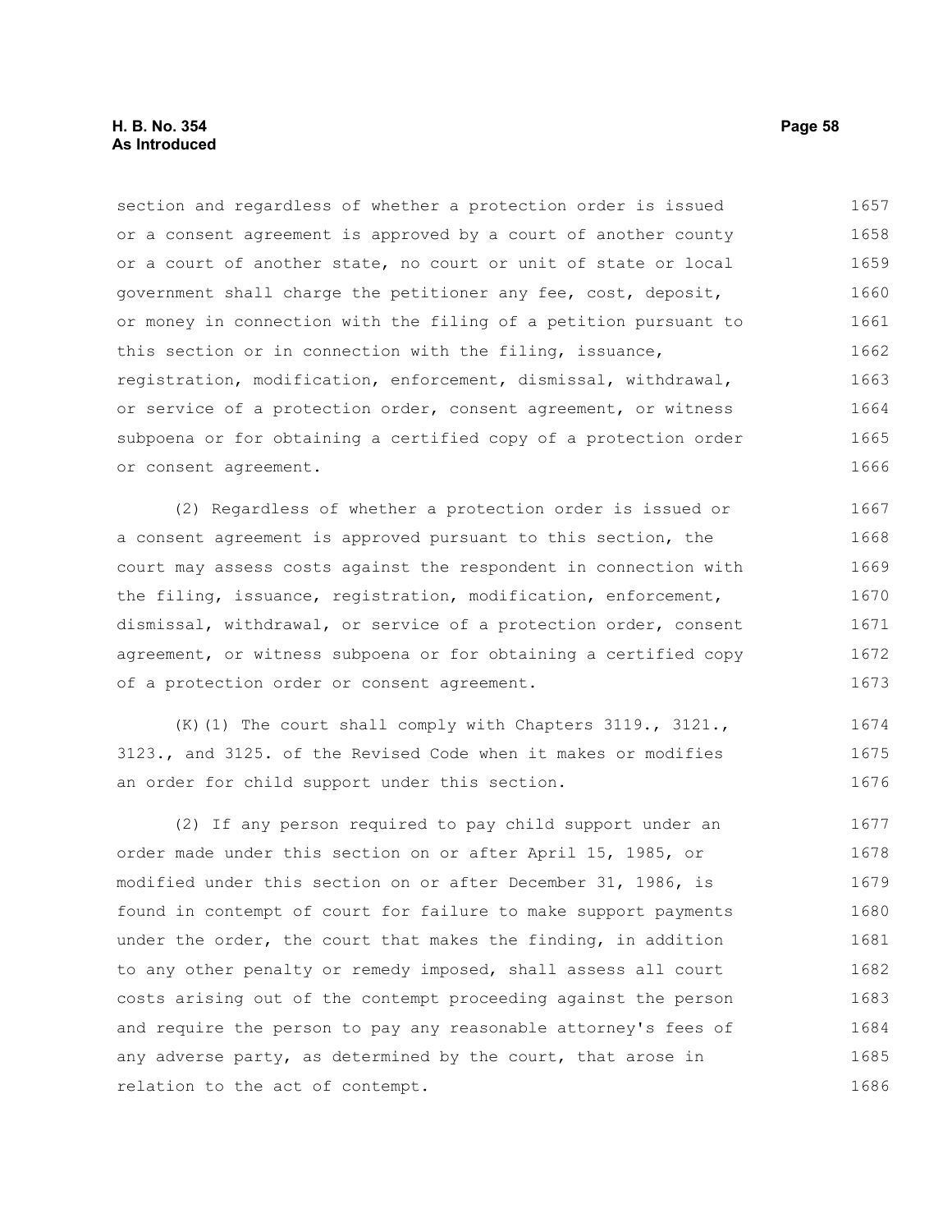section and regardless of whether a protection order is issued or a consent agreement is approved by a court of another county or a court of another state, no court or unit of state or local government shall charge the petitioner any fee, cost, deposit, or money in connection with the filing of a petition pursuant to this section or in connection with the filing, issuance, registration, modification, enforcement, dismissal, withdrawal, or service of a protection order, consent agreement, or witness subpoena or for obtaining a certified copy of a protection order or consent agreement.

(2) Regardless of whether a protection order is issued or a consent agreement is approved pursuant to this section, the court may assess costs against the respondent in connection with the filing, issuance, registration, modification, enforcement, dismissal, withdrawal, or service of a protection order, consent agreement, or witness subpoena or for obtaining a certified copy of a protection order or consent agreement.

(K)(1) The court shall comply with Chapters 3119., 3121., 3123., and 3125. of the Revised Code when it makes or modifies an order for child support under this section.

(2) If any person required to pay child support under an order made under this section on or after April 15, 1985, or modified under this section on or after December 31, 1986, is found in contempt of court for failure to make support payments under the order, the court that makes the finding, in addition to any other penalty or remedy imposed, shall assess all court costs arising out of the contempt proceeding against the person and require the person to pay any reasonable attorney's fees of any adverse party, as determined by the court, that arose in relation to the act of contempt.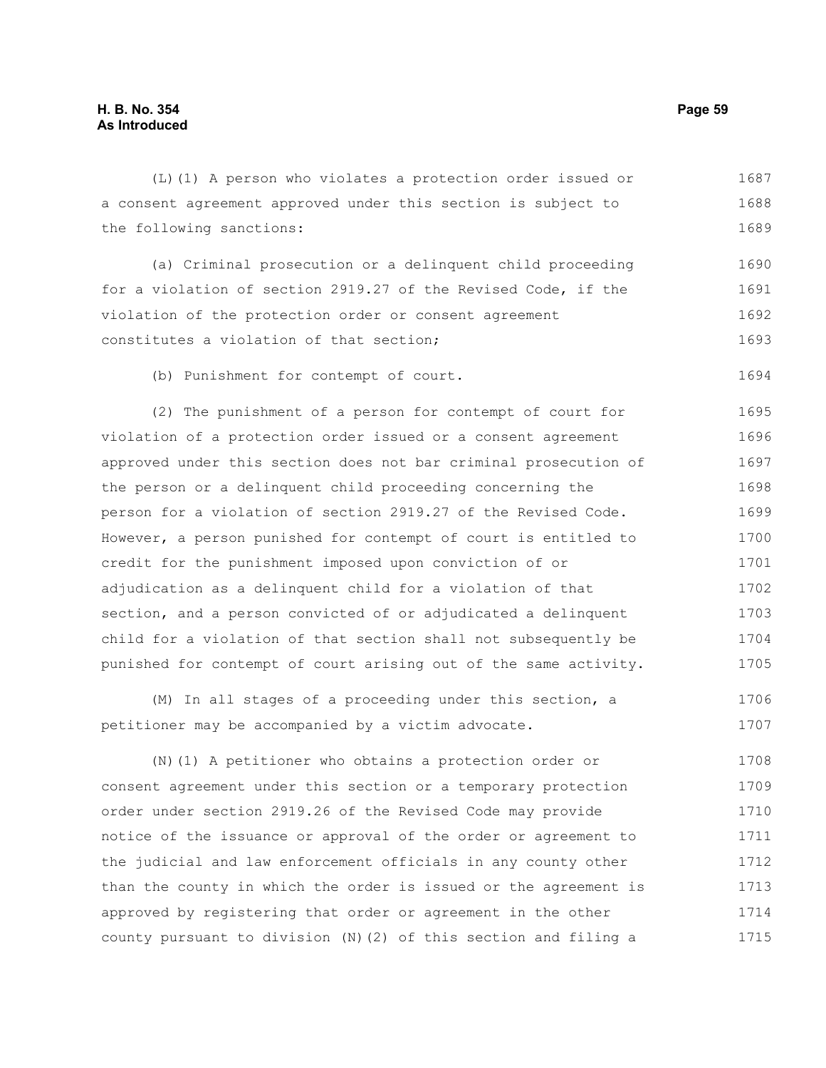(L)(1) A person who violates a protection order issued or a consent agreement approved under this section is subject to the following sanctions:

(a) Criminal prosecution or a delinquent child proceeding for a violation of section 2919.27 of the Revised Code, if the violation of the protection order or consent agreement constitutes a violation of that section;

(b) Punishment for contempt of court.

(2) The punishment of a person for contempt of court for violation of a protection order issued or a consent agreement approved under this section does not bar criminal prosecution of the person or a delinquent child proceeding concerning the person for a violation of section 2919.27 of the Revised Code. However, a person punished for contempt of court is entitled to credit for the punishment imposed upon conviction of or adjudication as a delinquent child for a violation of that section, and a person convicted of or adjudicated a delinquent child for a violation of that section shall not subsequently be punished for contempt of court arising out of the same activity.

(M) In all stages of a proceeding under this section, a petitioner may be accompanied by a victim advocate.

(N)(1) A petitioner who obtains a protection order or consent agreement under this section or a temporary protection order under section 2919.26 of the Revised Code may provide notice of the issuance or approval of the order or agreement to the judicial and law enforcement officials in any county other than the county in which the order is issued or the agreement is approved by registering that order or agreement in the other county pursuant to division (N)(2) of this section and filing a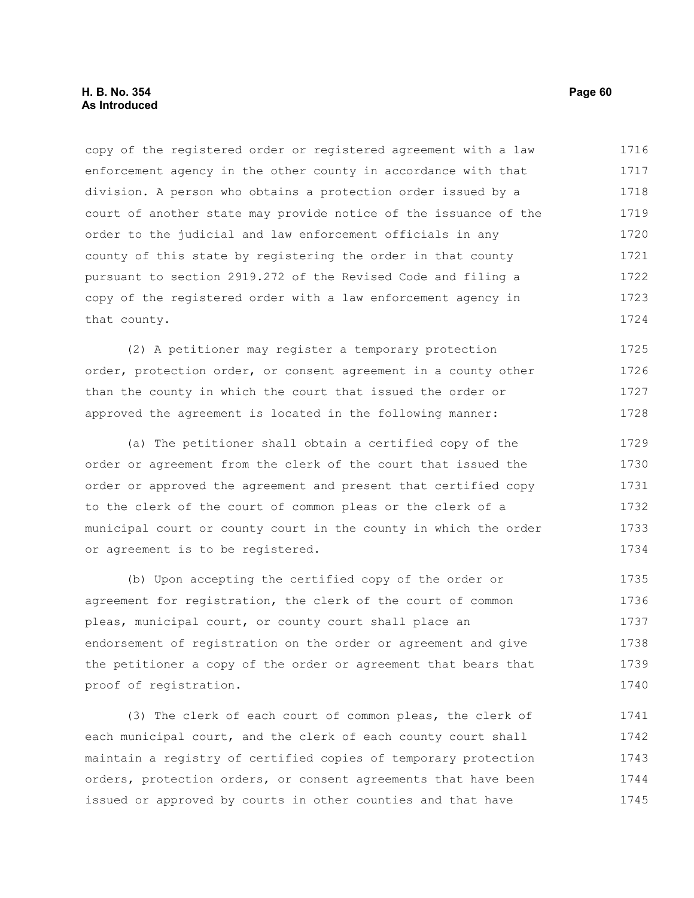copy of the registered order or registered agreement with a law enforcement agency in the other county in accordance with that division. A person who obtains a protection order issued by a court of another state may provide notice of the issuance of the order to the judicial and law enforcement officials in any county of this state by registering the order in that county pursuant to section 2919.272 of the Revised Code and filing a copy of the registered order with a law enforcement agency in that county.

(2) A petitioner may register a temporary protection order, protection order, or consent agreement in a county other than the county in which the court that issued the order or approved the agreement is located in the following manner:

(a) The petitioner shall obtain a certified copy of the order or agreement from the clerk of the court that issued the order or approved the agreement and present that certified copy to the clerk of the court of common pleas or the clerk of a municipal court or county court in the county in which the order or agreement is to be registered.

(b) Upon accepting the certified copy of the order or agreement for registration, the clerk of the court of common pleas, municipal court, or county court shall place an endorsement of registration on the order or agreement and give the petitioner a copy of the order or agreement that bears that proof of registration.

(3) The clerk of each court of common pleas, the clerk of each municipal court, and the clerk of each county court shall maintain a registry of certified copies of temporary protection orders, protection orders, or consent agreements that have been issued or approved by courts in other counties and that have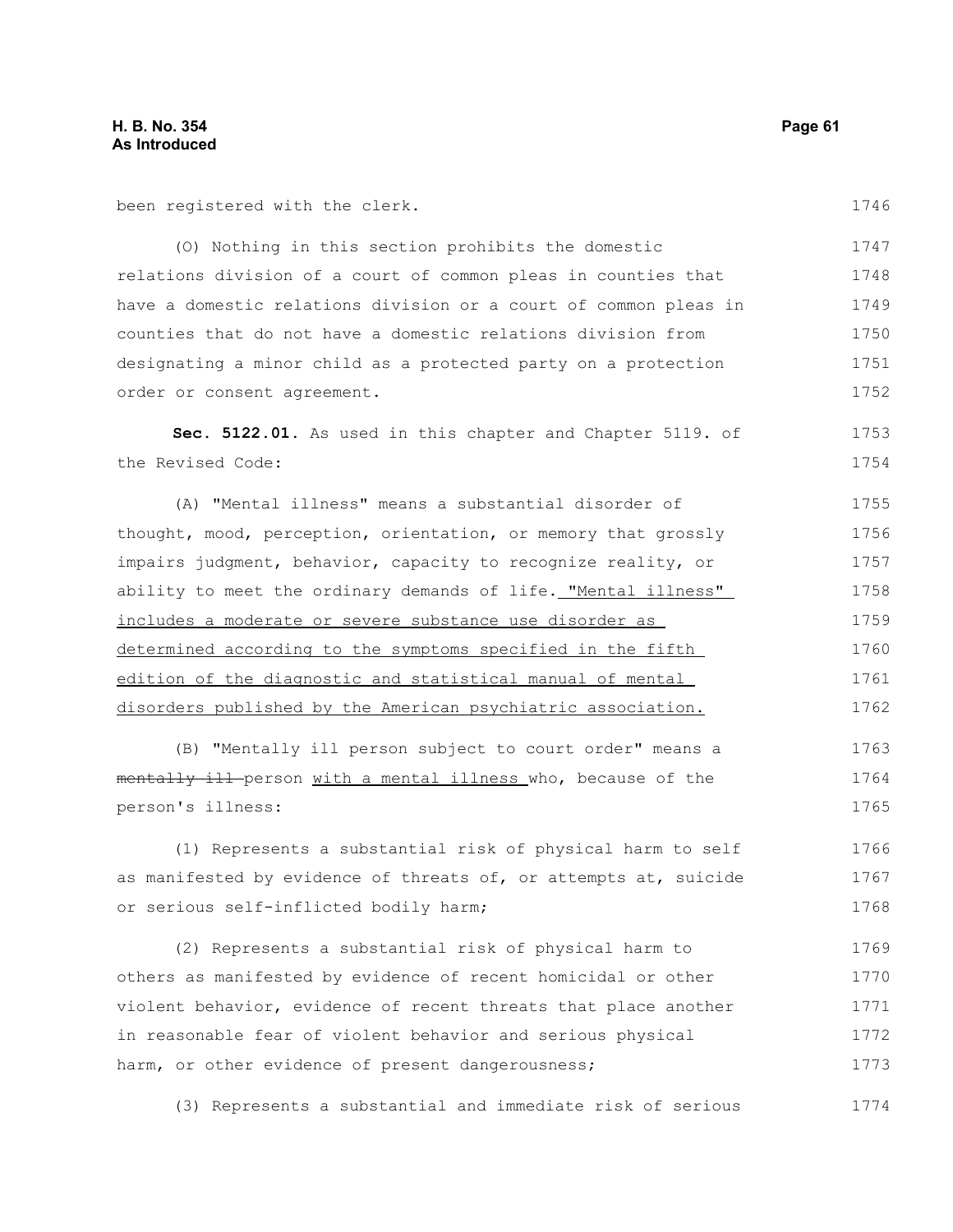been registered with the clerk.

(O) Nothing in this section prohibits the domestic relations division of a court of common pleas in counties that have a domestic relations division or a court of common pleas in counties that do not have a domestic relations division from designating a minor child as a protected party on a protection order or consent agreement.

**Sec. 5122.01.** As used in this chapter and Chapter 5119. of the Revised Code:

(A) "Mental illness" means a substantial disorder of thought, mood, perception, orientation, or memory that grossly impairs judgment, behavior, capacity to recognize reality, or ability to meet the ordinary demands of life. <u>"Mental illness" includes a moderate or severe substance use disorder as determined according to the symptoms specified in the fifth edition of the diagnostic and statistical manual of mental disorders published by the American psychiatric association.</u>

(B) "Mentally ill person subject to court order" means a ~~mentally ill~~ person <u>with a mental illness</u> who, because of the person's illness:

(1) Represents a substantial risk of physical harm to self as manifested by evidence of threats of, or attempts at, suicide or serious self-inflicted bodily harm;

(2) Represents a substantial risk of physical harm to others as manifested by evidence of recent homicidal or other violent behavior, evidence of recent threats that place another in reasonable fear of violent behavior and serious physical harm, or other evidence of present dangerousness;

(3) Represents a substantial and immediate risk of serious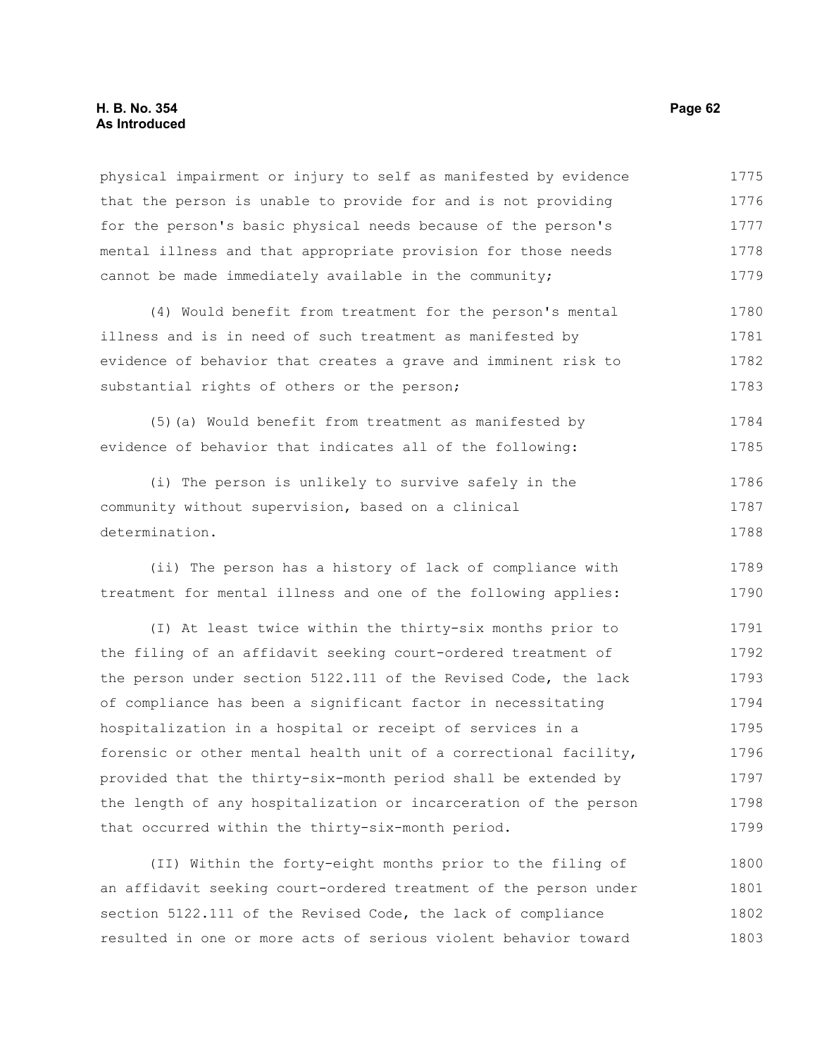physical impairment or injury to self as manifested by evidence that the person is unable to provide for and is not providing for the person's basic physical needs because of the person's mental illness and that appropriate provision for those needs cannot be made immediately available in the community;

(4) Would benefit from treatment for the person's mental illness and is in need of such treatment as manifested by evidence of behavior that creates a grave and imminent risk to substantial rights of others or the person;

(5)(a) Would benefit from treatment as manifested by evidence of behavior that indicates all of the following:

(i) The person is unlikely to survive safely in the community without supervision, based on a clinical determination.

(ii) The person has a history of lack of compliance with treatment for mental illness and one of the following applies:

(I) At least twice within the thirty-six months prior to the filing of an affidavit seeking court-ordered treatment of the person under section 5122.111 of the Revised Code, the lack of compliance has been a significant factor in necessitating hospitalization in a hospital or receipt of services in a forensic or other mental health unit of a correctional facility, provided that the thirty-six-month period shall be extended by the length of any hospitalization or incarceration of the person that occurred within the thirty-six-month period.

(II) Within the forty-eight months prior to the filing of an affidavit seeking court-ordered treatment of the person under section 5122.111 of the Revised Code, the lack of compliance resulted in one or more acts of serious violent behavior toward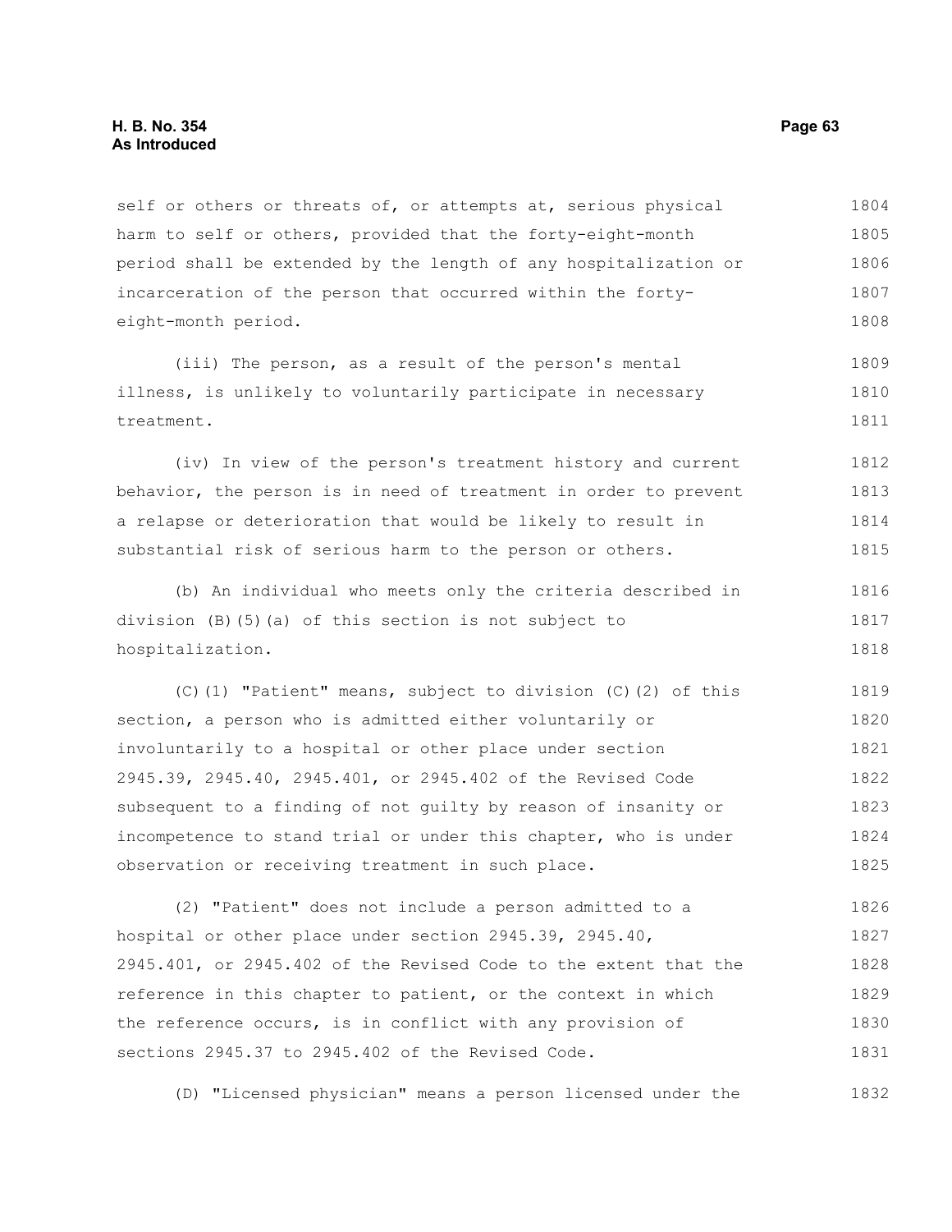self or others or threats of, or attempts at, serious physical harm to self or others, provided that the forty-eight-month period shall be extended by the length of any hospitalization or incarceration of the person that occurred within the forty-eight-month period.

(iii) The person, as a result of the person's mental illness, is unlikely to voluntarily participate in necessary treatment.

(iv) In view of the person's treatment history and current behavior, the person is in need of treatment in order to prevent a relapse or deterioration that would be likely to result in substantial risk of serious harm to the person or others.

(b) An individual who meets only the criteria described in division (B)(5)(a) of this section is not subject to hospitalization.

(C)(1) "Patient" means, subject to division (C)(2) of this section, a person who is admitted either voluntarily or involuntarily to a hospital or other place under section 2945.39, 2945.40, 2945.401, or 2945.402 of the Revised Code subsequent to a finding of not guilty by reason of insanity or incompetence to stand trial or under this chapter, who is under observation or receiving treatment in such place.

(2) "Patient" does not include a person admitted to a hospital or other place under section 2945.39, 2945.40, 2945.401, or 2945.402 of the Revised Code to the extent that the reference in this chapter to patient, or the context in which the reference occurs, is in conflict with any provision of sections 2945.37 to 2945.402 of the Revised Code.

(D) "Licensed physician" means a person licensed under the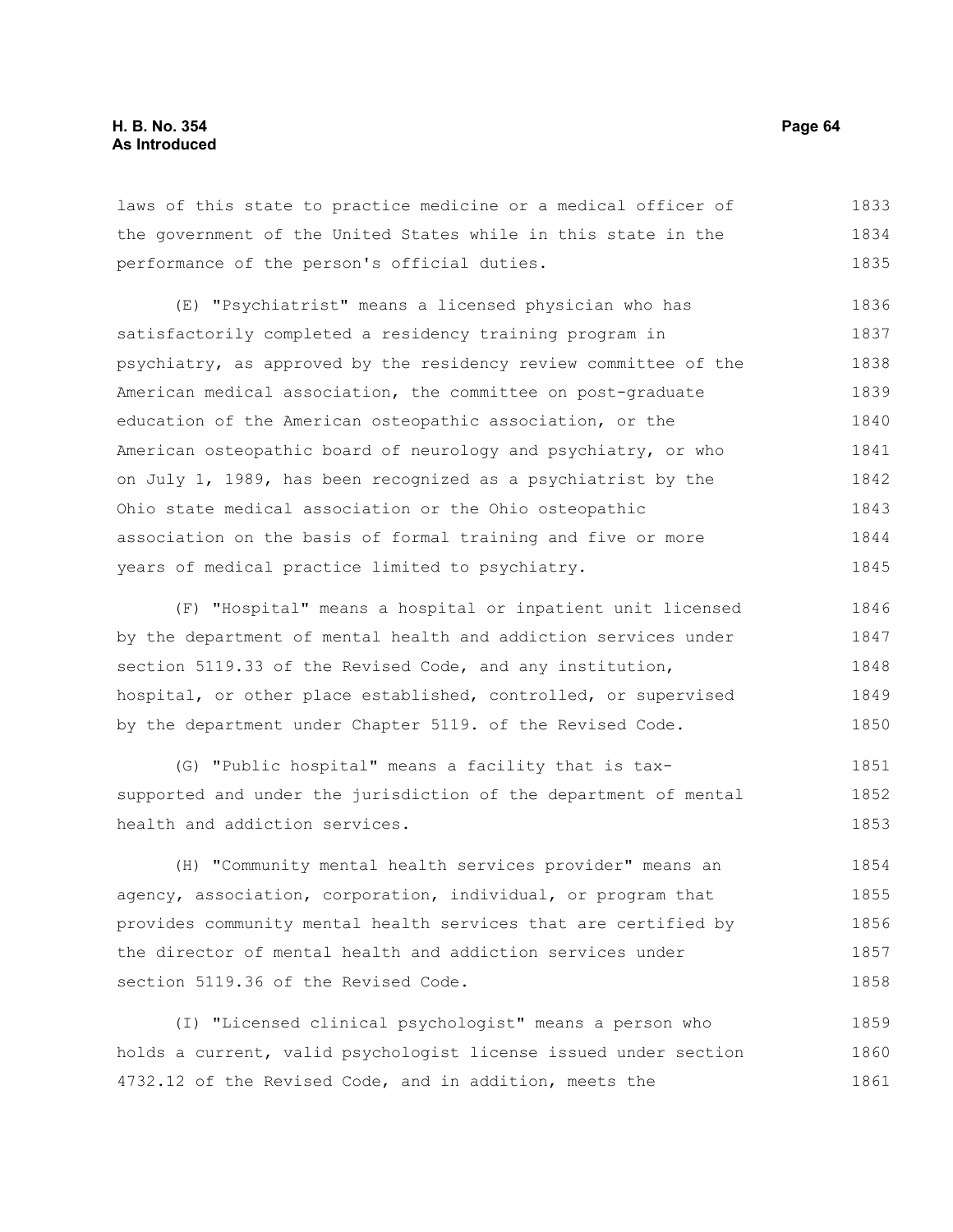laws of this state to practice medicine or a medical officer of the government of the United States while in this state in the performance of the person's official duties.

(E) "Psychiatrist" means a licensed physician who has satisfactorily completed a residency training program in psychiatry, as approved by the residency review committee of the American medical association, the committee on post-graduate education of the American osteopathic association, or the American osteopathic board of neurology and psychiatry, or who on July 1, 1989, has been recognized as a psychiatrist by the Ohio state medical association or the Ohio osteopathic association on the basis of formal training and five or more years of medical practice limited to psychiatry.

(F) "Hospital" means a hospital or inpatient unit licensed by the department of mental health and addiction services under section 5119.33 of the Revised Code, and any institution, hospital, or other place established, controlled, or supervised by the department under Chapter 5119. of the Revised Code.

(G) "Public hospital" means a facility that is tax-supported and under the jurisdiction of the department of mental health and addiction services.

(H) "Community mental health services provider" means an agency, association, corporation, individual, or program that provides community mental health services that are certified by the director of mental health and addiction services under section 5119.36 of the Revised Code.

(I) "Licensed clinical psychologist" means a person who holds a current, valid psychologist license issued under section 4732.12 of the Revised Code, and in addition, meets the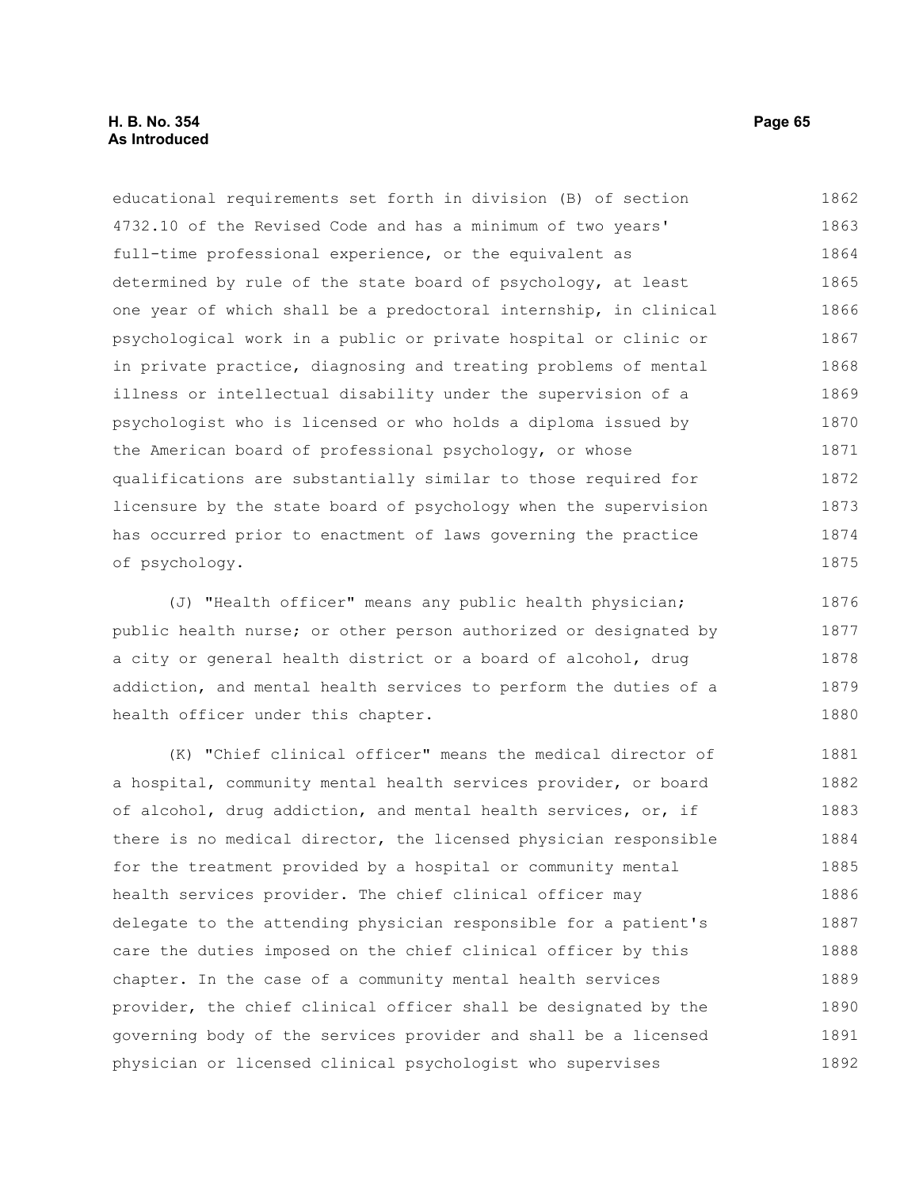educational requirements set forth in division (B) of section 4732.10 of the Revised Code and has a minimum of two years' full-time professional experience, or the equivalent as determined by rule of the state board of psychology, at least one year of which shall be a predoctoral internship, in clinical psychological work in a public or private hospital or clinic or in private practice, diagnosing and treating problems of mental illness or intellectual disability under the supervision of a psychologist who is licensed or who holds a diploma issued by the American board of professional psychology, or whose qualifications are substantially similar to those required for licensure by the state board of psychology when the supervision has occurred prior to enactment of laws governing the practice of psychology.

(J) "Health officer" means any public health physician; public health nurse; or other person authorized or designated by a city or general health district or a board of alcohol, drug addiction, and mental health services to perform the duties of a health officer under this chapter.

(K) "Chief clinical officer" means the medical director of a hospital, community mental health services provider, or board of alcohol, drug addiction, and mental health services, or, if there is no medical director, the licensed physician responsible for the treatment provided by a hospital or community mental health services provider. The chief clinical officer may delegate to the attending physician responsible for a patient's care the duties imposed on the chief clinical officer by this chapter. In the case of a community mental health services provider, the chief clinical officer shall be designated by the governing body of the services provider and shall be a licensed physician or licensed clinical psychologist who supervises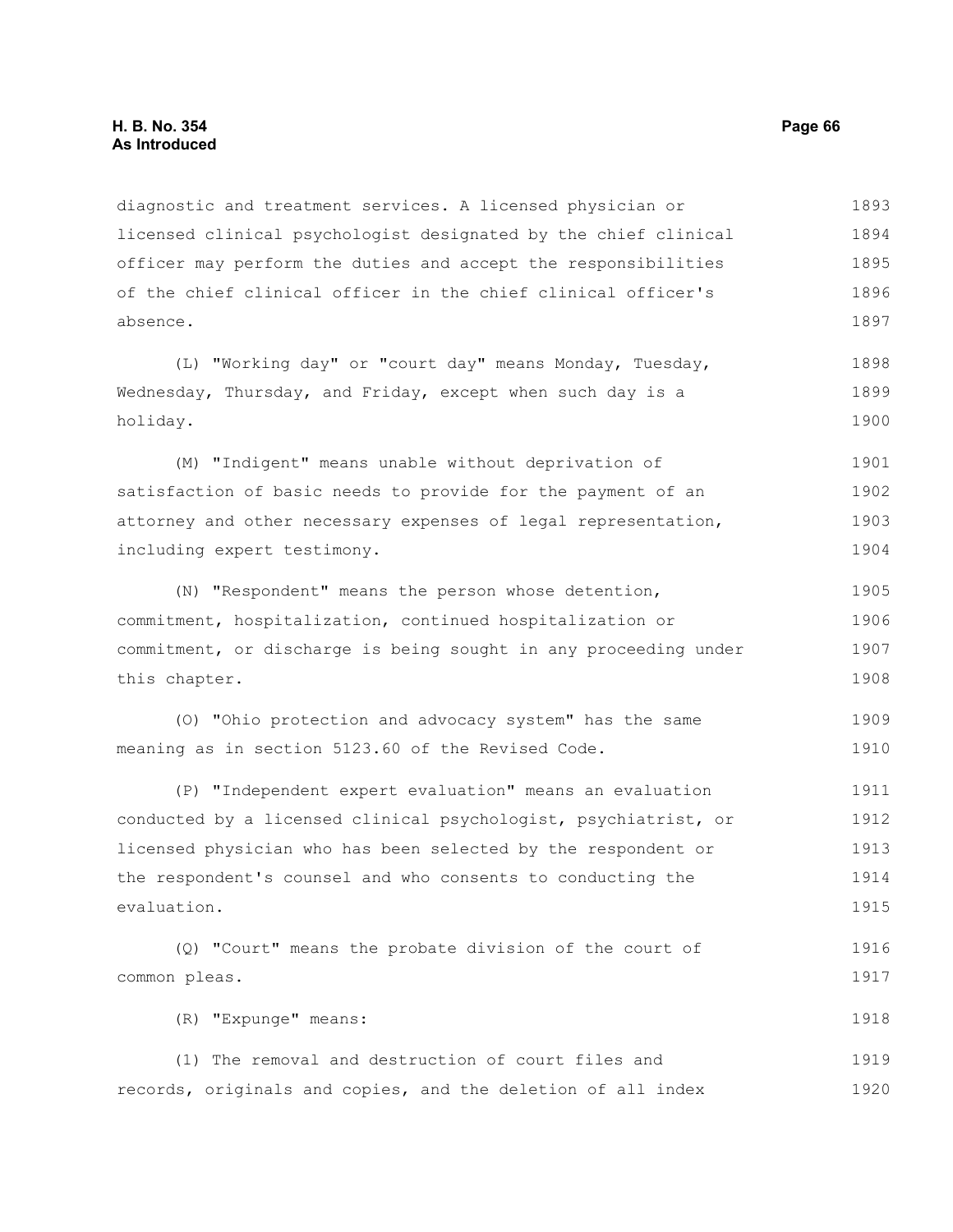diagnostic and treatment services. A licensed physician or licensed clinical psychologist designated by the chief clinical officer may perform the duties and accept the responsibilities of the chief clinical officer in the chief clinical officer's absence.

(L) "Working day" or "court day" means Monday, Tuesday, Wednesday, Thursday, and Friday, except when such day is a holiday.

(M) "Indigent" means unable without deprivation of satisfaction of basic needs to provide for the payment of an attorney and other necessary expenses of legal representation, including expert testimony.

(N) "Respondent" means the person whose detention, commitment, hospitalization, continued hospitalization or commitment, or discharge is being sought in any proceeding under this chapter.

(O) "Ohio protection and advocacy system" has the same meaning as in section 5123.60 of the Revised Code.

(P) "Independent expert evaluation" means an evaluation conducted by a licensed clinical psychologist, psychiatrist, or licensed physician who has been selected by the respondent or the respondent's counsel and who consents to conducting the evaluation.

(Q) "Court" means the probate division of the court of common pleas.

(R) "Expunge" means:

(1) The removal and destruction of court files and records, originals and copies, and the deletion of all index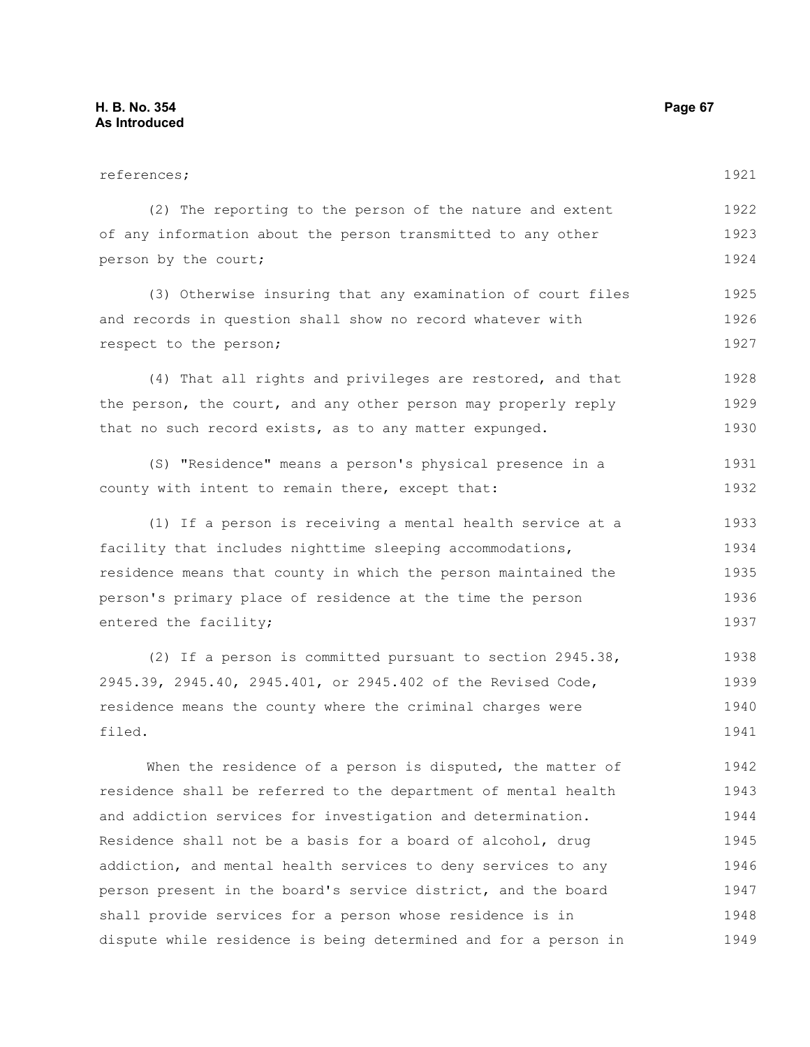references;

(2) The reporting to the person of the nature and extent of any information about the person transmitted to any other person by the court;

(3) Otherwise insuring that any examination of court files and records in question shall show no record whatever with respect to the person;

(4) That all rights and privileges are restored, and that the person, the court, and any other person may properly reply that no such record exists, as to any matter expunged.

(S) "Residence" means a person's physical presence in a county with intent to remain there, except that:

(1) If a person is receiving a mental health service at a facility that includes nighttime sleeping accommodations, residence means that county in which the person maintained the person's primary place of residence at the time the person entered the facility;

(2) If a person is committed pursuant to section 2945.38, 2945.39, 2945.40, 2945.401, or 2945.402 of the Revised Code, residence means the county where the criminal charges were filed.

When the residence of a person is disputed, the matter of residence shall be referred to the department of mental health and addiction services for investigation and determination. Residence shall not be a basis for a board of alcohol, drug addiction, and mental health services to deny services to any person present in the board's service district, and the board shall provide services for a person whose residence is in dispute while residence is being determined and for a person in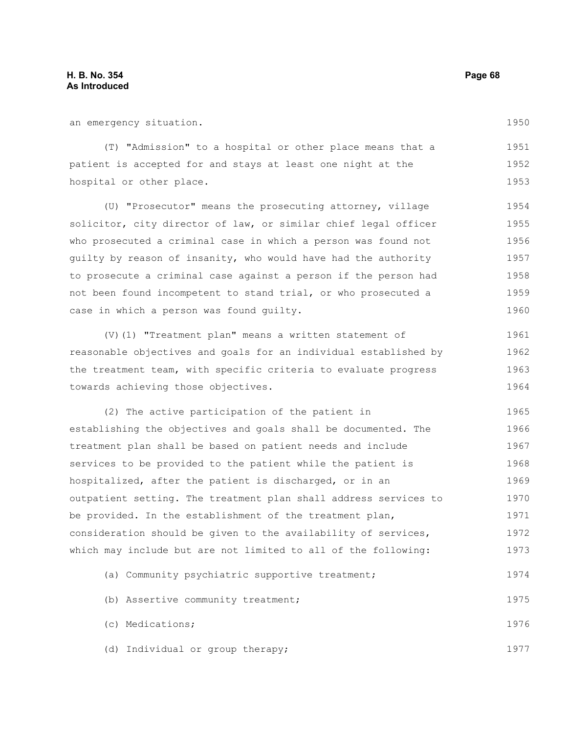an emergency situation.

(T) "Admission" to a hospital or other place means that a patient is accepted for and stays at least one night at the hospital or other place.

(U) "Prosecutor" means the prosecuting attorney, village solicitor, city director of law, or similar chief legal officer who prosecuted a criminal case in which a person was found not guilty by reason of insanity, who would have had the authority to prosecute a criminal case against a person if the person had not been found incompetent to stand trial, or who prosecuted a case in which a person was found guilty.

(V)(1) "Treatment plan" means a written statement of reasonable objectives and goals for an individual established by the treatment team, with specific criteria to evaluate progress towards achieving those objectives.

(2) The active participation of the patient in establishing the objectives and goals shall be documented. The treatment plan shall be based on patient needs and include services to be provided to the patient while the patient is hospitalized, after the patient is discharged, or in an outpatient setting. The treatment plan shall address services to be provided. In the establishment of the treatment plan, consideration should be given to the availability of services, which may include but are not limited to all of the following:

(a) Community psychiatric supportive treatment;

(b) Assertive community treatment;

(c) Medications;

(d) Individual or group therapy;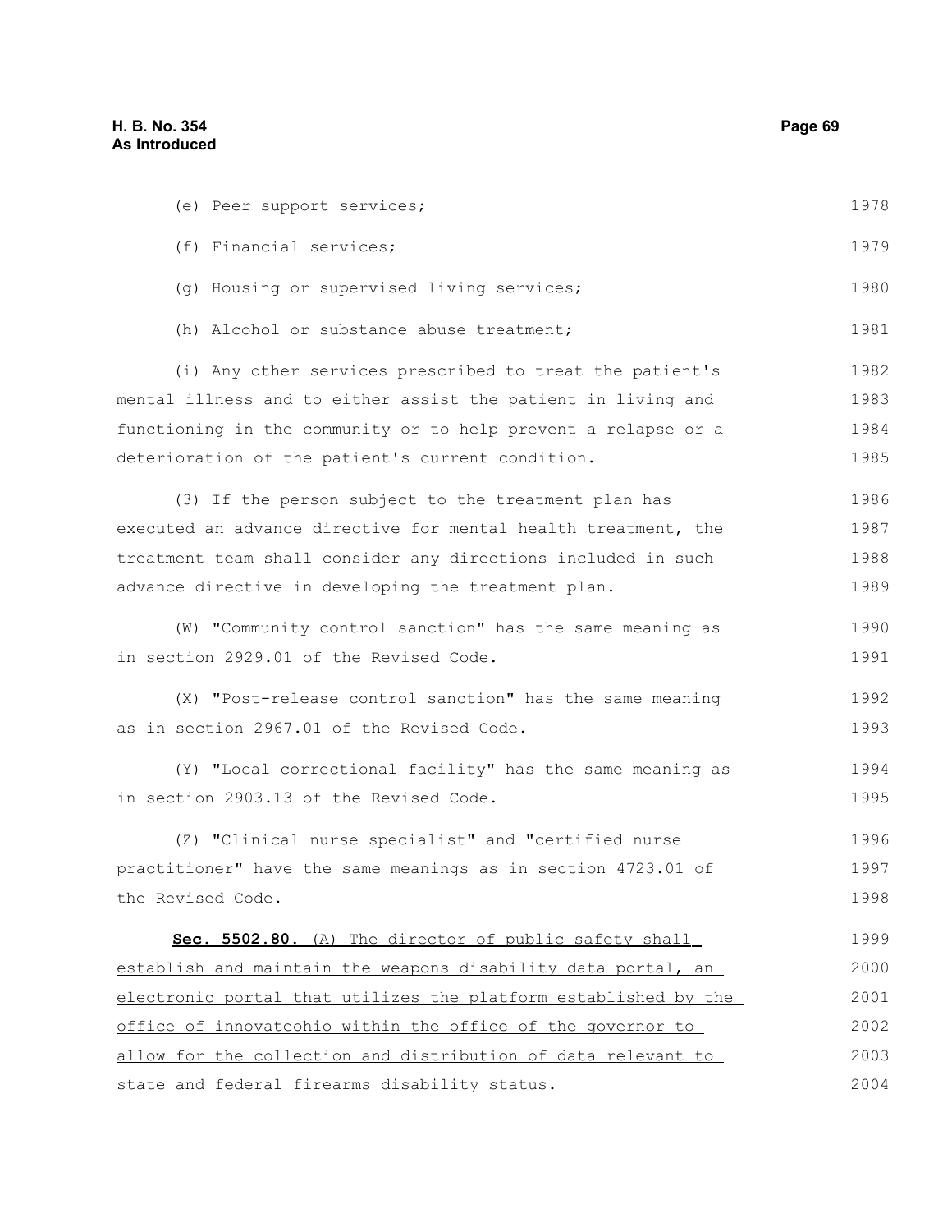(e) Peer support services;

(f) Financial services;

(g) Housing or supervised living services;

(h) Alcohol or substance abuse treatment;

(i) Any other services prescribed to treat the patient's mental illness and to either assist the patient in living and functioning in the community or to help prevent a relapse or a deterioration of the patient's current condition.

(3) If the person subject to the treatment plan has executed an advance directive for mental health treatment, the treatment team shall consider any directions included in such advance directive in developing the treatment plan.

(W) "Community control sanction" has the same meaning as in section 2929.01 of the Revised Code.

(X) "Post-release control sanction" has the same meaning as in section 2967.01 of the Revised Code.

(Y) "Local correctional facility" has the same meaning as in section 2903.13 of the Revised Code.

(Z) "Clinical nurse specialist" and "certified nurse practitioner" have the same meanings as in section 4723.01 of the Revised Code.

**Sec. 5502.80.** (A) The director of public safety shall establish and maintain the weapons disability data portal, an electronic portal that utilizes the platform established by the office of innovateohio within the office of the governor to allow for the collection and distribution of data relevant to state and federal firearms disability status.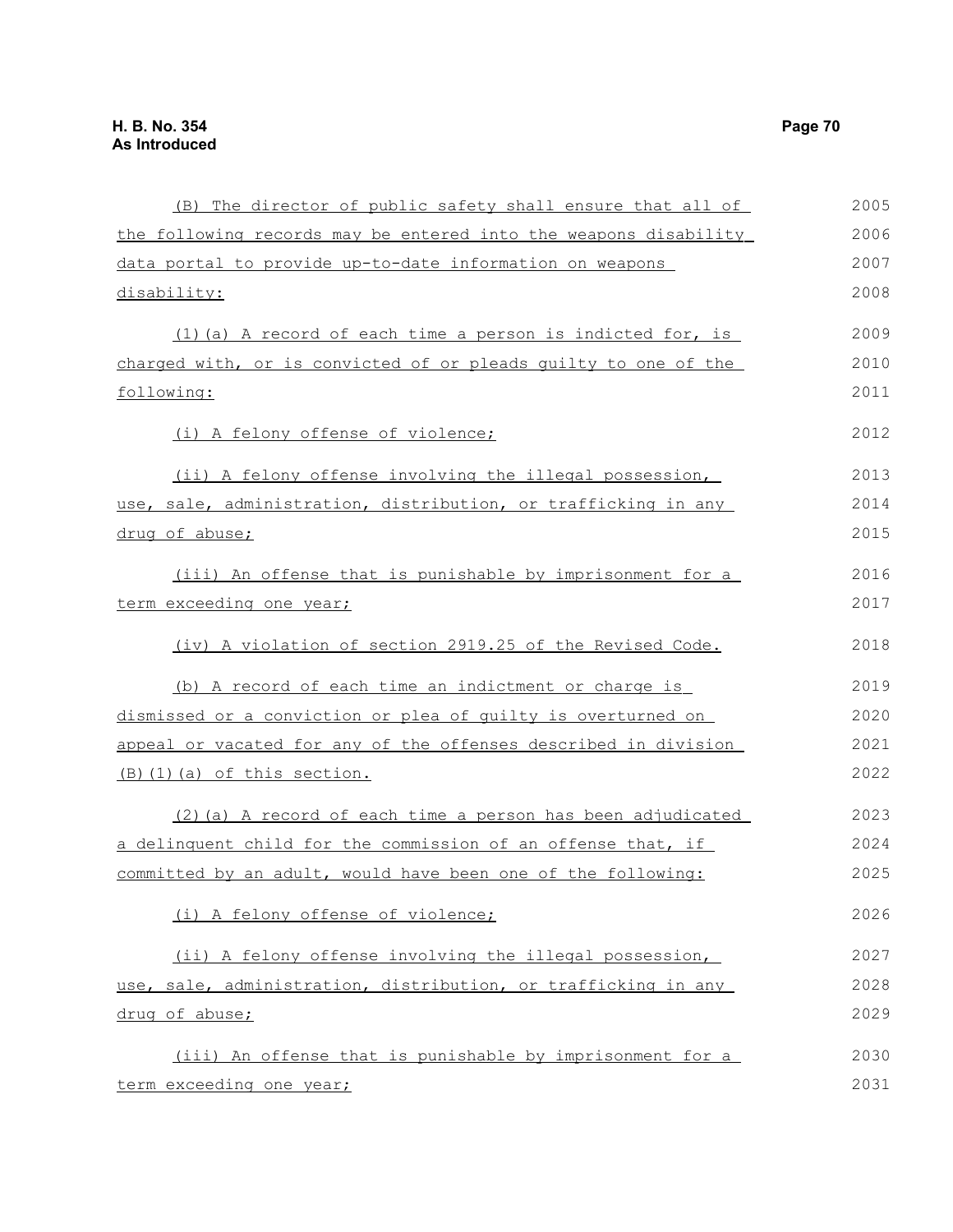(B) The director of public safety shall ensure that all of the following records may be entered into the weapons disability data portal to provide up-to-date information on weapons disability:

(1)(a) A record of each time a person is indicted for, is charged with, or is convicted of or pleads guilty to one of the following:

(i) A felony offense of violence;

(ii) A felony offense involving the illegal possession, use, sale, administration, distribution, or trafficking in any drug of abuse;

(iii) An offense that is punishable by imprisonment for a term exceeding one year;

(iv) A violation of section 2919.25 of the Revised Code.

(b) A record of each time an indictment or charge is dismissed or a conviction or plea of guilty is overturned on appeal or vacated for any of the offenses described in division (B)(1)(a) of this section.

(2)(a) A record of each time a person has been adjudicated a delinquent child for the commission of an offense that, if committed by an adult, would have been one of the following:

(i) A felony offense of violence;

(ii) A felony offense involving the illegal possession, use, sale, administration, distribution, or trafficking in any drug of abuse;

(iii) An offense that is punishable by imprisonment for a term exceeding one year;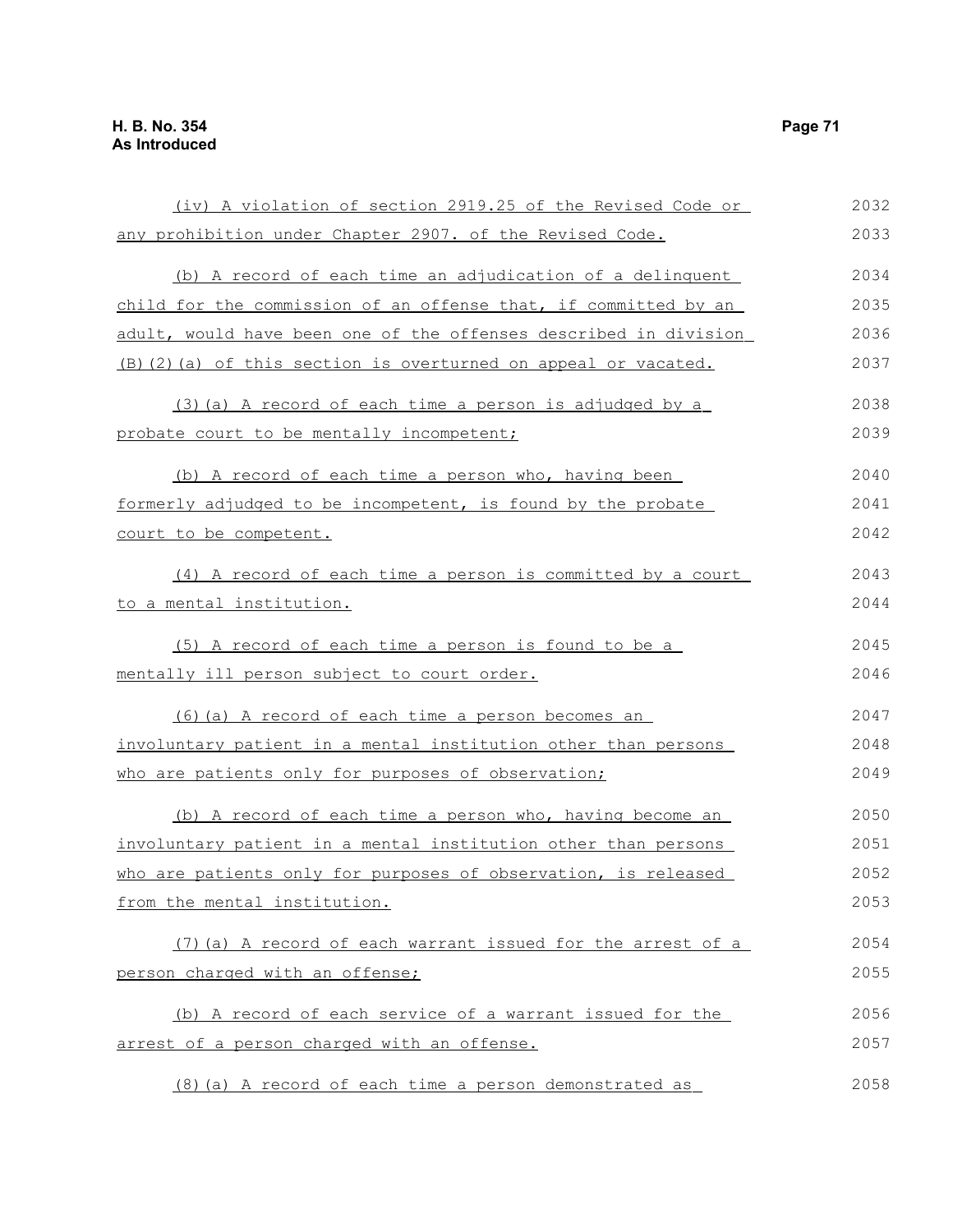(iv) A violation of section 2919.25 of the Revised Code or any prohibition under Chapter 2907. of the Revised Code.

(b) A record of each time an adjudication of a delinquent child for the commission of an offense that, if committed by an adult, would have been one of the offenses described in division (B)(2)(a) of this section is overturned on appeal or vacated.

(3)(a) A record of each time a person is adjudged by a probate court to be mentally incompetent;

(b) A record of each time a person who, having been formerly adjudged to be incompetent, is found by the probate court to be competent.

(4) A record of each time a person is committed by a court to a mental institution.

(5) A record of each time a person is found to be a mentally ill person subject to court order.

(6)(a) A record of each time a person becomes an involuntary patient in a mental institution other than persons who are patients only for purposes of observation;

(b) A record of each time a person who, having become an involuntary patient in a mental institution other than persons who are patients only for purposes of observation, is released from the mental institution.

(7)(a) A record of each warrant issued for the arrest of a person charged with an offense;

(b) A record of each service of a warrant issued for the arrest of a person charged with an offense.

(8)(a) A record of each time a person demonstrated as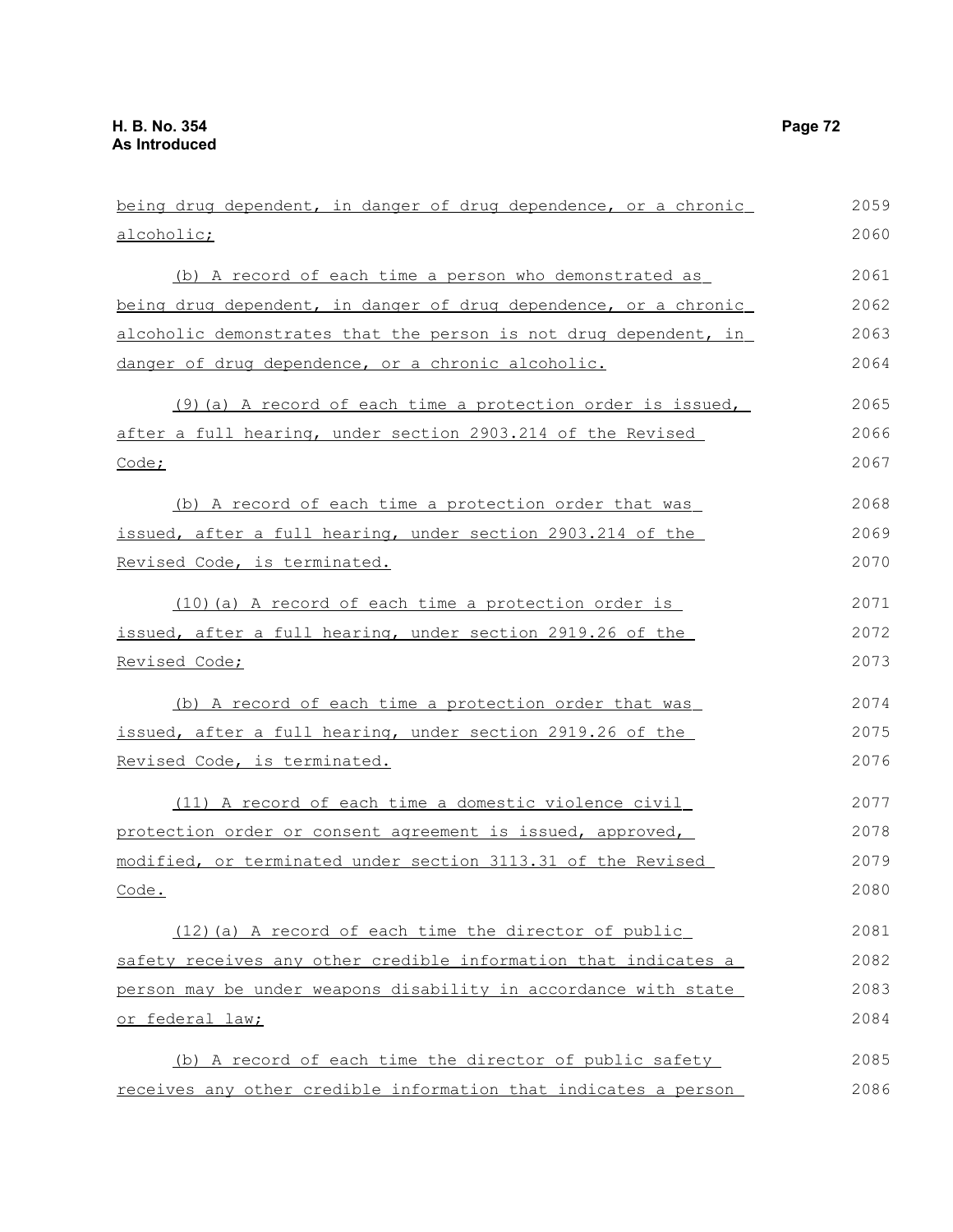being drug dependent, in danger of drug dependence, or a chronic alcoholic;

(b) A record of each time a person who demonstrated as being drug dependent, in danger of drug dependence, or a chronic alcoholic demonstrates that the person is not drug dependent, in danger of drug dependence, or a chronic alcoholic.

(9)(a) A record of each time a protection order is issued, after a full hearing, under section 2903.214 of the Revised Code;

(b) A record of each time a protection order that was issued, after a full hearing, under section 2903.214 of the Revised Code, is terminated.

(10)(a) A record of each time a protection order is issued, after a full hearing, under section 2919.26 of the Revised Code;

(b) A record of each time a protection order that was issued, after a full hearing, under section 2919.26 of the Revised Code, is terminated.

(11) A record of each time a domestic violence civil protection order or consent agreement is issued, approved, modified, or terminated under section 3113.31 of the Revised Code.

(12)(a) A record of each time the director of public safety receives any other credible information that indicates a person may be under weapons disability in accordance with state or federal law;

(b) A record of each time the director of public safety receives any other credible information that indicates a person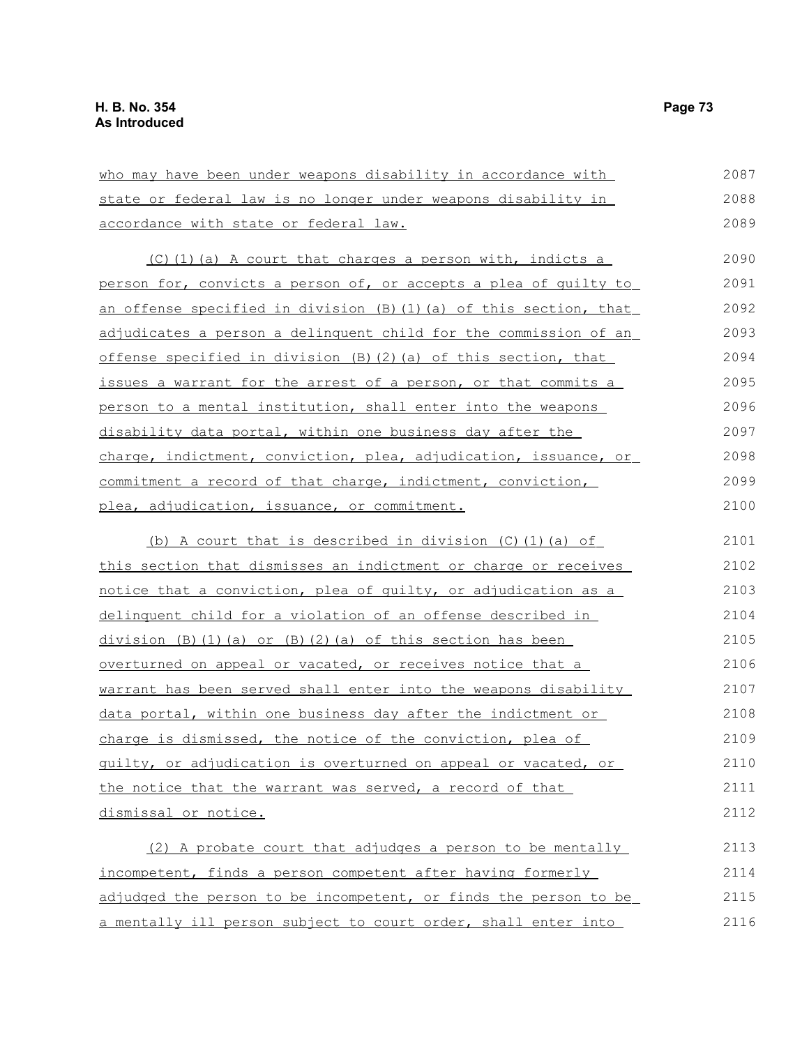who may have been under weapons disability in accordance with state or federal law is no longer under weapons disability in accordance with state or federal law.

(C)(1)(a) A court that charges a person with, indicts a person for, convicts a person of, or accepts a plea of guilty to an offense specified in division (B)(1)(a) of this section, that adjudicates a person a delinquent child for the commission of an offense specified in division (B)(2)(a) of this section, that issues a warrant for the arrest of a person, or that commits a person to a mental institution, shall enter into the weapons disability data portal, within one business day after the charge, indictment, conviction, plea, adjudication, issuance, or commitment a record of that charge, indictment, conviction, plea, adjudication, issuance, or commitment.

(b) A court that is described in division (C)(1)(a) of this section that dismisses an indictment or charge or receives notice that a conviction, plea of guilty, or adjudication as a delinquent child for a violation of an offense described in division (B)(1)(a) or (B)(2)(a) of this section has been overturned on appeal or vacated, or receives notice that a warrant has been served shall enter into the weapons disability data portal, within one business day after the indictment or charge is dismissed, the notice of the conviction, plea of guilty, or adjudication is overturned on appeal or vacated, or the notice that the warrant was served, a record of that dismissal or notice.

(2) A probate court that adjudges a person to be mentally incompetent, finds a person competent after having formerly adjudged the person to be incompetent, or finds the person to be a mentally ill person subject to court order, shall enter into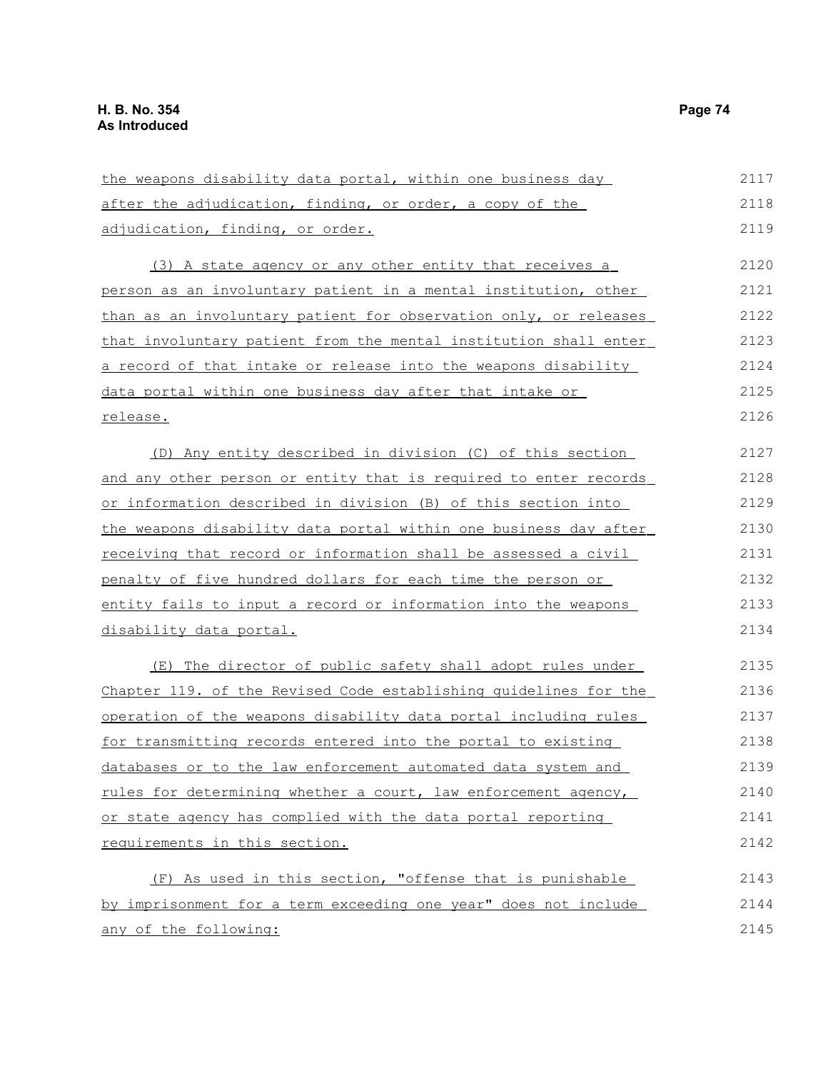the weapons disability data portal, within one business day after the adjudication, finding, or order, a copy of the adjudication, finding, or order.

(3) A state agency or any other entity that receives a person as an involuntary patient in a mental institution, other than as an involuntary patient for observation only, or releases that involuntary patient from the mental institution shall enter a record of that intake or release into the weapons disability data portal within one business day after that intake or release.

(D) Any entity described in division (C) of this section and any other person or entity that is required to enter records or information described in division (B) of this section into the weapons disability data portal within one business day after receiving that record or information shall be assessed a civil penalty of five hundred dollars for each time the person or entity fails to input a record or information into the weapons disability data portal.

(E) The director of public safety shall adopt rules under Chapter 119. of the Revised Code establishing guidelines for the operation of the weapons disability data portal including rules for transmitting records entered into the portal to existing databases or to the law enforcement automated data system and rules for determining whether a court, law enforcement agency, or state agency has complied with the data portal reporting requirements in this section.

(F) As used in this section, "offense that is punishable by imprisonment for a term exceeding one year" does not include any of the following: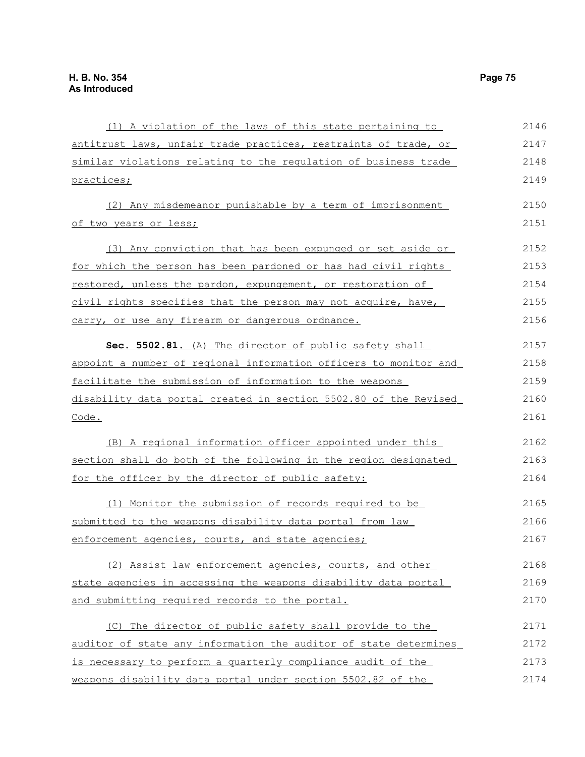(1) A violation of the laws of this state pertaining to antitrust laws, unfair trade practices, restraints of trade, or similar violations relating to the regulation of business trade practices;

(2) Any misdemeanor punishable by a term of imprisonment of two years or less;

(3) Any conviction that has been expunged or set aside or for which the person has been pardoned or has had civil rights restored, unless the pardon, expungement, or restoration of civil rights specifies that the person may not acquire, have, carry, or use any firearm or dangerous ordnance.

**Sec. 5502.81.** (A) The director of public safety shall appoint a number of regional information officers to monitor and facilitate the submission of information to the weapons disability data portal created in section 5502.80 of the Revised Code.

(B) A regional information officer appointed under this section shall do both of the following in the region designated for the officer by the director of public safety:

(1) Monitor the submission of records required to be submitted to the weapons disability data portal from law enforcement agencies, courts, and state agencies;

(2) Assist law enforcement agencies, courts, and other state agencies in accessing the weapons disability data portal and submitting required records to the portal.

(C) The director of public safety shall provide to the auditor of state any information the auditor of state determines is necessary to perform a quarterly compliance audit of the weapons disability data portal under section 5502.82 of the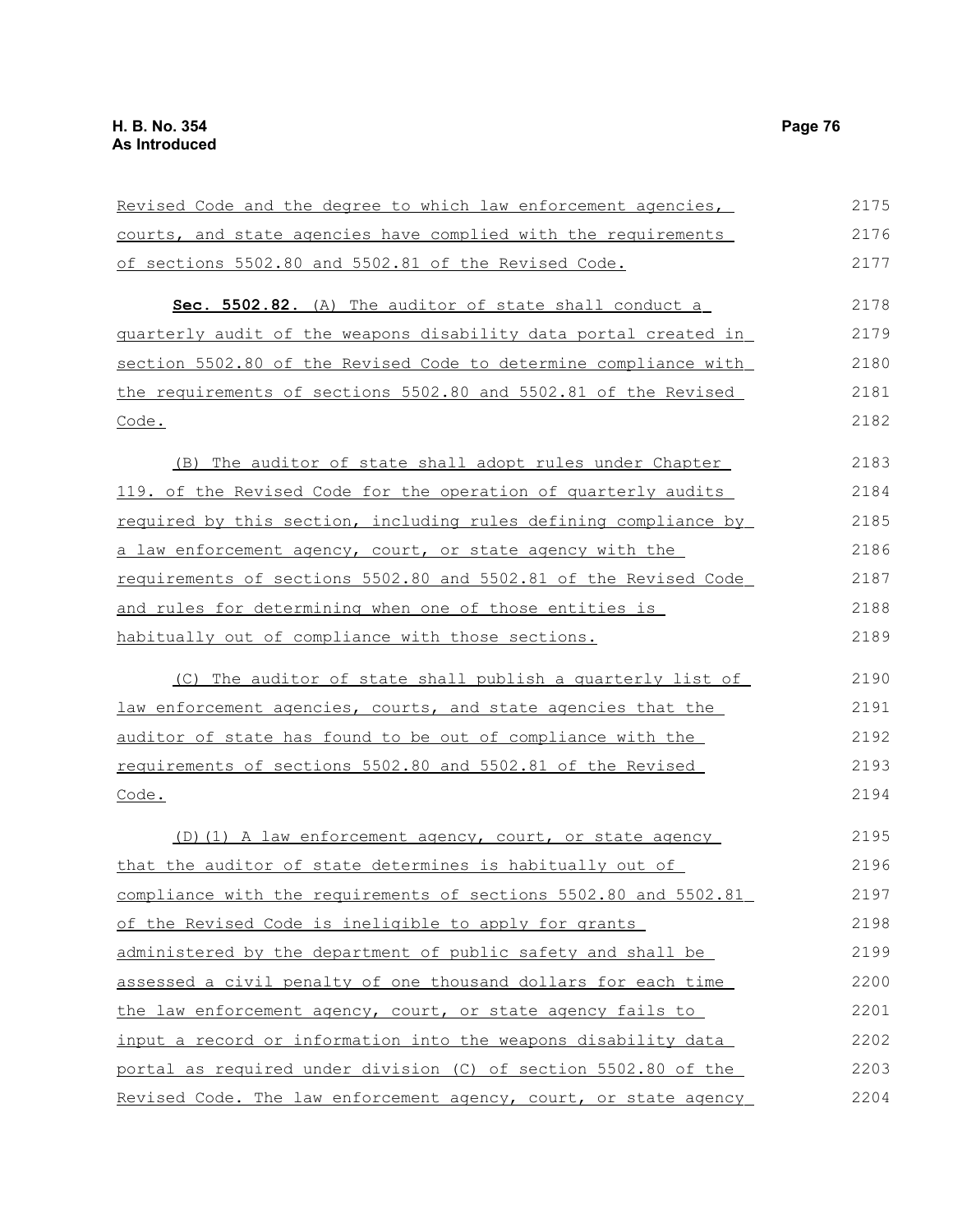Revised Code and the degree to which law enforcement agencies, courts, and state agencies have complied with the requirements of sections 5502.80 and 5502.81 of the Revised Code.

**Sec. 5502.82.** (A) The auditor of state shall conduct a quarterly audit of the weapons disability data portal created in section 5502.80 of the Revised Code to determine compliance with the requirements of sections 5502.80 and 5502.81 of the Revised Code.

(B) The auditor of state shall adopt rules under Chapter 119. of the Revised Code for the operation of quarterly audits required by this section, including rules defining compliance by a law enforcement agency, court, or state agency with the requirements of sections 5502.80 and 5502.81 of the Revised Code and rules for determining when one of those entities is habitually out of compliance with those sections.

(C) The auditor of state shall publish a quarterly list of law enforcement agencies, courts, and state agencies that the auditor of state has found to be out of compliance with the requirements of sections 5502.80 and 5502.81 of the Revised Code.

(D)(1) A law enforcement agency, court, or state agency that the auditor of state determines is habitually out of compliance with the requirements of sections 5502.80 and 5502.81 of the Revised Code is ineligible to apply for grants administered by the department of public safety and shall be assessed a civil penalty of one thousand dollars for each time the law enforcement agency, court, or state agency fails to input a record or information into the weapons disability data portal as required under division (C) of section 5502.80 of the Revised Code. The law enforcement agency, court, or state agency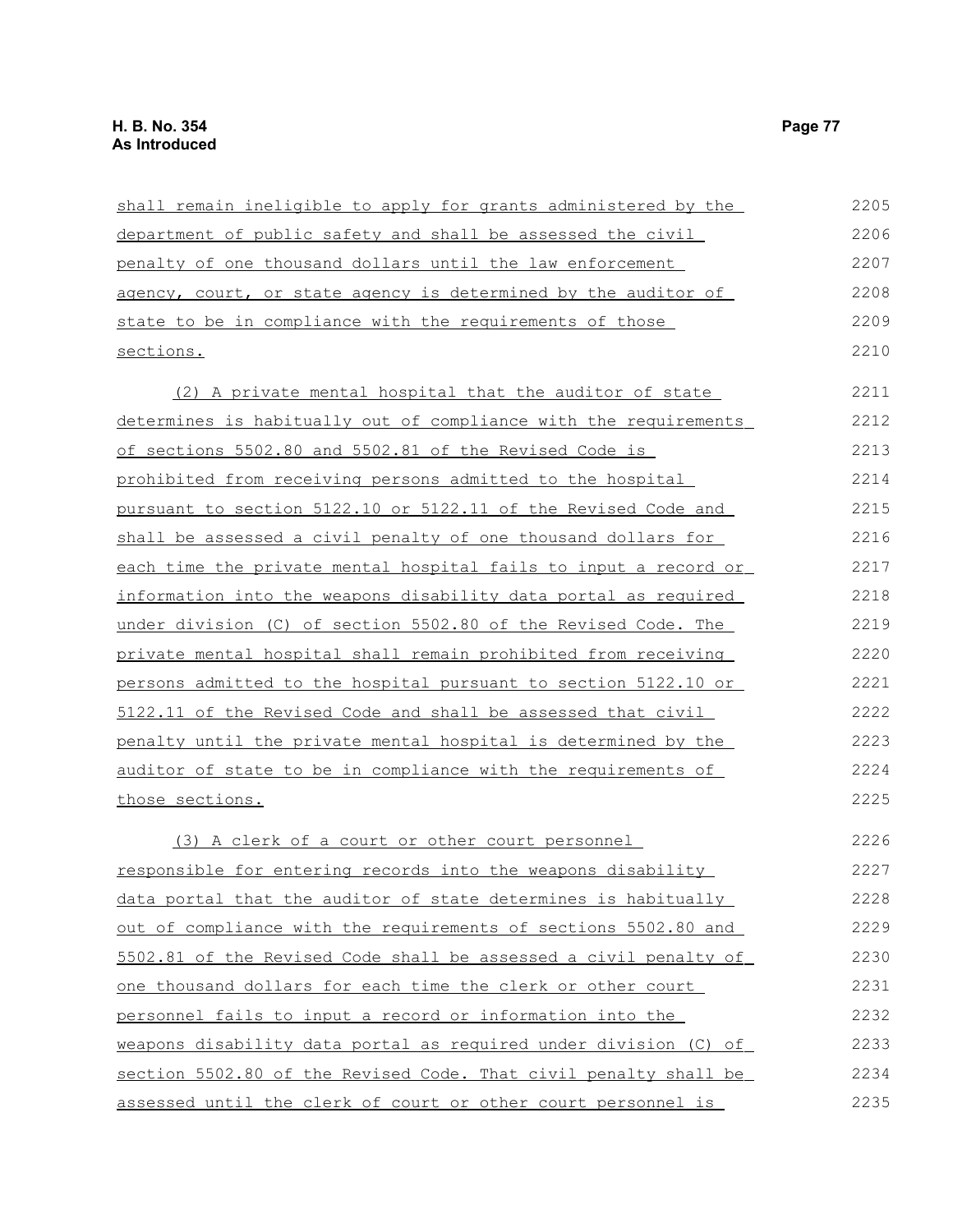shall remain ineligible to apply for grants administered by the department of public safety and shall be assessed the civil penalty of one thousand dollars until the law enforcement agency, court, or state agency is determined by the auditor of state to be in compliance with the requirements of those sections.

(2) A private mental hospital that the auditor of state determines is habitually out of compliance with the requirements of sections 5502.80 and 5502.81 of the Revised Code is prohibited from receiving persons admitted to the hospital pursuant to section 5122.10 or 5122.11 of the Revised Code and shall be assessed a civil penalty of one thousand dollars for each time the private mental hospital fails to input a record or information into the weapons disability data portal as required under division (C) of section 5502.80 of the Revised Code. The private mental hospital shall remain prohibited from receiving persons admitted to the hospital pursuant to section 5122.10 or 5122.11 of the Revised Code and shall be assessed that civil penalty until the private mental hospital is determined by the auditor of state to be in compliance with the requirements of those sections.

(3) A clerk of a court or other court personnel responsible for entering records into the weapons disability data portal that the auditor of state determines is habitually out of compliance with the requirements of sections 5502.80 and 5502.81 of the Revised Code shall be assessed a civil penalty of one thousand dollars for each time the clerk or other court personnel fails to input a record or information into the weapons disability data portal as required under division (C) of section 5502.80 of the Revised Code. That civil penalty shall be assessed until the clerk of court or other court personnel is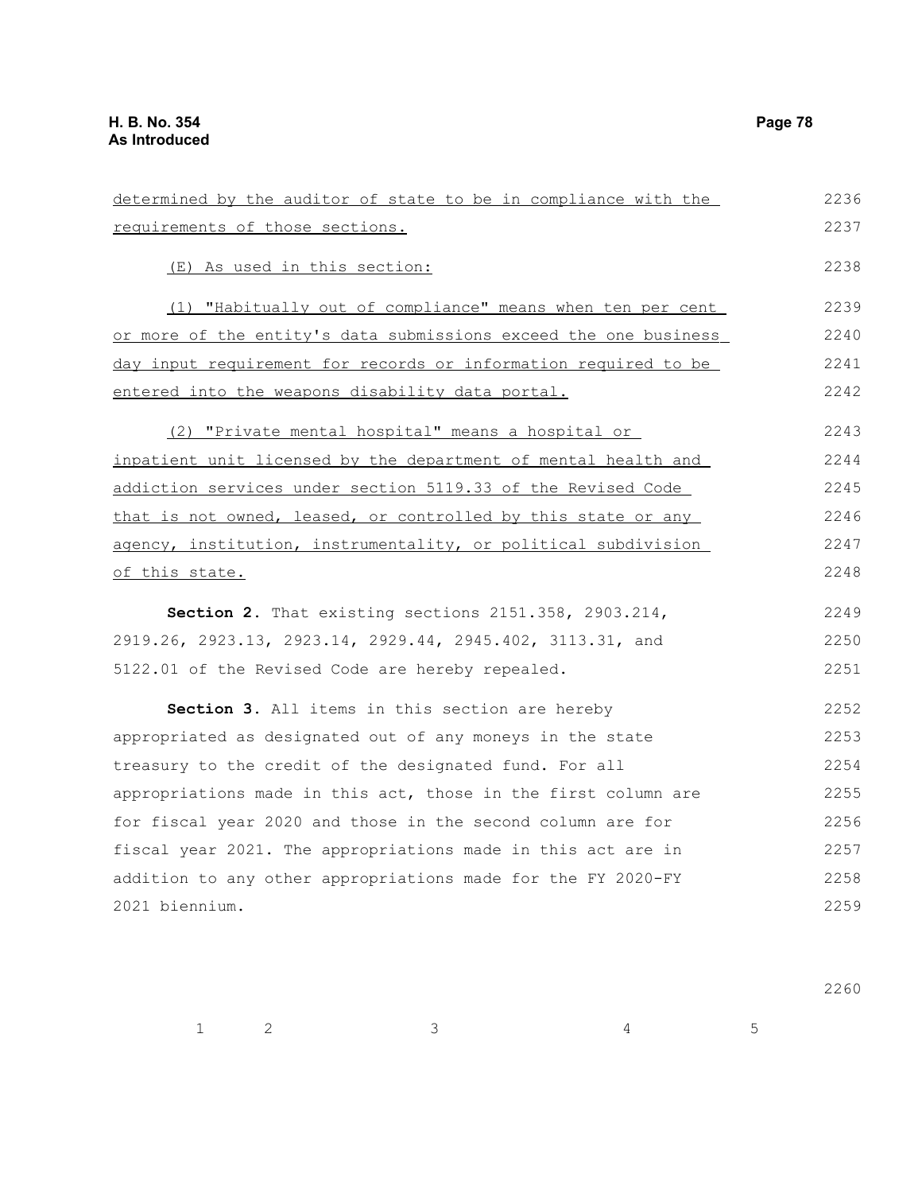determined by the auditor of state to be in compliance with the requirements of those sections.

(E) As used in this section:

(1) "Habitually out of compliance" means when ten per cent or more of the entity's data submissions exceed the one business day input requirement for records or information required to be entered into the weapons disability data portal.

(2) "Private mental hospital" means a hospital or inpatient unit licensed by the department of mental health and addiction services under section 5119.33 of the Revised Code that is not owned, leased, or controlled by this state or any agency, institution, instrumentality, or political subdivision of this state.

**Section 2.** That existing sections 2151.358, 2903.214, 2919.26, 2923.13, 2923.14, 2929.44, 2945.402, 3113.31, and 5122.01 of the Revised Code are hereby repealed.

**Section 3.** All items in this section are hereby appropriated as designated out of any moneys in the state treasury to the credit of the designated fund. For all appropriations made in this act, those in the first column are for fiscal year 2020 and those in the second column are for fiscal year 2021. The appropriations made in this act are in addition to any other appropriations made for the FY 2020-FY 2021 biennium.

| 1 | 2 | 3 | 4 | 5 |
|---|---|---|---|---|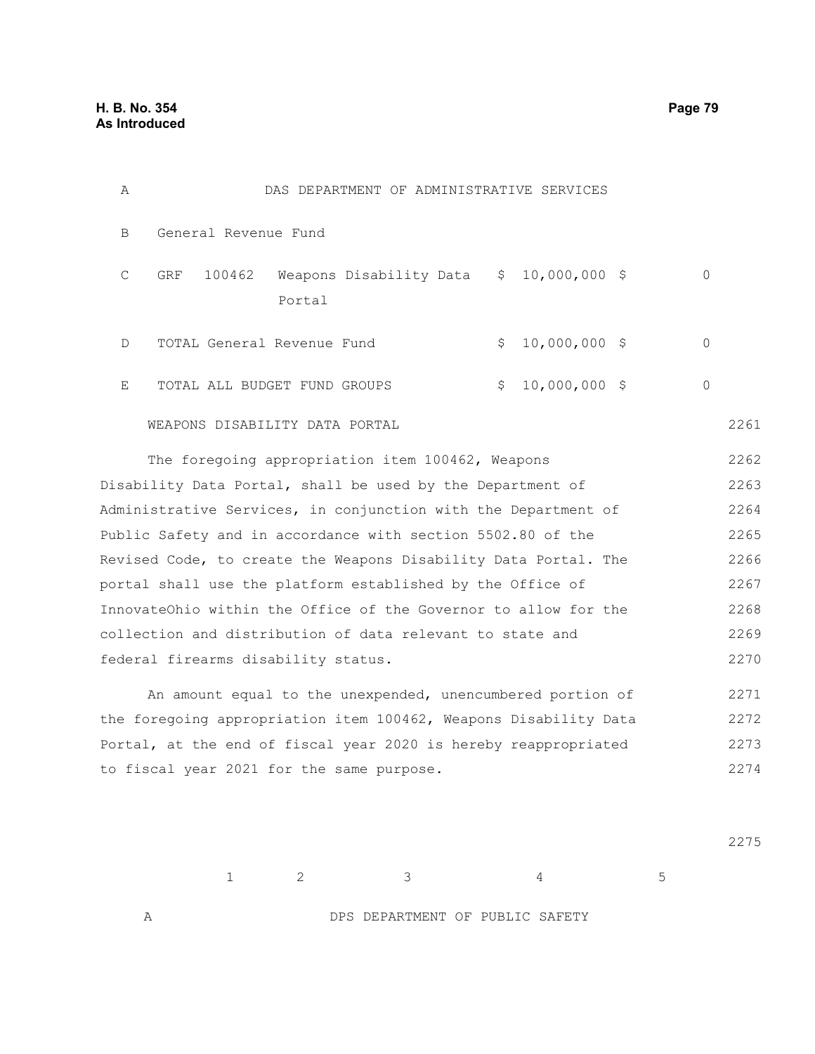| | | | | | |
|---|---|---|---|---|---|
| A | | | DAS DEPARTMENT OF ADMINISTRATIVE SERVICES | | |
| B | General Revenue Fund | | | | |
| C | GRF | 100462 | Weapons Disability Data Portal | $ 10,000,000 | $ 0 |
| D | TOTAL General Revenue Fund | | | $ 10,000,000 | $ 0 |
| E | TOTAL ALL BUDGET FUND GROUPS | | | $ 10,000,000 | $ 0 |

WEAPONS DISABILITY DATA PORTAL

The foregoing appropriation item 100462, Weapons Disability Data Portal, shall be used by the Department of Administrative Services, in conjunction with the Department of Public Safety and in accordance with section 5502.80 of the Revised Code, to create the Weapons Disability Data Portal. The portal shall use the platform established by the Office of InnovateOhio within the Office of the Governor to allow for the collection and distribution of data relevant to state and federal firearms disability status.

An amount equal to the unexpended, unencumbered portion of the foregoing appropriation item 100462, Weapons Disability Data Portal, at the end of fiscal year 2020 is hereby reappropriated to fiscal year 2021 for the same purpose.

| | 1 | 2 | 3 | 4 | 5 |
|---|---|---|---|---|---|
| A | | | DPS DEPARTMENT OF PUBLIC SAFETY | | |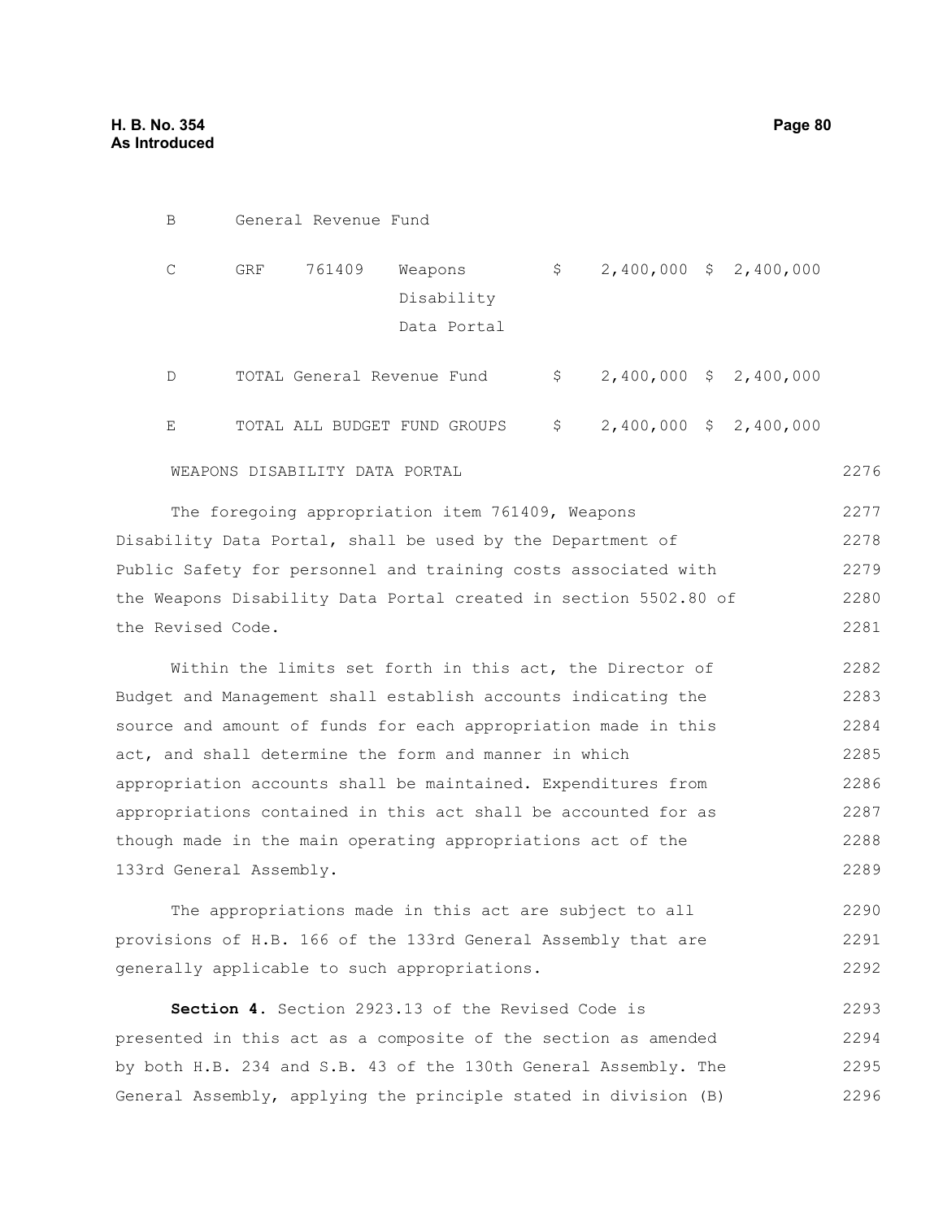| | | | | | | |
|---|---|---|---|---|---|---|
| B | General Revenue Fund | | | | | |
| C | GRF | 761409 | Weapons Disability Data Portal | $ | 2,400,000 | $ 2,400,000 |
| D | TOTAL General Revenue Fund | | | $ | 2,400,000 | $ 2,400,000 |
| E | TOTAL ALL BUDGET FUND GROUPS | | | $ | 2,400,000 | $ 2,400,000 |

WEAPONS DISABILITY DATA PORTAL

The foregoing appropriation item 761409, Weapons Disability Data Portal, shall be used by the Department of Public Safety for personnel and training costs associated with the Weapons Disability Data Portal created in section 5502.80 of the Revised Code.

Within the limits set forth in this act, the Director of Budget and Management shall establish accounts indicating the source and amount of funds for each appropriation made in this act, and shall determine the form and manner in which appropriation accounts shall be maintained. Expenditures from appropriations contained in this act shall be accounted for as though made in the main operating appropriations act of the 133rd General Assembly.

The appropriations made in this act are subject to all provisions of H.B. 166 of the 133rd General Assembly that are generally applicable to such appropriations.

**Section 4.** Section 2923.13 of the Revised Code is presented in this act as a composite of the section as amended by both H.B. 234 and S.B. 43 of the 130th General Assembly. The General Assembly, applying the principle stated in division (B)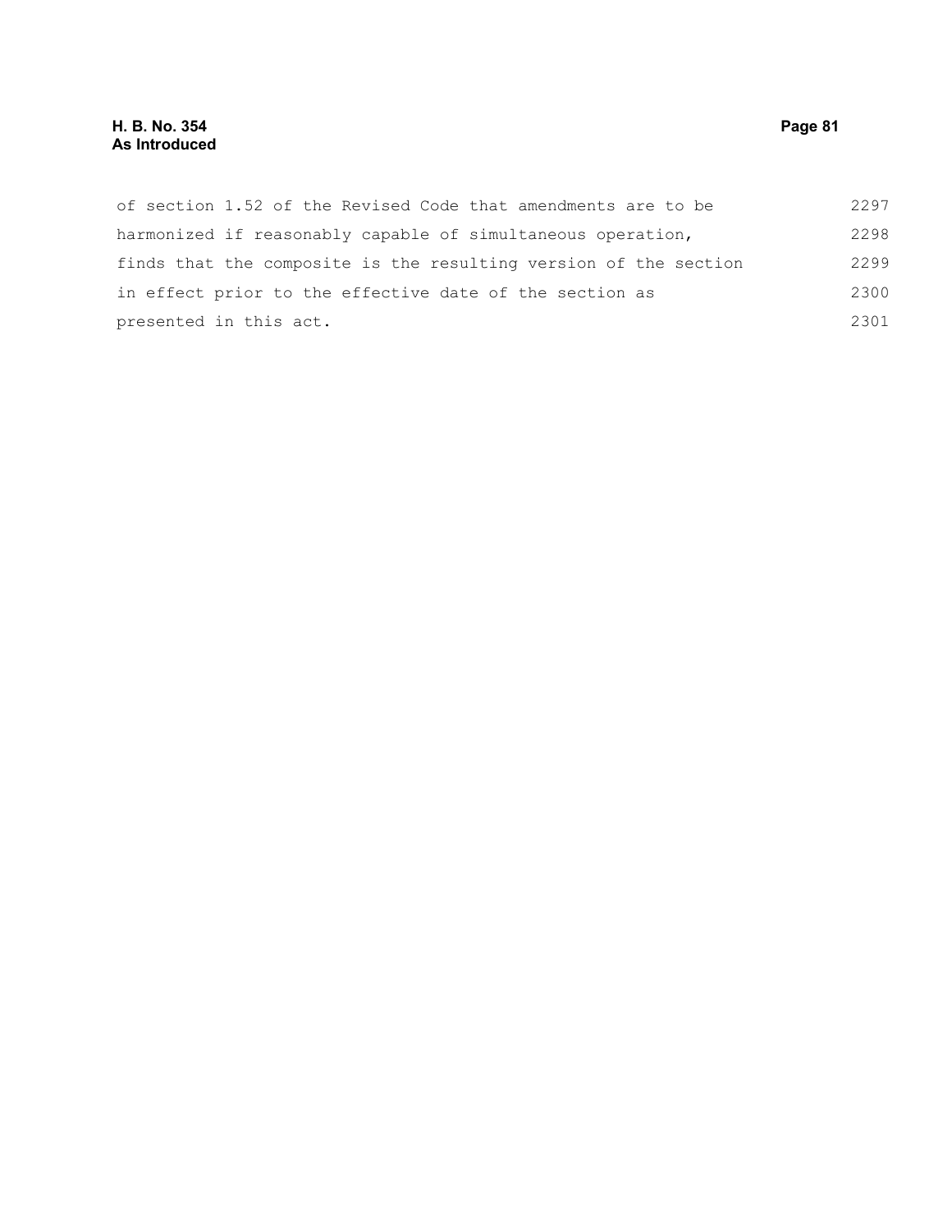of section 1.52 of the Revised Code that amendments are to be harmonized if reasonably capable of simultaneous operation, finds that the composite is the resulting version of the section in effect prior to the effective date of the section as presented in this act.